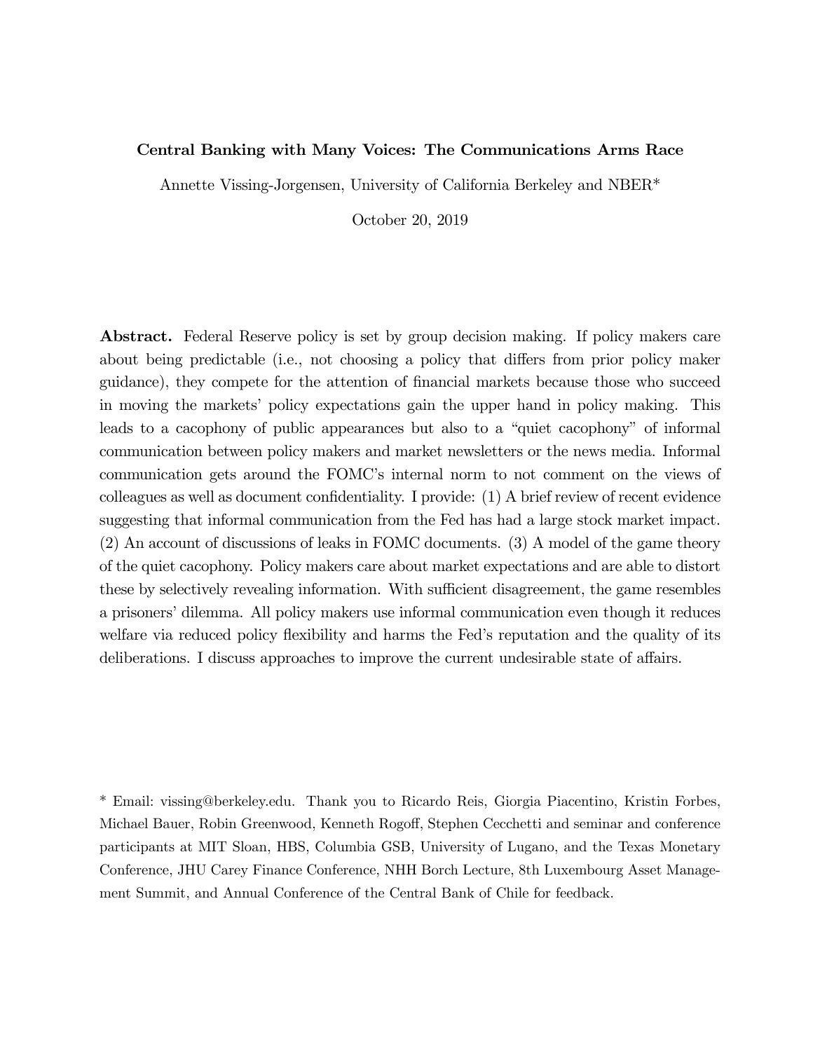# Central Banking with Many Voices: The Communications Arms Race

Annette Vissing-Jorgensen, University of California Berkeley and NBER*

October 20, 2019

**Abstract.** Federal Reserve policy is set by group decision making. If policy makers care about being predictable (i.e., not choosing a policy that differs from prior policy maker guidance), they compete for the attention of financial markets because those who succeed in moving the markets' policy expectations gain the upper hand in policy making. This leads to a cacophony of public appearances but also to a "quiet cacophony" of informal communication between policy makers and market newsletters or the news media. Informal communication gets around the FOMC's internal norm to not comment on the views of colleagues as well as document confidentiality. I provide: (1) A brief review of recent evidence suggesting that informal communication from the Fed has had a large stock market impact. (2) An account of discussions of leaks in FOMC documents. (3) A model of the game theory of the quiet cacophony. Policy makers care about market expectations and are able to distort these by selectively revealing information. With sufficient disagreement, the game resembles a prisoners' dilemma. All policy makers use informal communication even though it reduces welfare via reduced policy flexibility and harms the Fed's reputation and the quality of its deliberations. I discuss approaches to improve the current undesirable state of affairs.

\* Email: vissing@berkeley.edu. Thank you to Ricardo Reis, Giorgia Piacentino, Kristin Forbes, Michael Bauer, Robin Greenwood, Kenneth Rogoff, Stephen Cecchetti and seminar and conference participants at MIT Sloan, HBS, Columbia GSB, University of Lugano, and the Texas Monetary Conference, JHU Carey Finance Conference, NHH Borch Lecture, 8th Luxembourg Asset Management Summit, and Annual Conference of the Central Bank of Chile for feedback.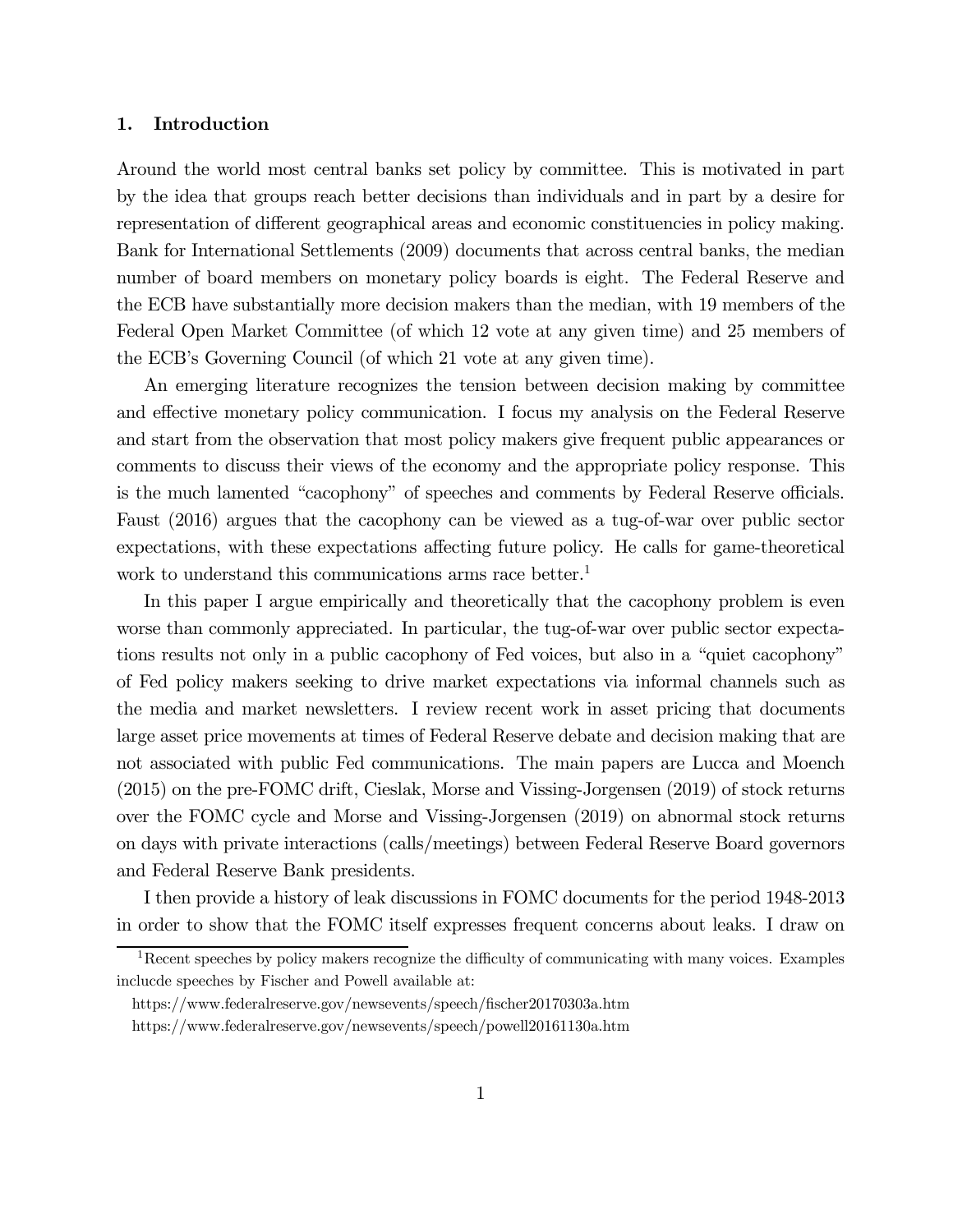## 1. Introduction

Around the world most central banks set policy by committee. This is motivated in part by the idea that groups reach better decisions than individuals and in part by a desire for representation of different geographical areas and economic constituencies in policy making. Bank for International Settlements (2009) documents that across central banks, the median number of board members on monetary policy boards is eight. The Federal Reserve and the ECB have substantially more decision makers than the median, with 19 members of the Federal Open Market Committee (of which 12 vote at any given time) and 25 members of the ECB's Governing Council (of which 21 vote at any given time).

An emerging literature recognizes the tension between decision making by committee and effective monetary policy communication. I focus my analysis on the Federal Reserve and start from the observation that most policy makers give frequent public appearances or comments to discuss their views of the economy and the appropriate policy response. This is the much lamented "cacophony" of speeches and comments by Federal Reserve officials. Faust (2016) argues that the cacophony can be viewed as a tug-of-war over public sector expectations, with these expectations affecting future policy. He calls for game-theoretical work to understand this communications arms race better.[1]

In this paper I argue empirically and theoretically that the cacophony problem is even worse than commonly appreciated. In particular, the tug-of-war over public sector expectations results not only in a public cacophony of Fed voices, but also in a "quiet cacophony" of Fed policy makers seeking to drive market expectations via informal channels such as the media and market newsletters. I review recent work in asset pricing that documents large asset price movements at times of Federal Reserve debate and decision making that are not associated with public Fed communications. The main papers are Lucca and Moench (2015) on the pre-FOMC drift, Cieslak, Morse and Vissing-Jorgensen (2019) of stock returns over the FOMC cycle and Morse and Vissing-Jorgensen (2019) on abnormal stock returns on days with private interactions (calls/meetings) between Federal Reserve Board governors and Federal Reserve Bank presidents.

I then provide a history of leak discussions in FOMC documents for the period 1948-2013 in order to show that the FOMC itself expresses frequent concerns about leaks. I draw on

[1] Recent speeches by policy makers recognize the difficulty of communicating with many voices. Examples inclucde speeches by Fischer and Powell available at:

https://www.federalreserve.gov/newsevents/speech/fischer20170303a.htm

https://www.federalreserve.gov/newsevents/speech/powell20161130a.htm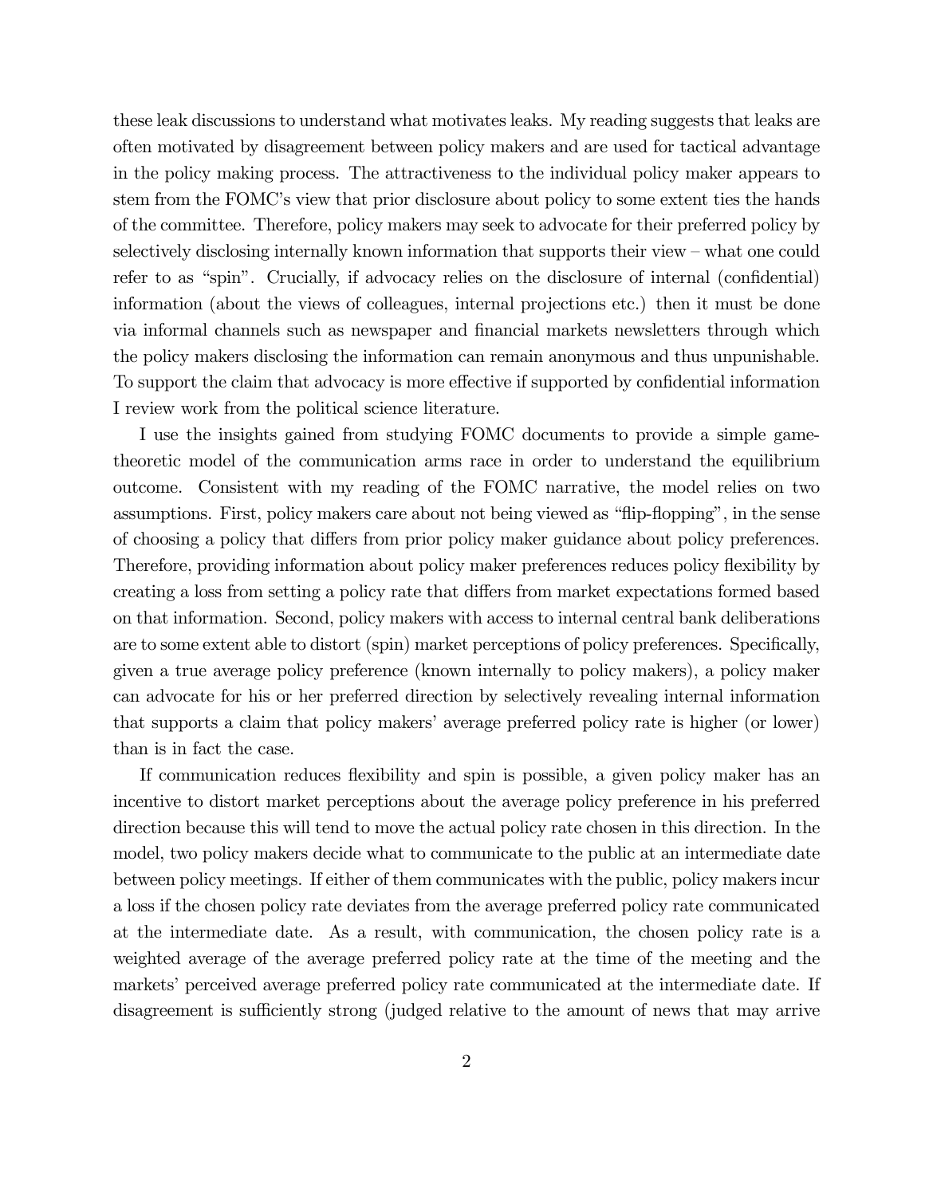these leak discussions to understand what motivates leaks. My reading suggests that leaks are often motivated by disagreement between policy makers and are used for tactical advantage in the policy making process. The attractiveness to the individual policy maker appears to stem from the FOMC's view that prior disclosure about policy to some extent ties the hands of the committee. Therefore, policy makers may seek to advocate for their preferred policy by selectively disclosing internally known information that supports their view – what one could refer to as "spin". Crucially, if advocacy relies on the disclosure of internal (confidential) information (about the views of colleagues, internal projections etc.) then it must be done via informal channels such as newspaper and financial markets newsletters through which the policy makers disclosing the information can remain anonymous and thus unpunishable. To support the claim that advocacy is more effective if supported by confidential information I review work from the political science literature.

I use the insights gained from studying FOMC documents to provide a simple game-theoretic model of the communication arms race in order to understand the equilibrium outcome. Consistent with my reading of the FOMC narrative, the model relies on two assumptions. First, policy makers care about not being viewed as "flip-flopping", in the sense of choosing a policy that differs from prior policy maker guidance about policy preferences. Therefore, providing information about policy maker preferences reduces policy flexibility by creating a loss from setting a policy rate that differs from market expectations formed based on that information. Second, policy makers with access to internal central bank deliberations are to some extent able to distort (spin) market perceptions of policy preferences. Specifically, given a true average policy preference (known internally to policy makers), a policy maker can advocate for his or her preferred direction by selectively revealing internal information that supports a claim that policy makers' average preferred policy rate is higher (or lower) than is in fact the case.

If communication reduces flexibility and spin is possible, a given policy maker has an incentive to distort market perceptions about the average policy preference in his preferred direction because this will tend to move the actual policy rate chosen in this direction. In the model, two policy makers decide what to communicate to the public at an intermediate date between policy meetings. If either of them communicates with the public, policy makers incur a loss if the chosen policy rate deviates from the average preferred policy rate communicated at the intermediate date. As a result, with communication, the chosen policy rate is a weighted average of the average preferred policy rate at the time of the meeting and the markets' perceived average preferred policy rate communicated at the intermediate date. If disagreement is sufficiently strong (judged relative to the amount of news that may arrive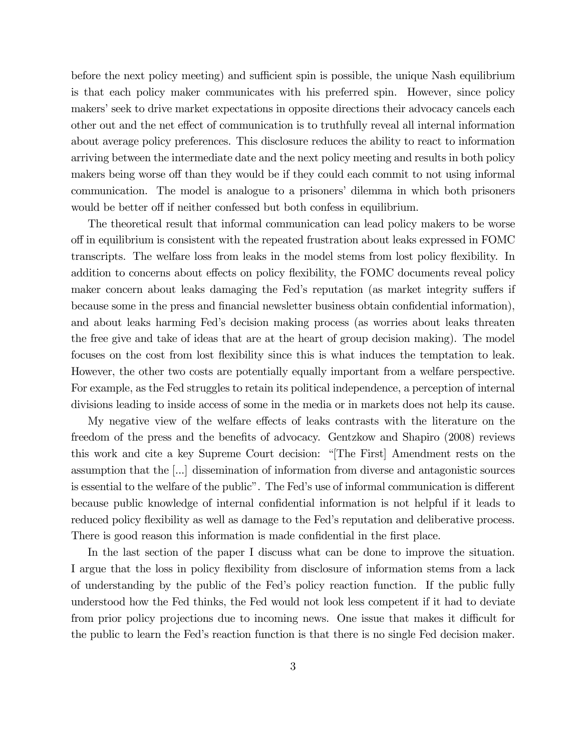before the next policy meeting) and sufficient spin is possible, the unique Nash equilibrium is that each policy maker communicates with his preferred spin. However, since policy makers' seek to drive market expectations in opposite directions their advocacy cancels each other out and the net effect of communication is to truthfully reveal all internal information about average policy preferences. This disclosure reduces the ability to react to information arriving between the intermediate date and the next policy meeting and results in both policy makers being worse off than they would be if they could each commit to not using informal communication. The model is analogue to a prisoners' dilemma in which both prisoners would be better off if neither confessed but both confess in equilibrium.

The theoretical result that informal communication can lead policy makers to be worse off in equilibrium is consistent with the repeated frustration about leaks expressed in FOMC transcripts. The welfare loss from leaks in the model stems from lost policy flexibility. In addition to concerns about effects on policy flexibility, the FOMC documents reveal policy maker concern about leaks damaging the Fed's reputation (as market integrity suffers if because some in the press and financial newsletter business obtain confidential information), and about leaks harming Fed's decision making process (as worries about leaks threaten the free give and take of ideas that are at the heart of group decision making). The model focuses on the cost from lost flexibility since this is what induces the temptation to leak. However, the other two costs are potentially equally important from a welfare perspective. For example, as the Fed struggles to retain its political independence, a perception of internal divisions leading to inside access of some in the media or in markets does not help its cause.

My negative view of the welfare effects of leaks contrasts with the literature on the freedom of the press and the benefits of advocacy. Gentzkow and Shapiro (2008) reviews this work and cite a key Supreme Court decision: "[The First] Amendment rests on the assumption that the [...] dissemination of information from diverse and antagonistic sources is essential to the welfare of the public". The Fed's use of informal communication is different because public knowledge of internal confidential information is not helpful if it leads to reduced policy flexibility as well as damage to the Fed's reputation and deliberative process. There is good reason this information is made confidential in the first place.

In the last section of the paper I discuss what can be done to improve the situation. I argue that the loss in policy flexibility from disclosure of information stems from a lack of understanding by the public of the Fed's policy reaction function. If the public fully understood how the Fed thinks, the Fed would not look less competent if it had to deviate from prior policy projections due to incoming news. One issue that makes it difficult for the public to learn the Fed's reaction function is that there is no single Fed decision maker.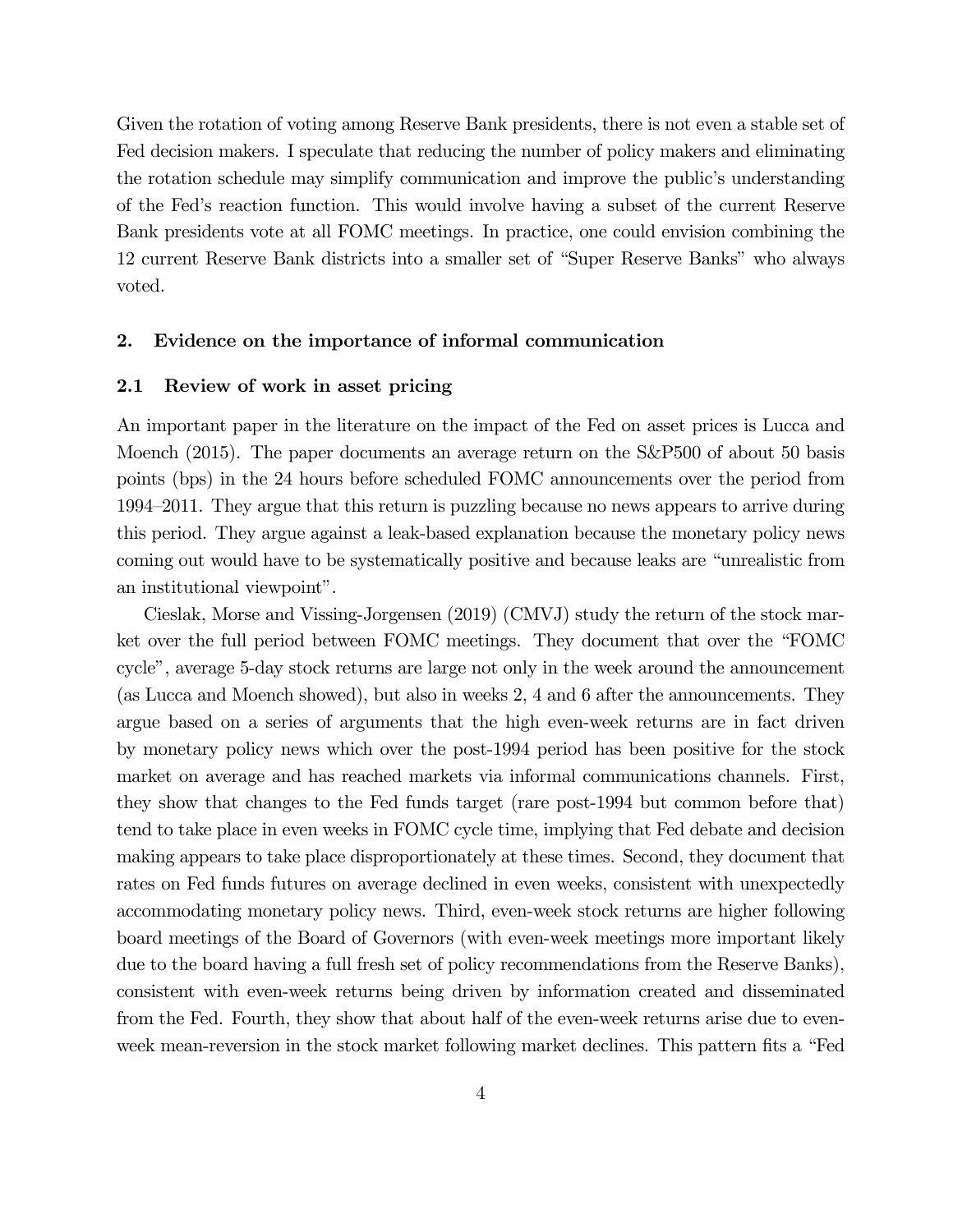Given the rotation of voting among Reserve Bank presidents, there is not even a stable set of Fed decision makers. I speculate that reducing the number of policy makers and eliminating the rotation schedule may simplify communication and improve the public's understanding of the Fed's reaction function. This would involve having a subset of the current Reserve Bank presidents vote at all FOMC meetings. In practice, one could envision combining the 12 current Reserve Bank districts into a smaller set of "Super Reserve Banks" who always voted.

## 2. Evidence on the importance of informal communication

### 2.1 Review of work in asset pricing

An important paper in the literature on the impact of the Fed on asset prices is Lucca and Moench (2015). The paper documents an average return on the S&P500 of about 50 basis points (bps) in the 24 hours before scheduled FOMC announcements over the period from 1994–2011. They argue that this return is puzzling because no news appears to arrive during this period. They argue against a leak-based explanation because the monetary policy news coming out would have to be systematically positive and because leaks are "unrealistic from an institutional viewpoint".

Cieslak, Morse and Vissing-Jorgensen (2019) (CMVJ) study the return of the stock market over the full period between FOMC meetings. They document that over the "FOMC cycle", average 5-day stock returns are large not only in the week around the announcement (as Lucca and Moench showed), but also in weeks 2, 4 and 6 after the announcements. They argue based on a series of arguments that the high even-week returns are in fact driven by monetary policy news which over the post-1994 period has been positive for the stock market on average and has reached markets via informal communications channels. First, they show that changes to the Fed funds target (rare post-1994 but common before that) tend to take place in even weeks in FOMC cycle time, implying that Fed debate and decision making appears to take place disproportionately at these times. Second, they document that rates on Fed funds futures on average declined in even weeks, consistent with unexpectedly accommodating monetary policy news. Third, even-week stock returns are higher following board meetings of the Board of Governors (with even-week meetings more important likely due to the board having a full fresh set of policy recommendations from the Reserve Banks), consistent with even-week returns being driven by information created and disseminated from the Fed. Fourth, they show that about half of the even-week returns arise due to even-week mean-reversion in the stock market following market declines. This pattern fits a "Fed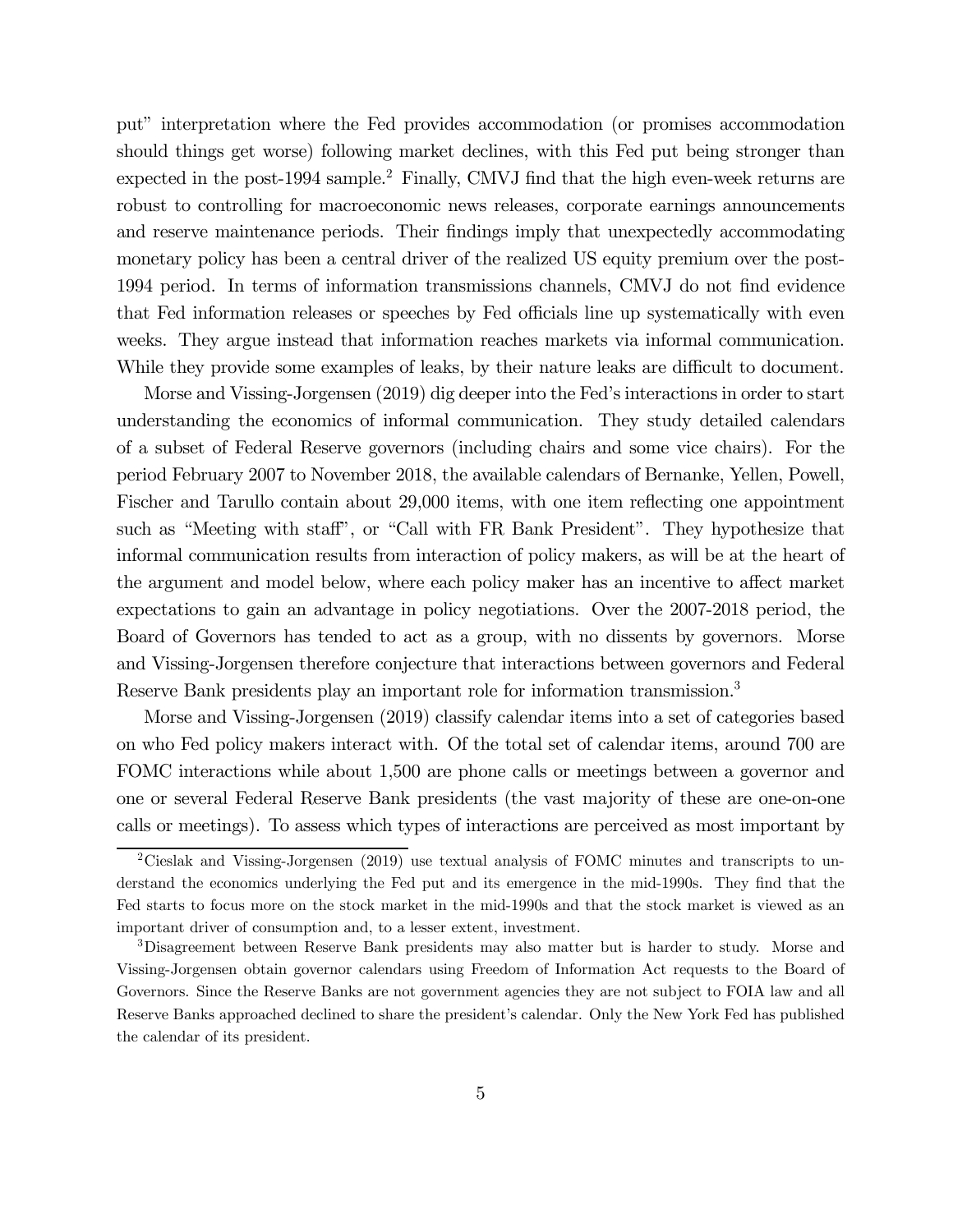put" interpretation where the Fed provides accommodation (or promises accommodation should things get worse) following market declines, with this Fed put being stronger than expected in the post-1994 sample.[2] Finally, CMVJ find that the high even-week returns are robust to controlling for macroeconomic news releases, corporate earnings announcements and reserve maintenance periods. Their findings imply that unexpectedly accommodating monetary policy has been a central driver of the realized US equity premium over the post-1994 period. In terms of information transmissions channels, CMVJ do not find evidence that Fed information releases or speeches by Fed officials line up systematically with even weeks. They argue instead that information reaches markets via informal communication. While they provide some examples of leaks, by their nature leaks are difficult to document.

Morse and Vissing-Jorgensen (2019) dig deeper into the Fed's interactions in order to start understanding the economics of informal communication. They study detailed calendars of a subset of Federal Reserve governors (including chairs and some vice chairs). For the period February 2007 to November 2018, the available calendars of Bernanke, Yellen, Powell, Fischer and Tarullo contain about 29,000 items, with one item reflecting one appointment such as "Meeting with staff", or "Call with FR Bank President". They hypothesize that informal communication results from interaction of policy makers, as will be at the heart of the argument and model below, where each policy maker has an incentive to affect market expectations to gain an advantage in policy negotiations. Over the 2007-2018 period, the Board of Governors has tended to act as a group, with no dissents by governors. Morse and Vissing-Jorgensen therefore conjecture that interactions between governors and Federal Reserve Bank presidents play an important role for information transmission.[3]

Morse and Vissing-Jorgensen (2019) classify calendar items into a set of categories based on who Fed policy makers interact with. Of the total set of calendar items, around 700 are FOMC interactions while about 1,500 are phone calls or meetings between a governor and one or several Federal Reserve Bank presidents (the vast majority of these are one-on-one calls or meetings). To assess which types of interactions are perceived as most important by

[2] Cieslak and Vissing-Jorgensen (2019) use textual analysis of FOMC minutes and transcripts to understand the economics underlying the Fed put and its emergence in the mid-1990s. They find that the Fed starts to focus more on the stock market in the mid-1990s and that the stock market is viewed as an important driver of consumption and, to a lesser extent, investment.

[3] Disagreement between Reserve Bank presidents may also matter but is harder to study. Morse and Vissing-Jorgensen obtain governor calendars using Freedom of Information Act requests to the Board of Governors. Since the Reserve Banks are not government agencies they are not subject to FOIA law and all Reserve Banks approached declined to share the president's calendar. Only the New York Fed has published the calendar of its president.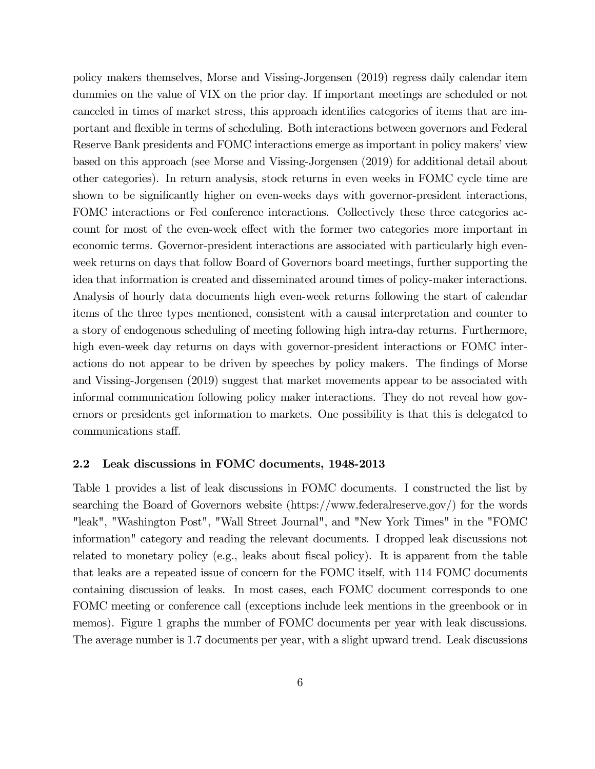policy makers themselves, Morse and Vissing-Jorgensen (2019) regress daily calendar item dummies on the value of VIX on the prior day. If important meetings are scheduled or not canceled in times of market stress, this approach identifies categories of items that are important and flexible in terms of scheduling. Both interactions between governors and Federal Reserve Bank presidents and FOMC interactions emerge as important in policy makers' view based on this approach (see Morse and Vissing-Jorgensen (2019) for additional detail about other categories). In return analysis, stock returns in even weeks in FOMC cycle time are shown to be significantly higher on even-weeks days with governor-president interactions, FOMC interactions or Fed conference interactions. Collectively these three categories account for most of the even-week effect with the former two categories more important in economic terms. Governor-president interactions are associated with particularly high even-week returns on days that follow Board of Governors board meetings, further supporting the idea that information is created and disseminated around times of policy-maker interactions. Analysis of hourly data documents high even-week returns following the start of calendar items of the three types mentioned, consistent with a causal interpretation and counter to a story of endogenous scheduling of meeting following high intra-day returns. Furthermore, high even-week day returns on days with governor-president interactions or FOMC interactions do not appear to be driven by speeches by policy makers. The findings of Morse and Vissing-Jorgensen (2019) suggest that market movements appear to be associated with informal communication following policy maker interactions. They do not reveal how governors or presidents get information to markets. One possibility is that this is delegated to communications staff.

### 2.2 Leak discussions in FOMC documents, 1948-2013

Table 1 provides a list of leak discussions in FOMC documents. I constructed the list by searching the Board of Governors website (https://www.federalreserve.gov/) for the words "leak", "Washington Post", "Wall Street Journal", and "New York Times" in the "FOMC information" category and reading the relevant documents. I dropped leak discussions not related to monetary policy (e.g., leaks about fiscal policy). It is apparent from the table that leaks are a repeated issue of concern for the FOMC itself, with 114 FOMC documents containing discussion of leaks. In most cases, each FOMC document corresponds to one FOMC meeting or conference call (exceptions include leek mentions in the greenbook or in memos). Figure 1 graphs the number of FOMC documents per year with leak discussions. The average number is 1.7 documents per year, with a slight upward trend. Leak discussions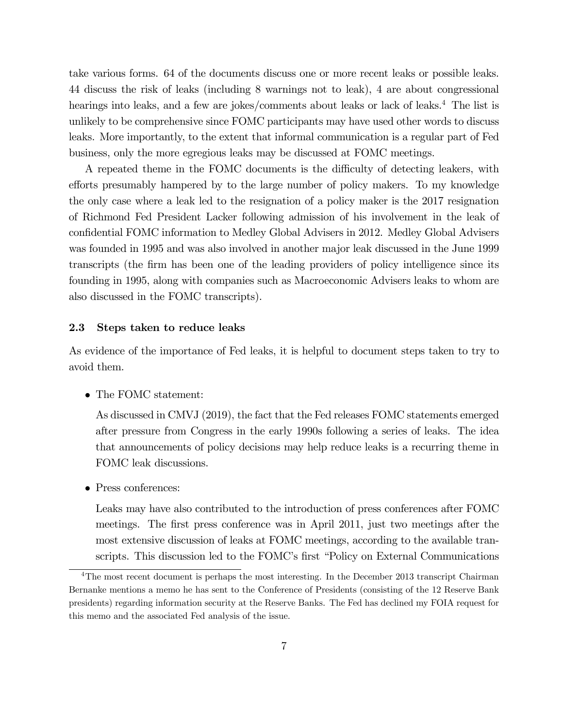take various forms. 64 of the documents discuss one or more recent leaks or possible leaks. 44 discuss the risk of leaks (including 8 warnings not to leak), 4 are about congressional hearings into leaks, and a few are jokes/comments about leaks or lack of leaks.[4] The list is unlikely to be comprehensive since FOMC participants may have used other words to discuss leaks. More importantly, to the extent that informal communication is a regular part of Fed business, only the more egregious leaks may be discussed at FOMC meetings.

A repeated theme in the FOMC documents is the difficulty of detecting leakers, with efforts presumably hampered by to the large number of policy makers. To my knowledge the only case where a leak led to the resignation of a policy maker is the 2017 resignation of Richmond Fed President Lacker following admission of his involvement in the leak of confidential FOMC information to Medley Global Advisers in 2012. Medley Global Advisers was founded in 1995 and was also involved in another major leak discussed in the June 1999 transcripts (the firm has been one of the leading providers of policy intelligence since its founding in 1995, along with companies such as Macroeconomic Advisers leaks to whom are also discussed in the FOMC transcripts).

### 2.3 Steps taken to reduce leaks

As evidence of the importance of Fed leaks, it is helpful to document steps taken to try to avoid them.

- The FOMC statement:

  As discussed in CMVJ (2019), the fact that the Fed releases FOMC statements emerged after pressure from Congress in the early 1990s following a series of leaks. The idea that announcements of policy decisions may help reduce leaks is a recurring theme in FOMC leak discussions.

- Press conferences:

  Leaks may have also contributed to the introduction of press conferences after FOMC meetings. The first press conference was in April 2011, just two meetings after the most extensive discussion of leaks at FOMC meetings, according to the available transcripts. This discussion led to the FOMC's first "Policy on External Communications

[4] The most recent document is perhaps the most interesting. In the December 2013 transcript Chairman Bernanke mentions a memo he has sent to the Conference of Presidents (consisting of the 12 Reserve Bank presidents) regarding information security at the Reserve Banks. The Fed has declined my FOIA request for this memo and the associated Fed analysis of the issue.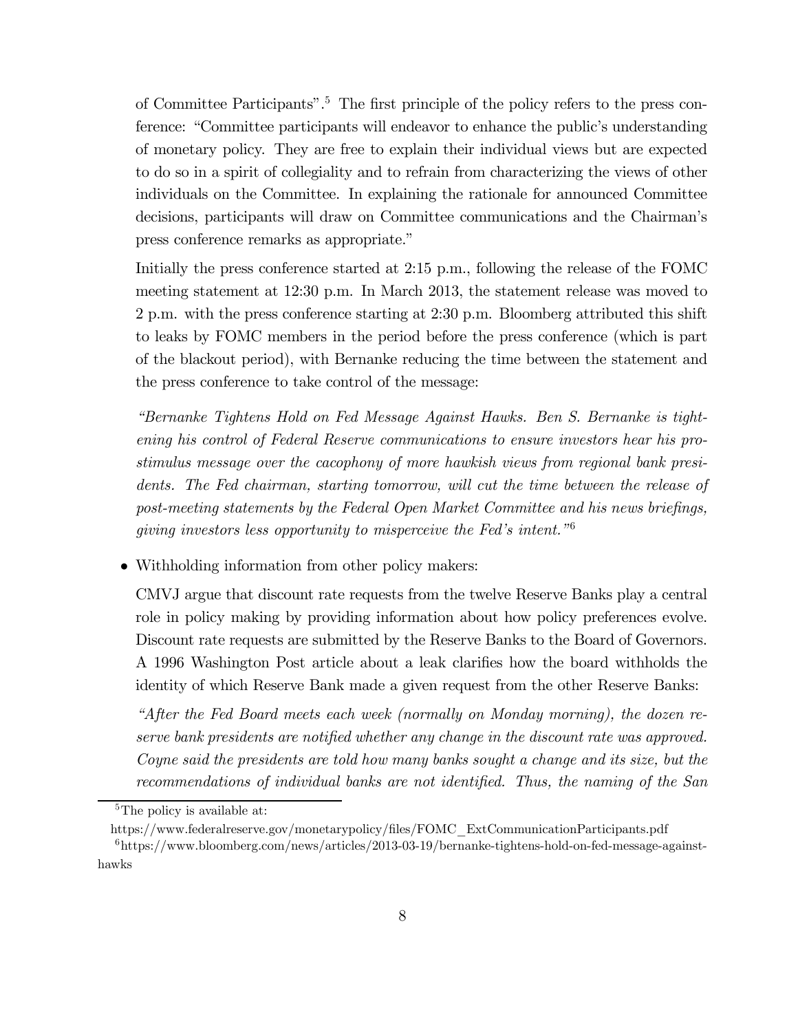of Committee Participants".[5] The first principle of the policy refers to the press conference: "Committee participants will endeavor to enhance the public's understanding of monetary policy. They are free to explain their individual views but are expected to do so in a spirit of collegiality and to refrain from characterizing the views of other individuals on the Committee. In explaining the rationale for announced Committee decisions, participants will draw on Committee communications and the Chairman's press conference remarks as appropriate."

Initially the press conference started at 2:15 p.m., following the release of the FOMC meeting statement at 12:30 p.m. In March 2013, the statement release was moved to 2 p.m. with the press conference starting at 2:30 p.m. Bloomberg attributed this shift to leaks by FOMC members in the period before the press conference (which is part of the blackout period), with Bernanke reducing the time between the statement and the press conference to take control of the message:

*"Bernanke Tightens Hold on Fed Message Against Hawks. Ben S. Bernanke is tightening his control of Federal Reserve communications to ensure investors hear his pro-stimulus message over the cacophony of more hawkish views from regional bank presidents. The Fed chairman, starting tomorrow, will cut the time between the release of post-meeting statements by the Federal Open Market Committee and his news briefings, giving investors less opportunity to misperceive the Fed's intent."*[6]

- Withholding information from other policy makers:

  CMVJ argue that discount rate requests from the twelve Reserve Banks play a central role in policy making by providing information about how policy preferences evolve. Discount rate requests are submitted by the Reserve Banks to the Board of Governors. A 1996 Washington Post article about a leak clarifies how the board withholds the identity of which Reserve Bank made a given request from the other Reserve Banks:

  *"After the Fed Board meets each week (normally on Monday morning), the dozen reserve bank presidents are notified whether any change in the discount rate was approved. Coyne said the presidents are told how many banks sought a change and its size, but the recommendations of individual banks are not identified. Thus, the naming of the San*

[5] The policy is available at: https://www.federalreserve.gov/monetarypolicy/files/FOMC_ExtCommunicationParticipants.pdf

[6] https://www.bloomberg.com/news/articles/2013-03-19/bernanke-tightens-hold-on-fed-message-against-hawks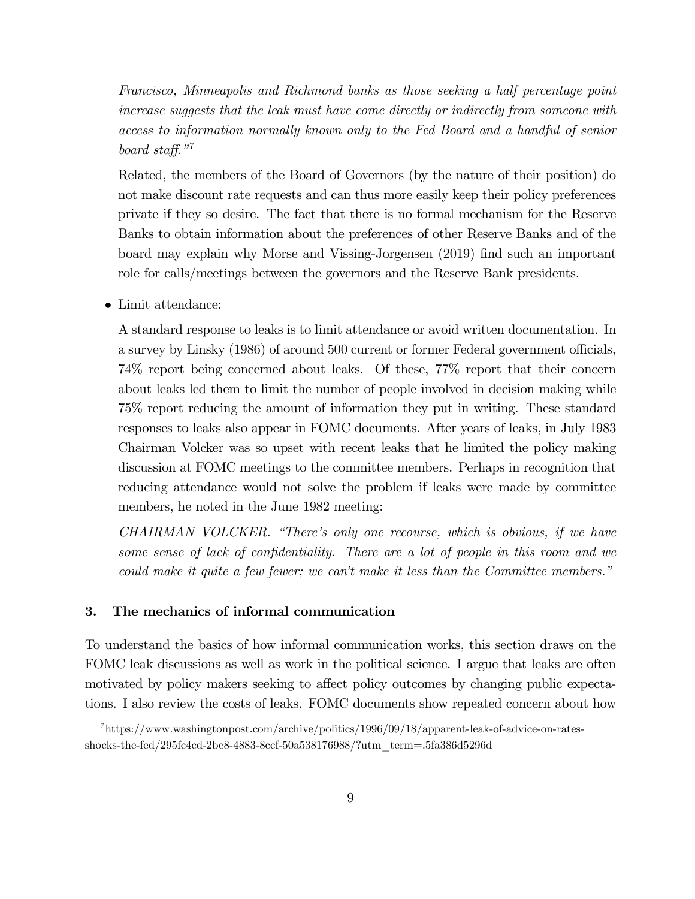*Francisco, Minneapolis and Richmond banks as those seeking a half percentage point increase suggests that the leak must have come directly or indirectly from someone with access to information normally known only to the Fed Board and a handful of senior board staff.*"[7]

Related, the members of the Board of Governors (by the nature of their position) do not make discount rate requests and can thus more easily keep their policy preferences private if they so desire. The fact that there is no formal mechanism for the Reserve Banks to obtain information about the preferences of other Reserve Banks and of the board may explain why Morse and Vissing-Jorgensen (2019) find such an important role for calls/meetings between the governors and the Reserve Bank presidents.

- Limit attendance:

  A standard response to leaks is to limit attendance or avoid written documentation. In a survey by Linsky (1986) of around 500 current or former Federal government officials, 74% report being concerned about leaks. Of these, 77% report that their concern about leaks led them to limit the number of people involved in decision making while 75% report reducing the amount of information they put in writing. These standard responses to leaks also appear in FOMC documents. After years of leaks, in July 1983 Chairman Volcker was so upset with recent leaks that he limited the policy making discussion at FOMC meetings to the committee members. Perhaps in recognition that reducing attendance would not solve the problem if leaks were made by committee members, he noted in the June 1982 meeting:

  *CHAIRMAN VOLCKER. "There's only one recourse, which is obvious, if we have some sense of lack of confidentiality. There are a lot of people in this room and we could make it quite a few fewer; we can't make it less than the Committee members."*

### 3. The mechanics of informal communication

To understand the basics of how informal communication works, this section draws on the FOMC leak discussions as well as work in the political science. I argue that leaks are often motivated by policy makers seeking to affect policy outcomes by changing public expectations. I also review the costs of leaks. FOMC documents show repeated concern about how

[7] https://www.washingtonpost.com/archive/politics/1996/09/18/apparent-leak-of-advice-on-rates-shocks-the-fed/295fc4cd-2be8-4883-8ccf-50a538176988/?utm_term=.5fa386d5296d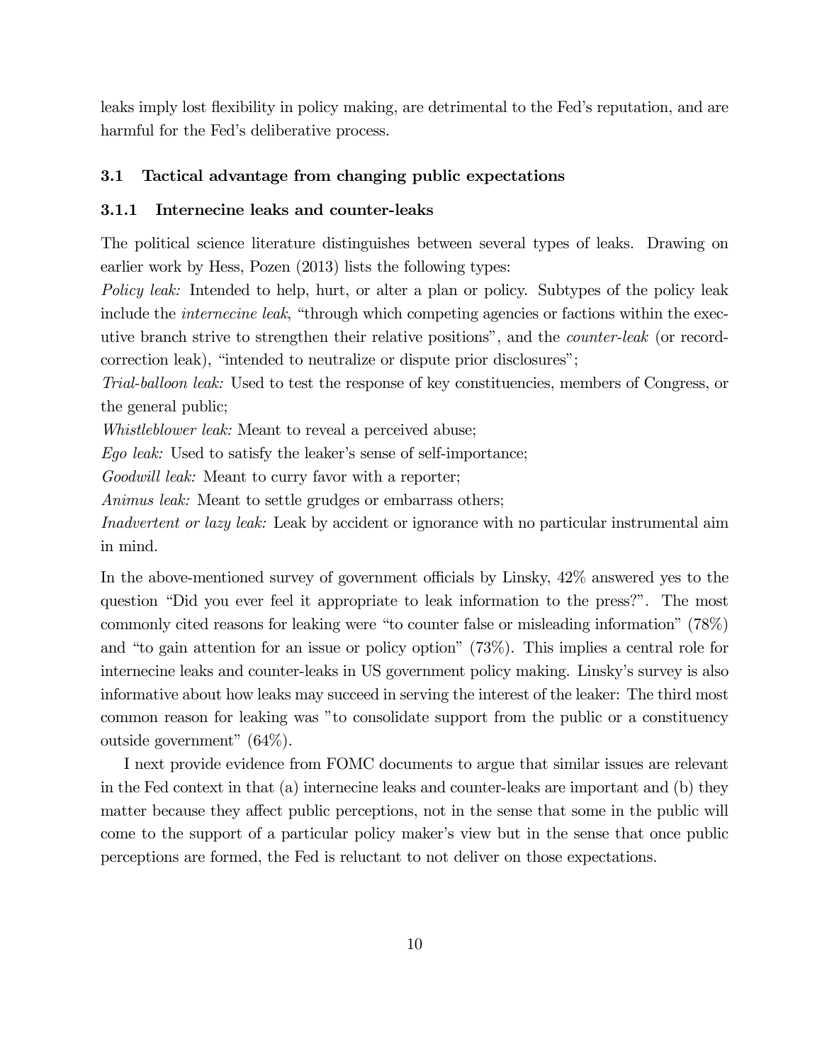leaks imply lost flexibility in policy making, are detrimental to the Fed's reputation, and are harmful for the Fed's deliberative process.

## 3.1 Tactical advantage from changing public expectations

### 3.1.1 Internecine leaks and counter-leaks

The political science literature distinguishes between several types of leaks. Drawing on earlier work by Hess, Pozen (2013) lists the following types:

*Policy leak:* Intended to help, hurt, or alter a plan or policy. Subtypes of the policy leak include the *internecine leak*, "through which competing agencies or factions within the executive branch strive to strengthen their relative positions", and the *counter-leak* (or record-correction leak), "intended to neutralize or dispute prior disclosures";

*Trial-balloon leak:* Used to test the response of key constituencies, members of Congress, or the general public;

*Whistleblower leak:* Meant to reveal a perceived abuse;

*Ego leak:* Used to satisfy the leaker's sense of self-importance;

*Goodwill leak:* Meant to curry favor with a reporter;

*Animus leak:* Meant to settle grudges or embarrass others;

*Inadvertent or lazy leak:* Leak by accident or ignorance with no particular instrumental aim in mind.

In the above-mentioned survey of government officials by Linsky, 42% answered yes to the question "Did you ever feel it appropriate to leak information to the press?". The most commonly cited reasons for leaking were "to counter false or misleading information" (78%) and "to gain attention for an issue or policy option" (73%). This implies a central role for internecine leaks and counter-leaks in US government policy making. Linsky's survey is also informative about how leaks may succeed in serving the interest of the leaker: The third most common reason for leaking was "to consolidate support from the public or a constituency outside government" (64%).

I next provide evidence from FOMC documents to argue that similar issues are relevant in the Fed context in that (a) internecine leaks and counter-leaks are important and (b) they matter because they affect public perceptions, not in the sense that some in the public will come to the support of a particular policy maker's view but in the sense that once public perceptions are formed, the Fed is reluctant to not deliver on those expectations.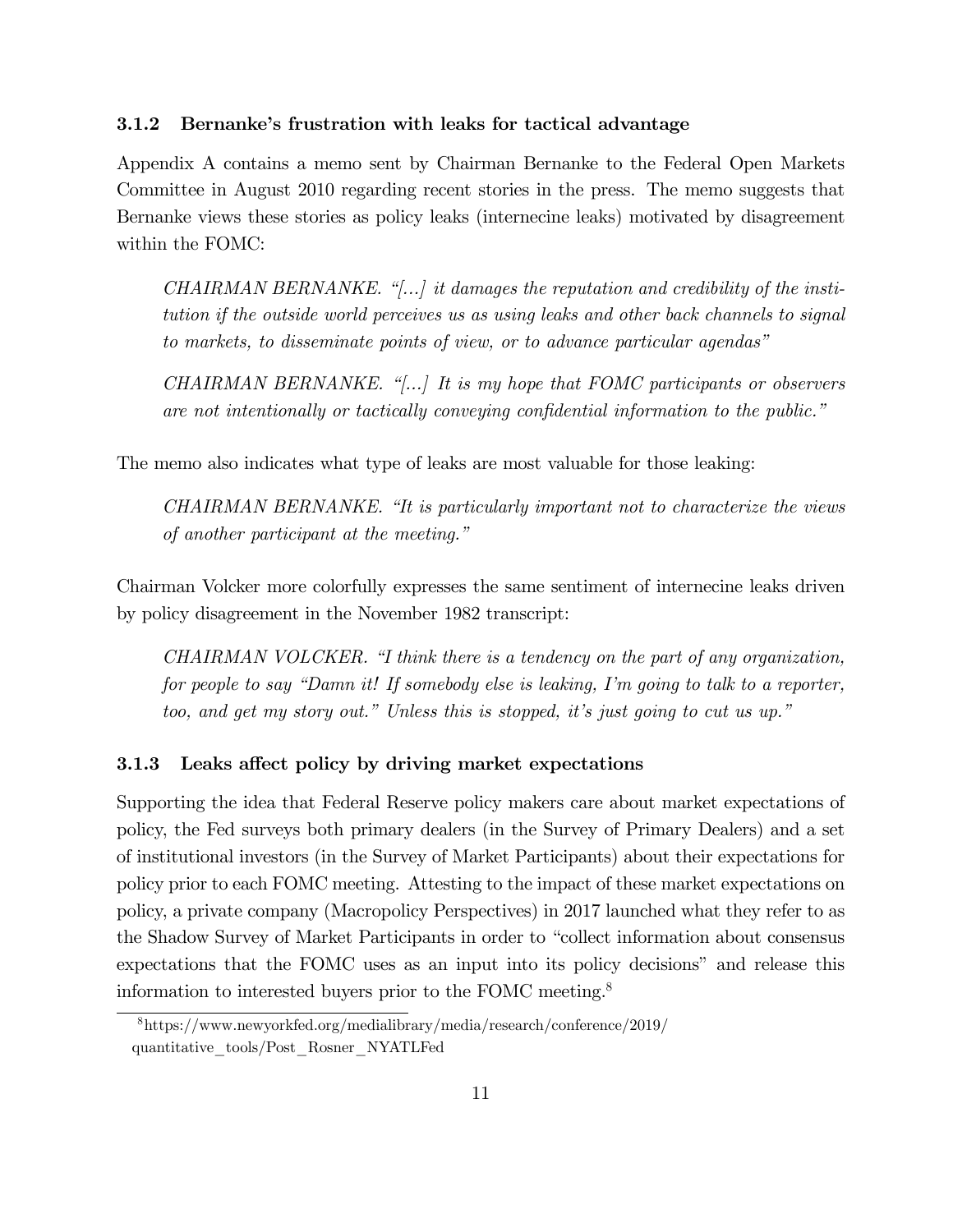### 3.1.2 Bernanke's frustration with leaks for tactical advantage

Appendix A contains a memo sent by Chairman Bernanke to the Federal Open Markets Committee in August 2010 regarding recent stories in the press. The memo suggests that Bernanke views these stories as policy leaks (internecine leaks) motivated by disagreement within the FOMC:

> *CHAIRMAN BERNANKE. "[...] it damages the reputation and credibility of the institution if the outside world perceives us as using leaks and other back channels to signal to markets, to disseminate points of view, or to advance particular agendas"*
>
> *CHAIRMAN BERNANKE. "[...] It is my hope that FOMC participants or observers are not intentionally or tactically conveying confidential information to the public."*

The memo also indicates what type of leaks are most valuable for those leaking:

> *CHAIRMAN BERNANKE. "It is particularly important not to characterize the views of another participant at the meeting."*

Chairman Volcker more colorfully expresses the same sentiment of internecine leaks driven by policy disagreement in the November 1982 transcript:

> *CHAIRMAN VOLCKER. "I think there is a tendency on the part of any organization, for people to say "Damn it! If somebody else is leaking, I'm going to talk to a reporter, too, and get my story out." Unless this is stopped, it's just going to cut us up."*

### 3.1.3 Leaks affect policy by driving market expectations

Supporting the idea that Federal Reserve policy makers care about market expectations of policy, the Fed surveys both primary dealers (in the Survey of Primary Dealers) and a set of institutional investors (in the Survey of Market Participants) about their expectations for policy prior to each FOMC meeting. Attesting to the impact of these market expectations on policy, a private company (Macropolicy Perspectives) in 2017 launched what they refer to as the Shadow Survey of Market Participants in order to "collect information about consensus expectations that the FOMC uses as an input into its policy decisions" and release this information to interested buyers prior to the FOMC meeting.[8]

[8] https://www.newyorkfed.org/medialibrary/media/research/conference/2019/quantitative_tools/Post_Rosner_NYATLFed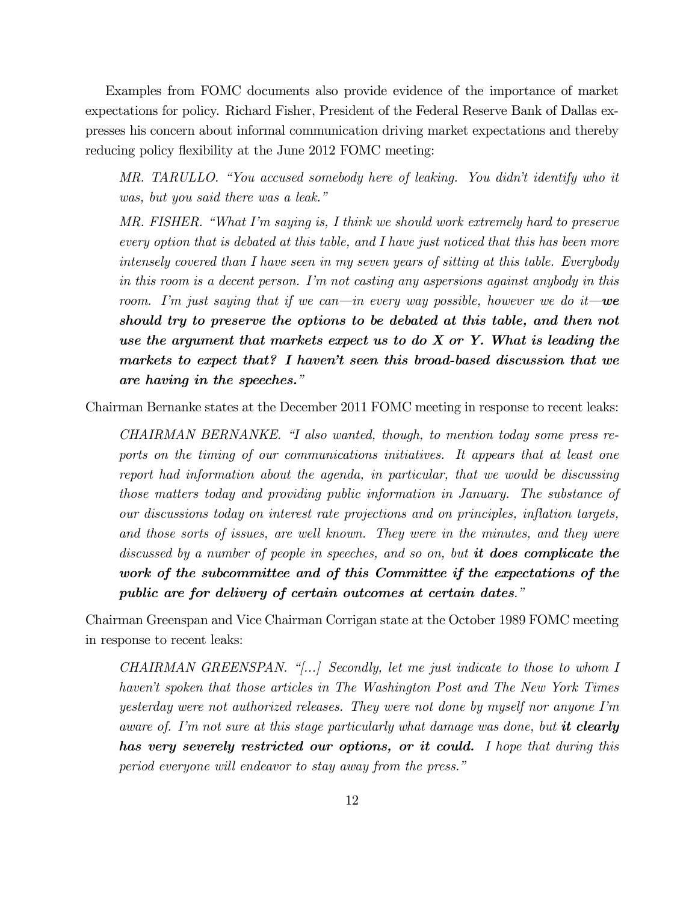Examples from FOMC documents also provide evidence of the importance of market expectations for policy. Richard Fisher, President of the Federal Reserve Bank of Dallas expresses his concern about informal communication driving market expectations and thereby reducing policy flexibility at the June 2012 FOMC meeting:

> *MR. TARULLO. "You accused somebody here of leaking. You didn't identify who it was, but you said there was a leak."*
>
> *MR. FISHER. "What I'm saying is, I think we should work extremely hard to preserve every option that is debated at this table, and I have just noticed that this has been more intensely covered than I have seen in my seven years of sitting at this table. Everybody in this room is a decent person. I'm not casting any aspersions against anybody in this room. I'm just saying that if we can—in every way possible, however we do it—**we should try to preserve the options to be debated at this table, and then not use the argument that markets expect us to do X or Y. What is leading the markets to expect that? I haven't seen this broad-based discussion that we are having in the speeches.**"*

Chairman Bernanke states at the December 2011 FOMC meeting in response to recent leaks:

> *CHAIRMAN BERNANKE. "I also wanted, though, to mention today some press reports on the timing of our communications initiatives. It appears that at least one report had information about the agenda, in particular, that we would be discussing those matters today and providing public information in January. The substance of our discussions today on interest rate projections and on principles, inflation targets, and those sorts of issues, are well known. They were in the minutes, and they were discussed by a number of people in speeches, and so on, but **it does complicate the work of the subcommittee and of this Committee if the expectations of the public are for delivery of certain outcomes at certain dates.**"*

Chairman Greenspan and Vice Chairman Corrigan state at the October 1989 FOMC meeting in response to recent leaks:

> *CHAIRMAN GREENSPAN. "[...] Secondly, let me just indicate to those to whom I haven't spoken that those articles in The Washington Post and The New York Times yesterday were not authorized releases. They were not done by myself nor anyone I'm aware of. I'm not sure at this stage particularly what damage was done, but **it clearly has very severely restricted our options, or it could.** I hope that during this period everyone will endeavor to stay away from the press."*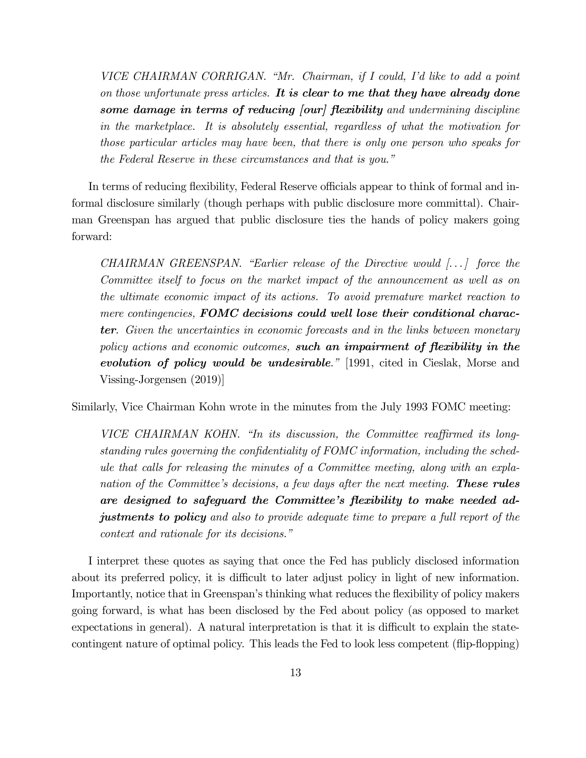> *VICE CHAIRMAN CORRIGAN. "Mr. Chairman, if I could, I'd like to add a point on those unfortunate press articles.* ***It is clear to me that they have already done some damage in terms of reducing [our] flexibility*** *and undermining discipline in the marketplace. It is absolutely essential, regardless of what the motivation for those particular articles may have been, that there is only one person who speaks for the Federal Reserve in these circumstances and that is you."*

In terms of reducing flexibility, Federal Reserve officials appear to think of formal and informal disclosure similarly (though perhaps with public disclosure more committal). Chairman Greenspan has argued that public disclosure ties the hands of policy makers going forward:

> *CHAIRMAN GREENSPAN. "Earlier release of the Directive would [...] force the Committee itself to focus on the market impact of the announcement as well as on the ultimate economic impact of its actions. To avoid premature market reaction to mere contingencies,* ***FOMC decisions could well lose their conditional character****. Given the uncertainties in economic forecasts and in the links between monetary policy actions and economic outcomes,* ***such an impairment of flexibility in the evolution of policy would be undesirable****."* [1991, cited in Cieslak, Morse and Vissing-Jorgensen (2019)]

Similarly, Vice Chairman Kohn wrote in the minutes from the July 1993 FOMC meeting:

> *VICE CHAIRMAN KOHN. "In its discussion, the Committee reaffirmed its longstanding rules governing the confidentiality of FOMC information, including the schedule that calls for releasing the minutes of a Committee meeting, along with an explanation of the Committee's decisions, a few days after the next meeting.* ***These rules are designed to safeguard the Committee's flexibility to make needed adjustments to policy*** *and also to provide adequate time to prepare a full report of the context and rationale for its decisions."*

I interpret these quotes as saying that once the Fed has publicly disclosed information about its preferred policy, it is difficult to later adjust policy in light of new information. Importantly, notice that in Greenspan's thinking what reduces the flexibility of policy makers going forward, is what has been disclosed by the Fed about policy (as opposed to market expectations in general). A natural interpretation is that it is difficult to explain the state-contingent nature of optimal policy. This leads the Fed to look less competent (flip-flopping)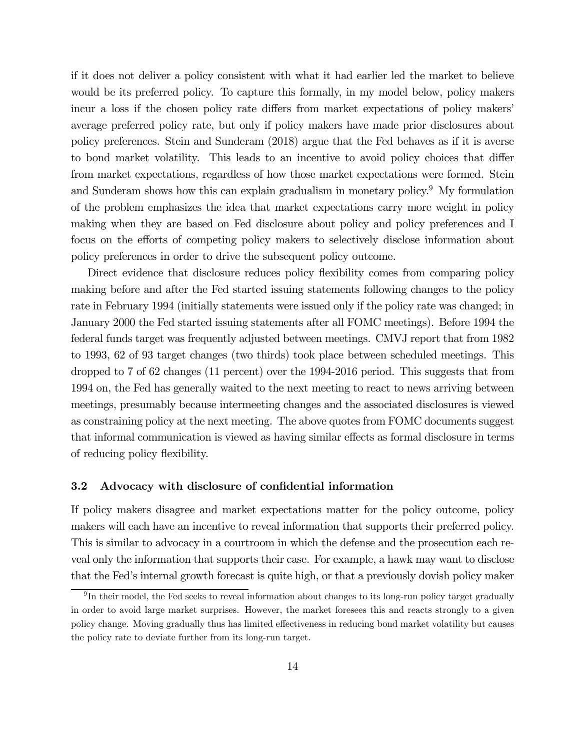if it does not deliver a policy consistent with what it had earlier led the market to believe would be its preferred policy. To capture this formally, in my model below, policy makers incur a loss if the chosen policy rate differs from market expectations of policy makers' average preferred policy rate, but only if policy makers have made prior disclosures about policy preferences. Stein and Sunderam (2018) argue that the Fed behaves as if it is averse to bond market volatility. This leads to an incentive to avoid policy choices that differ from market expectations, regardless of how those market expectations were formed. Stein and Sunderam shows how this can explain gradualism in monetary policy.[9] My formulation of the problem emphasizes the idea that market expectations carry more weight in policy making when they are based on Fed disclosure about policy and policy preferences and I focus on the efforts of competing policy makers to selectively disclose information about policy preferences in order to drive the subsequent policy outcome.

Direct evidence that disclosure reduces policy flexibility comes from comparing policy making before and after the Fed started issuing statements following changes to the policy rate in February 1994 (initially statements were issued only if the policy rate was changed; in January 2000 the Fed started issuing statements after all FOMC meetings). Before 1994 the federal funds target was frequently adjusted between meetings. CMVJ report that from 1982 to 1993, 62 of 93 target changes (two thirds) took place between scheduled meetings. This dropped to 7 of 62 changes (11 percent) over the 1994-2016 period. This suggests that from 1994 on, the Fed has generally waited to the next meeting to react to news arriving between meetings, presumably because intermeeting changes and the associated disclosures is viewed as constraining policy at the next meeting. The above quotes from FOMC documents suggest that informal communication is viewed as having similar effects as formal disclosure in terms of reducing policy flexibility.

### 3.2 Advocacy with disclosure of confidential information

If policy makers disagree and market expectations matter for the policy outcome, policy makers will each have an incentive to reveal information that supports their preferred policy. This is similar to advocacy in a courtroom in which the defense and the prosecution each reveal only the information that supports their case. For example, a hawk may want to disclose that the Fed's internal growth forecast is quite high, or that a previously dovish policy maker

[9] In their model, the Fed seeks to reveal information about changes to its long-run policy target gradually in order to avoid large market surprises. However, the market foresees this and reacts strongly to a given policy change. Moving gradually thus has limited effectiveness in reducing bond market volatility but causes the policy rate to deviate further from its long-run target.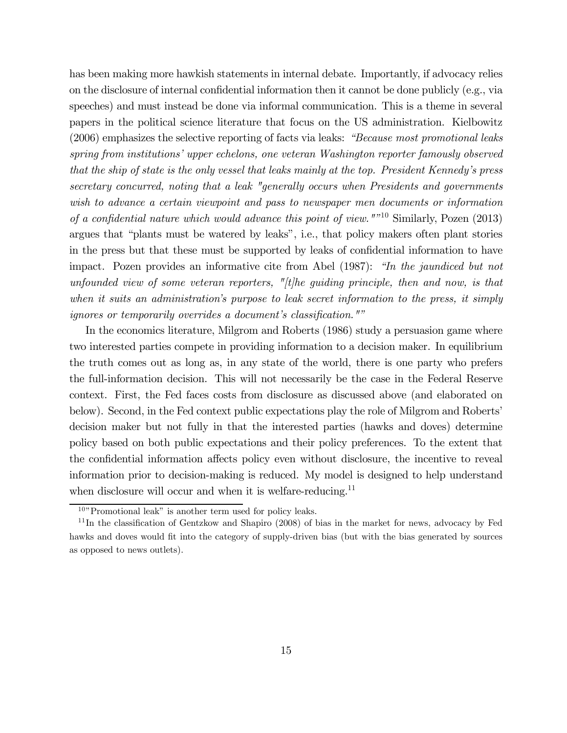has been making more hawkish statements in internal debate. Importantly, if advocacy relies on the disclosure of internal confidential information then it cannot be done publicly (e.g., via speeches) and must instead be done via informal communication. This is a theme in several papers in the political science literature that focus on the US administration. Kielbowitz (2006) emphasizes the selective reporting of facts via leaks: *"Because most promotional leaks spring from institutions' upper echelons, one veteran Washington reporter famously observed that the ship of state is the only vessel that leaks mainly at the top. President Kennedy's press secretary concurred, noting that a leak "generally occurs when Presidents and governments wish to advance a certain viewpoint and pass to newspaper men documents or information of a confidential nature which would advance this point of view.""*[10] Similarly, Pozen (2013) argues that "plants must be watered by leaks", i.e., that policy makers often plant stories in the press but that these must be supported by leaks of confidential information to have impact. Pozen provides an informative cite from Abel (1987): *"In the jaundiced but not unfounded view of some veteran reporters, "[t]he guiding principle, then and now, is that when it suits an administration's purpose to leak secret information to the press, it simply ignores or temporarily overrides a document's classification.""*

In the economics literature, Milgrom and Roberts (1986) study a persuasion game where two interested parties compete in providing information to a decision maker. In equilibrium the truth comes out as long as, in any state of the world, there is one party who prefers the full-information decision. This will not necessarily be the case in the Federal Reserve context. First, the Fed faces costs from disclosure as discussed above (and elaborated on below). Second, in the Fed context public expectations play the role of Milgrom and Roberts' decision maker but not fully in that the interested parties (hawks and doves) determine policy based on both public expectations and their policy preferences. To the extent that the confidential information affects policy even without disclosure, the incentive to reveal information prior to decision-making is reduced. My model is designed to help understand when disclosure will occur and when it is welfare-reducing.[11]

[10] "Promotional leak" is another term used for policy leaks.

[11] In the classification of Gentzkow and Shapiro (2008) of bias in the market for news, advocacy by Fed hawks and doves would fit into the category of supply-driven bias (but with the bias generated by sources as opposed to news outlets).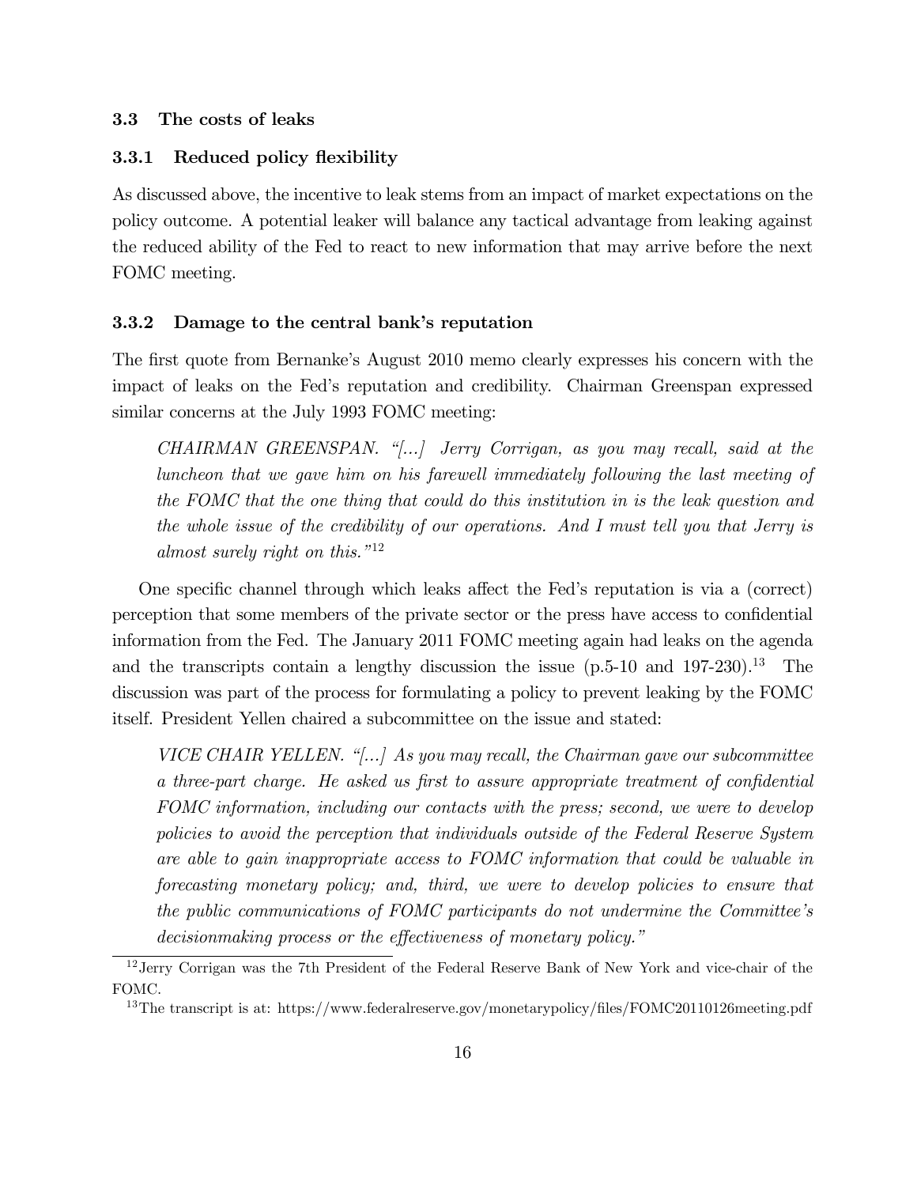### 3.3 The costs of leaks

#### 3.3.1 Reduced policy flexibility

As discussed above, the incentive to leak stems from an impact of market expectations on the policy outcome. A potential leaker will balance any tactical advantage from leaking against the reduced ability of the Fed to react to new information that may arrive before the next FOMC meeting.

#### 3.3.2 Damage to the central bank's reputation

The first quote from Bernanke's August 2010 memo clearly expresses his concern with the impact of leaks on the Fed's reputation and credibility. Chairman Greenspan expressed similar concerns at the July 1993 FOMC meeting:

> *CHAIRMAN GREENSPAN. "[...] Jerry Corrigan, as you may recall, said at the luncheon that we gave him on his farewell immediately following the last meeting of the FOMC that the one thing that could do this institution in is the leak question and the whole issue of the credibility of our operations. And I must tell you that Jerry is almost surely right on this."*[12]

One specific channel through which leaks affect the Fed's reputation is via a (correct) perception that some members of the private sector or the press have access to confidential information from the Fed. The January 2011 FOMC meeting again had leaks on the agenda and the transcripts contain a lengthy discussion the issue (p.5-10 and 197-230).[13] The discussion was part of the process for formulating a policy to prevent leaking by the FOMC itself. President Yellen chaired a subcommittee on the issue and stated:

> *VICE CHAIR YELLEN. "[...] As you may recall, the Chairman gave our subcommittee a three-part charge. He asked us first to assure appropriate treatment of confidential FOMC information, including our contacts with the press; second, we were to develop policies to avoid the perception that individuals outside of the Federal Reserve System are able to gain inappropriate access to FOMC information that could be valuable in forecasting monetary policy; and, third, we were to develop policies to ensure that the public communications of FOMC participants do not undermine the Committee's decisionmaking process or the effectiveness of monetary policy."*

---

[12] Jerry Corrigan was the 7th President of the Federal Reserve Bank of New York and vice-chair of the FOMC.

[13] The transcript is at: https://www.federalreserve.gov/monetarypolicy/files/FOMC20110126meeting.pdf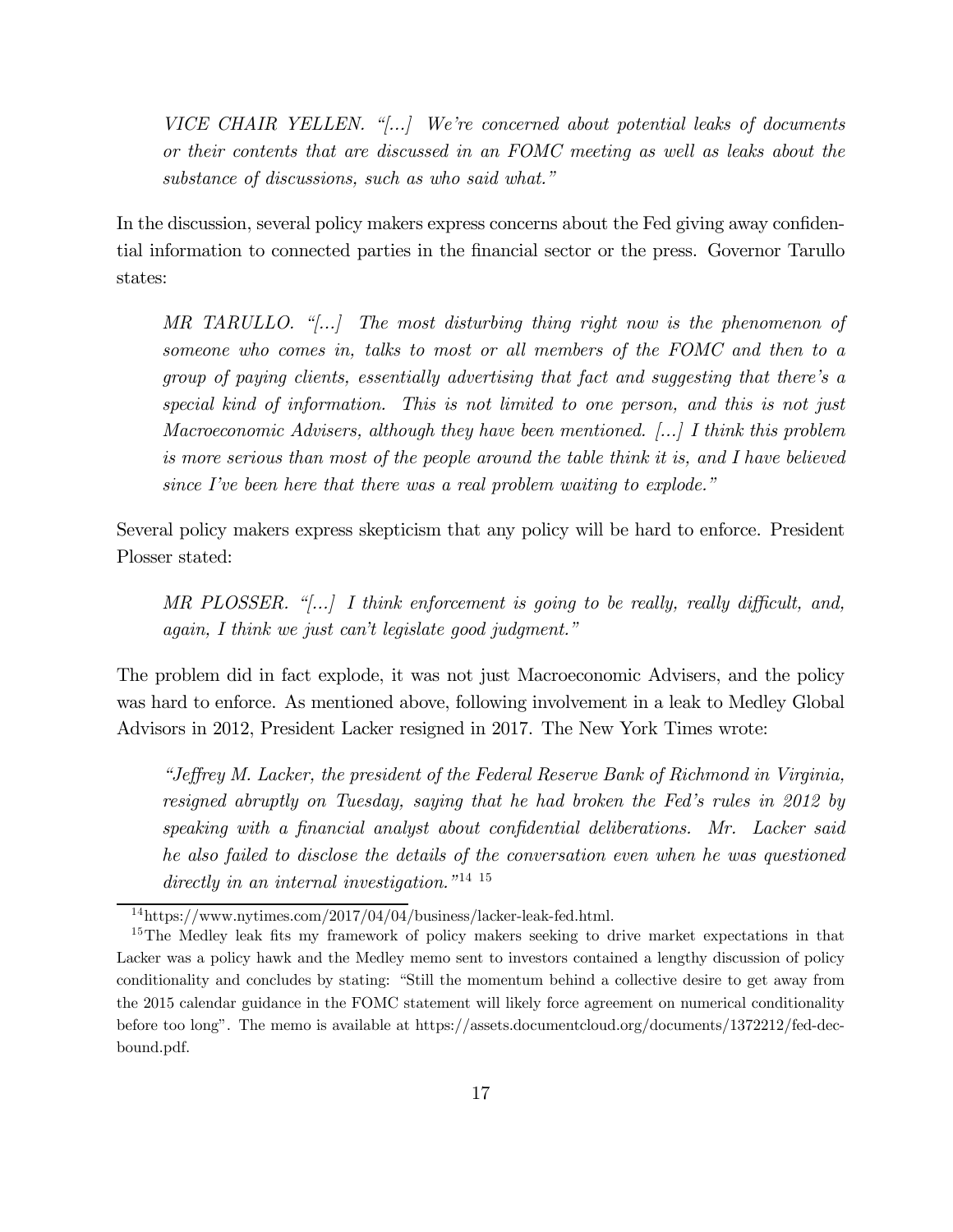*VICE CHAIR YELLEN. "[...] We're concerned about potential leaks of documents or their contents that are discussed in an FOMC meeting as well as leaks about the substance of discussions, such as who said what."*

In the discussion, several policy makers express concerns about the Fed giving away confidential information to connected parties in the financial sector or the press. Governor Tarullo states:

*MR TARULLO. "[...] The most disturbing thing right now is the phenomenon of someone who comes in, talks to most or all members of the FOMC and then to a group of paying clients, essentially advertising that fact and suggesting that there's a special kind of information. This is not limited to one person, and this is not just Macroeconomic Advisers, although they have been mentioned. [...] I think this problem is more serious than most of the people around the table think it is, and I have believed since I've been here that there was a real problem waiting to explode."*

Several policy makers express skepticism that any policy will be hard to enforce. President Plosser stated:

*MR PLOSSER. "[...] I think enforcement is going to be really, really difficult, and, again, I think we just can't legislate good judgment."*

The problem did in fact explode, it was not just Macroeconomic Advisers, and the policy was hard to enforce. As mentioned above, following involvement in a leak to Medley Global Advisors in 2012, President Lacker resigned in 2017. The New York Times wrote:

*"Jeffrey M. Lacker, the president of the Federal Reserve Bank of Richmond in Virginia, resigned abruptly on Tuesday, saying that he had broken the Fed's rules in 2012 by speaking with a financial analyst about confidential deliberations. Mr. Lacker said he also failed to disclose the details of the conversation even when he was questioned directly in an internal investigation."*[14] [15]

---

[14] https://www.nytimes.com/2017/04/04/business/lacker-leak-fed.html.

[15] The Medley leak fits my framework of policy makers seeking to drive market expectations in that Lacker was a policy hawk and the Medley memo sent to investors contained a lengthy discussion of policy conditionality and concludes by stating: "Still the momentum behind a collective desire to get away from the 2015 calendar guidance in the FOMC statement will likely force agreement on numerical conditionality before too long". The memo is available at https://assets.documentcloud.org/documents/1372212/fed-dec-bound.pdf.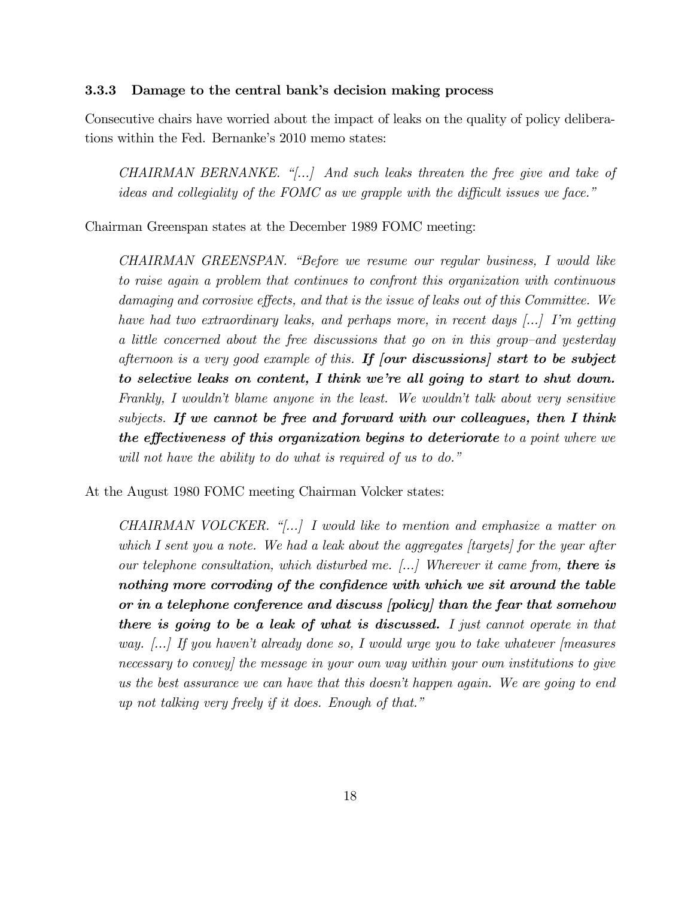### 3.3.3 Damage to the central bank's decision making process

Consecutive chairs have worried about the impact of leaks on the quality of policy deliberations within the Fed. Bernanke's 2010 memo states:

> *CHAIRMAN BERNANKE. "[...] And such leaks threaten the free give and take of ideas and collegiality of the FOMC as we grapple with the difficult issues we face."*

Chairman Greenspan states at the December 1989 FOMC meeting:

> *CHAIRMAN GREENSPAN. "Before we resume our regular business, I would like to raise again a problem that continues to confront this organization with continuous damaging and corrosive effects, and that is the issue of leaks out of this Committee. We have had two extraordinary leaks, and perhaps more, in recent days [...] I'm getting a little concerned about the free discussions that go on in this group–and yesterday afternoon is a very good example of this.* ***If [our discussions] start to be subject to selective leaks on content, I think we're all going to start to shut down.*** *Frankly, I wouldn't blame anyone in the least. We wouldn't talk about very sensitive subjects.* ***If we cannot be free and forward with our colleagues, then I think the effectiveness of this organization begins to deteriorate*** *to a point where we will not have the ability to do what is required of us to do."*

At the August 1980 FOMC meeting Chairman Volcker states:

> *CHAIRMAN VOLCKER. "[...] I would like to mention and emphasize a matter on which I sent you a note. We had a leak about the aggregates [targets] for the year after our telephone consultation, which disturbed me. [...] Wherever it came from,* ***there is nothing more corroding of the confidence with which we sit around the table or in a telephone conference and discuss [policy] than the fear that somehow there is going to be a leak of what is discussed.*** *I just cannot operate in that way. [...] If you haven't already done so, I would urge you to take whatever [measures necessary to convey] the message in your own way within your own institutions to give us the best assurance we can have that this doesn't happen again. We are going to end up not talking very freely if it does. Enough of that."*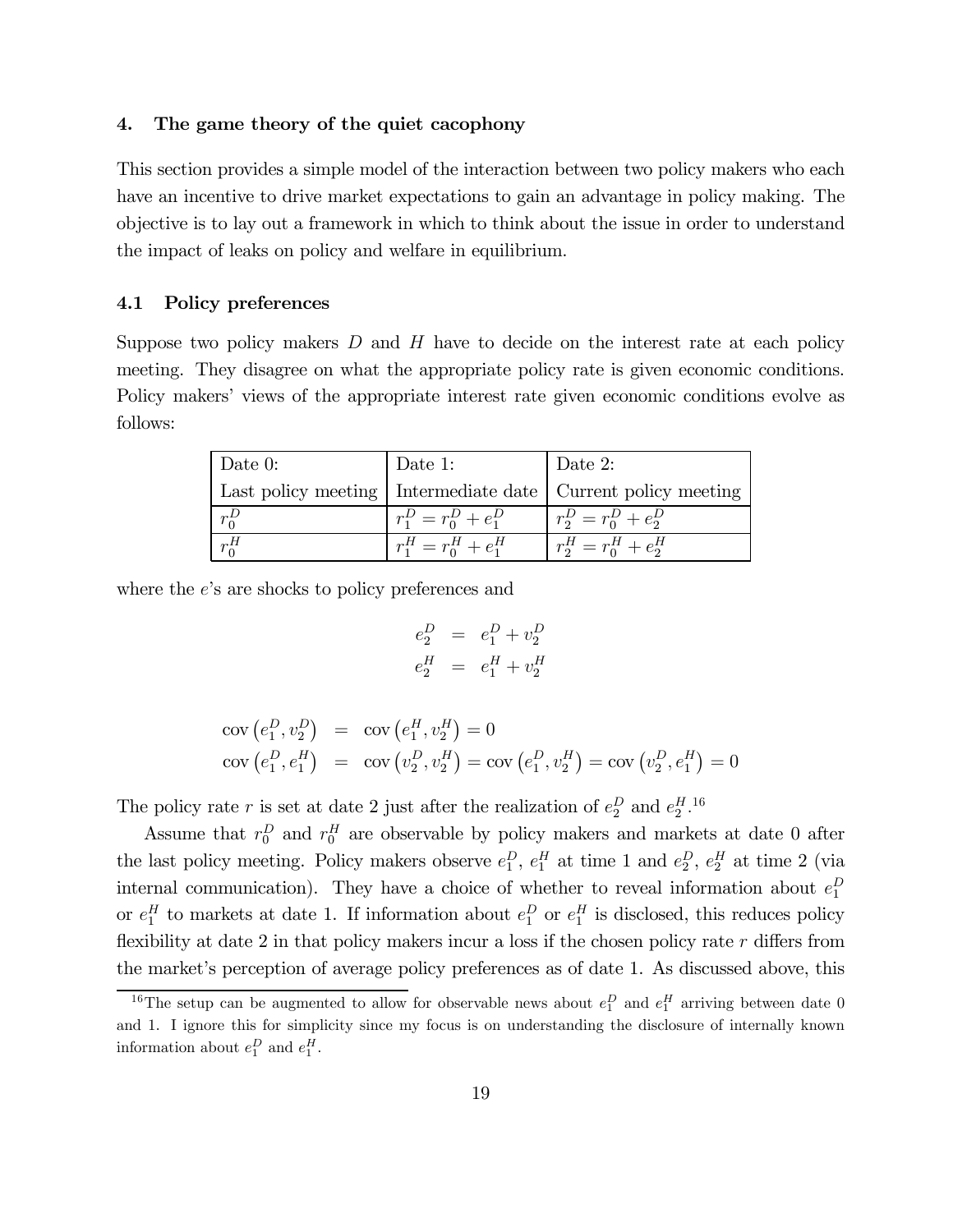### 4. The game theory of the quiet cacophony

This section provides a simple model of the interaction between two policy makers who each have an incentive to drive market expectations to gain an advantage in policy making. The objective is to lay out a framework in which to think about the issue in order to understand the impact of leaks on policy and welfare in equilibrium.

#### 4.1 Policy preferences

Suppose two policy makers $D$ and $H$ have to decide on the interest rate at each policy meeting. They disagree on what the appropriate policy rate is given economic conditions. Policy makers' views of the appropriate interest rate given economic conditions evolve as follows:

| Date 0: Last policy meeting | Date 1: Intermediate date | Date 2: Current policy meeting |
|---|---|---|
| $r_0^D$ | $r_1^D = r_0^D + e_1^D$ | $r_2^D = r_0^D + e_2^D$ |
| $r_0^H$ | $r_1^H = r_0^H + e_1^H$ | $r_2^H = r_0^H + e_2^H$ |

where the $e$'s are shocks to policy preferences and

$$
\begin{aligned}
e_2^D &= e_1^D + v_2^D \\
e_2^H &= e_1^H + v_2^H
\end{aligned}
$$

$$
\begin{aligned}
\text{cov}\left(e_1^D, v_2^D\right) &= \text{cov}\left(e_1^H, v_2^H\right) = 0 \\
\text{cov}\left(e_1^D, e_1^H\right) &= \text{cov}\left(v_2^D, v_2^H\right) = \text{cov}\left(e_1^D, v_2^H\right) = \text{cov}\left(v_2^D, e_1^H\right) = 0
\end{aligned}
$$

The policy rate $r$ is set at date 2 just after the realization of $e_2^D$ and $e_2^H$.[16]

Assume that $r_0^D$ and $r_0^H$ are observable by policy makers and markets at date 0 after the last policy meeting. Policy makers observe $e_1^D$, $e_1^H$ at time 1 and $e_2^D$, $e_2^H$ at time 2 (via internal communication). They have a choice of whether to reveal information about $e_1^D$ or $e_1^H$ to markets at date 1. If information about $e_1^D$ or $e_1^H$ is disclosed, this reduces policy flexibility at date 2 in that policy makers incur a loss if the chosen policy rate $r$ differs from the market's perception of average policy preferences as of date 1. As discussed above, this

[16] The setup can be augmented to allow for observable news about $e_1^D$ and $e_1^H$ arriving between date 0 and 1. I ignore this for simplicity since my focus is on understanding the disclosure of internally known information about $e_1^D$ and $e_1^H$.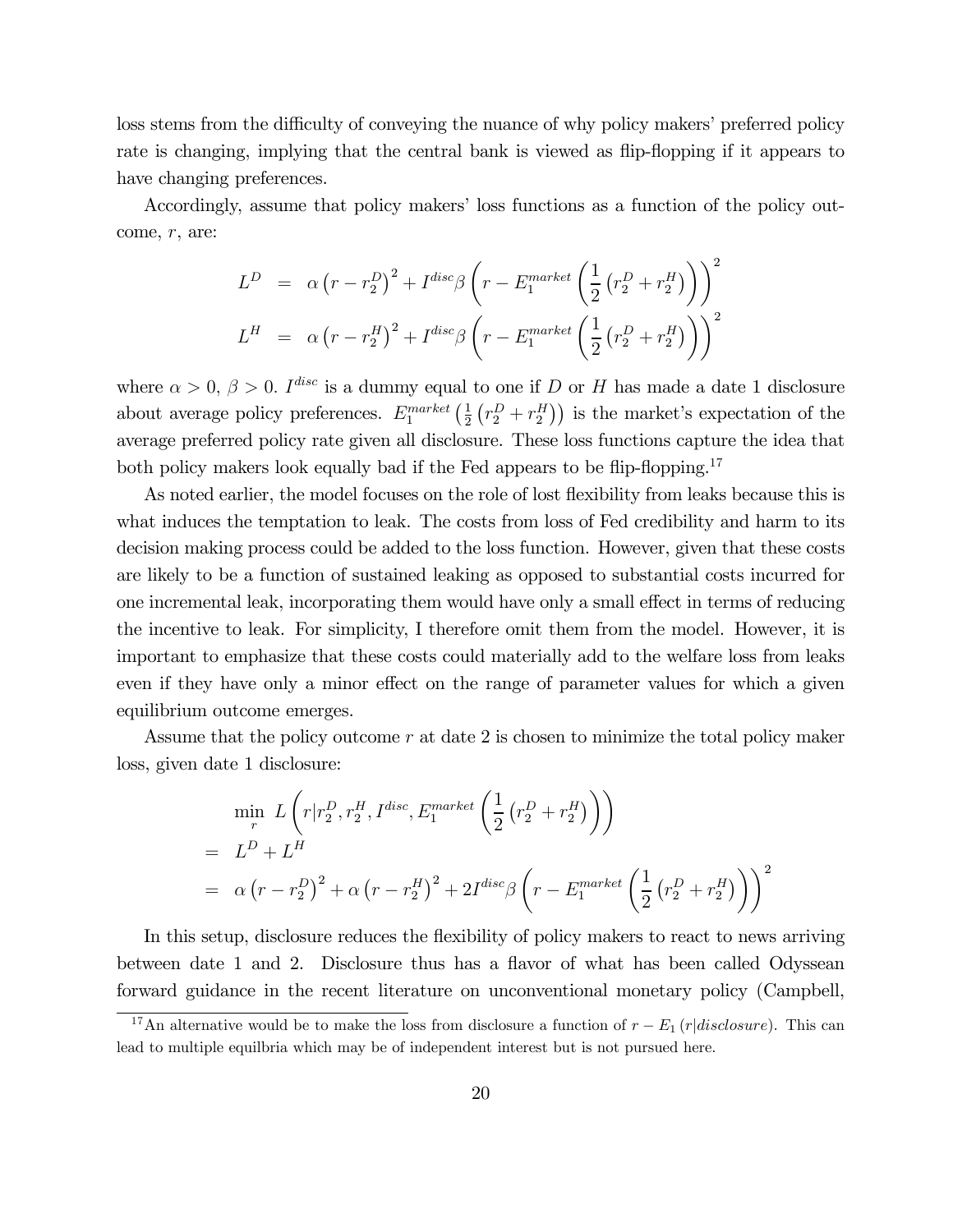loss stems from the difficulty of conveying the nuance of why policy makers' preferred policy rate is changing, implying that the central bank is viewed as flip-flopping if it appears to have changing preferences.

Accordingly, assume that policy makers' loss functions as a function of the policy outcome, $r$, are:

$$
\begin{aligned}
L^D &= \alpha \left(r - r_2^D\right)^2 + I^{disc} \beta \left(r - E_1^{market}\left(\frac{1}{2}\left(r_2^D + r_2^H\right)\right)\right)^2 \\
L^H &= \alpha \left(r - r_2^H\right)^2 + I^{disc} \beta \left(r - E_1^{market}\left(\frac{1}{2}\left(r_2^D + r_2^H\right)\right)\right)^2
\end{aligned}
$$

where $\alpha > 0$, $\beta > 0$. $I^{disc}$ is a dummy equal to one if $D$ or $H$ has made a date 1 disclosure about average policy preferences. $E_1^{market}\left(\frac{1}{2}\left(r_2^D + r_2^H\right)\right)$ is the market's expectation of the average preferred policy rate given all disclosure. These loss functions capture the idea that both policy makers look equally bad if the Fed appears to be flip-flopping.[17]

As noted earlier, the model focuses on the role of lost flexibility from leaks because this is what induces the temptation to leak. The costs from loss of Fed credibility and harm to its decision making process could be added to the loss function. However, given that these costs are likely to be a function of sustained leaking as opposed to substantial costs incurred for one incremental leak, incorporating them would have only a small effect in terms of reducing the incentive to leak. For simplicity, I therefore omit them from the model. However, it is important to emphasize that these costs could materially add to the welfare loss from leaks even if they have only a minor effect on the range of parameter values for which a given equilibrium outcome emerges.

Assume that the policy outcome $r$ at date 2 is chosen to minimize the total policy maker loss, given date 1 disclosure:

$$
\begin{aligned}
& \min_r \ L\left(r | r_2^D, r_2^H, I^{disc}, E_1^{market}\left(\frac{1}{2}\left(r_2^D + r_2^H\right)\right)\right) \\
= \ & L^D + L^H \\
= \ & \alpha \left(r - r_2^D\right)^2 + \alpha \left(r - r_2^H\right)^2 + 2 I^{disc} \beta \left(r - E_1^{market}\left(\frac{1}{2}\left(r_2^D + r_2^H\right)\right)\right)^2
\end{aligned}
$$

In this setup, disclosure reduces the flexibility of policy makers to react to news arriving between date 1 and 2. Disclosure thus has a flavor of what has been called Odyssean forward guidance in the recent literature on unconventional monetary policy (Campbell,

[17] An alternative would be to make the loss from disclosure a function of $r - E_1\left(r|disclosure\right)$. This can lead to multiple equilbria which may be of independent interest but is not pursued here.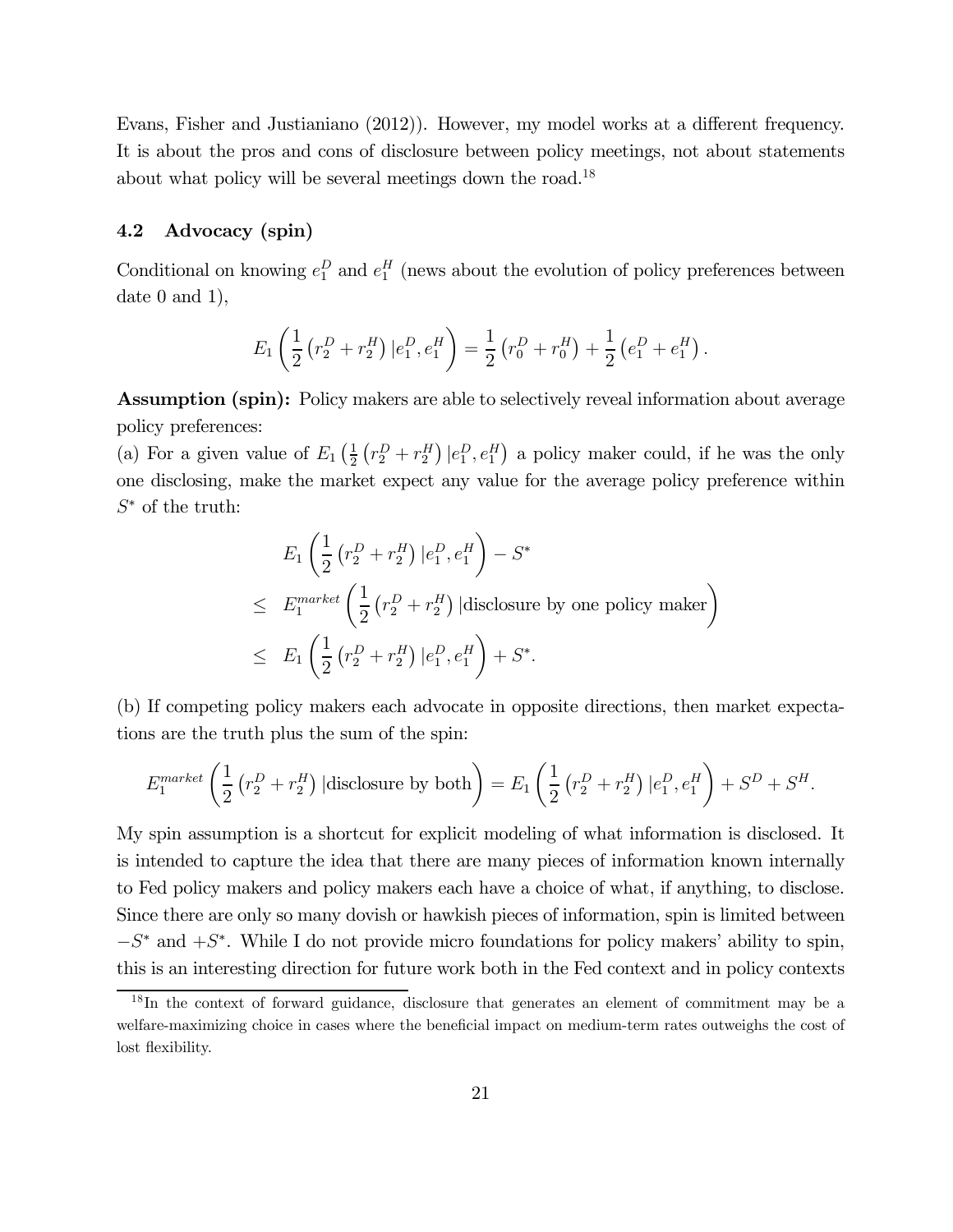Evans, Fisher and Justianiano (2012)). However, my model works at a different frequency. It is about the pros and cons of disclosure between policy meetings, not about statements about what policy will be several meetings down the road.[18]

### 4.2 Advocacy (spin)

Conditional on knowing $e_1^D$ and $e_1^H$ (news about the evolution of policy preferences between date 0 and 1),

$$E_1\left(\frac{1}{2}\left(r_2^D + r_2^H\right)|e_1^D, e_1^H\right) = \frac{1}{2}\left(r_0^D + r_0^H\right) + \frac{1}{2}\left(e_1^D + e_1^H\right).$$

**Assumption (spin):** Policy makers are able to selectively reveal information about average policy preferences:

(a) For a given value of $E_1\left(\frac{1}{2}\left(r_2^D + r_2^H\right)|e_1^D, e_1^H\right)$ a policy maker could, if he was the only one disclosing, make the market expect any value for the average policy preference within $S^*$ of the truth:

$$\begin{aligned}
& E_1\left(\frac{1}{2}\left(r_2^D + r_2^H\right)|e_1^D, e_1^H\right) - S^* \\
\leq \quad & E_1^{market}\left(\frac{1}{2}\left(r_2^D + r_2^H\right)|\text{disclosure by one policy maker}\right) \\
\leq \quad & E_1\left(\frac{1}{2}\left(r_2^D + r_2^H\right)|e_1^D, e_1^H\right) + S^*.
\end{aligned}$$

(b) If competing policy makers each advocate in opposite directions, then market expectations are the truth plus the sum of the spin:

$$E_1^{market}\left(\frac{1}{2}\left(r_2^D + r_2^H\right)|\text{disclosure by both}\right) = E_1\left(\frac{1}{2}\left(r_2^D + r_2^H\right)|e_1^D, e_1^H\right) + S^D + S^H.$$

My spin assumption is a shortcut for explicit modeling of what information is disclosed. It is intended to capture the idea that there are many pieces of information known internally to Fed policy makers and policy makers each have a choice of what, if anything, to disclose. Since there are only so many dovish or hawkish pieces of information, spin is limited between $-S^*$ and $+S^*$. While I do not provide micro foundations for policy makers' ability to spin, this is an interesting direction for future work both in the Fed context and in policy contexts

[18] In the context of forward guidance, disclosure that generates an element of commitment may be a welfare-maximizing choice in cases where the beneficial impact on medium-term rates outweighs the cost of lost flexibility.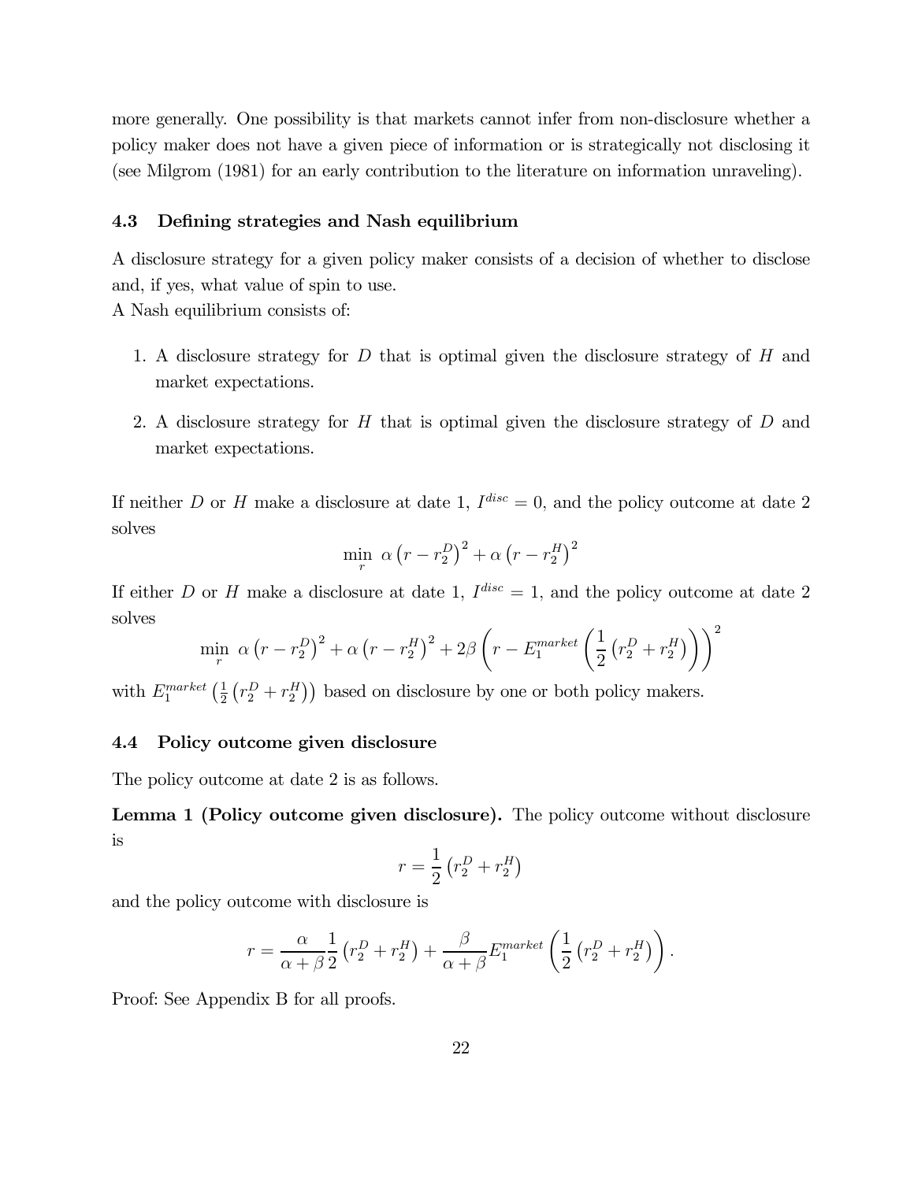more generally. One possibility is that markets cannot infer from non-disclosure whether a policy maker does not have a given piece of information or is strategically not disclosing it (see Milgrom (1981) for an early contribution to the literature on information unraveling).

### 4.3 Defining strategies and Nash equilibrium

A disclosure strategy for a given policy maker consists of a decision of whether to disclose and, if yes, what value of spin to use.

A Nash equilibrium consists of:

1. A disclosure strategy for $D$ that is optimal given the disclosure strategy of $H$ and market expectations.
2. A disclosure strategy for $H$ that is optimal given the disclosure strategy of $D$ and market expectations.

If neither $D$ or $H$ make a disclosure at date 1, $I^{disc} = 0$, and the policy outcome at date 2 solves

$$\min_{r} \ \alpha \left(r - r_2^D\right)^2 + \alpha \left(r - r_2^H\right)^2$$

If either $D$ or $H$ make a disclosure at date 1, $I^{disc} = 1$, and the policy outcome at date 2 solves

$$\min_{r} \ \alpha \left(r - r_2^D\right)^2 + \alpha \left(r - r_2^H\right)^2 + 2\beta \left(r - E_1^{market}\left(\frac{1}{2}\left(r_2^D + r_2^H\right)\right)\right)^2$$

with $E_1^{market}\left(\frac{1}{2}\left(r_2^D + r_2^H\right)\right)$ based on disclosure by one or both policy makers.

### 4.4 Policy outcome given disclosure

The policy outcome at date 2 is as follows.

**Lemma 1 (Policy outcome given disclosure).** The policy outcome without disclosure is

$$r = \frac{1}{2}\left(r_2^D + r_2^H\right)$$

and the policy outcome with disclosure is

$$r = \frac{\alpha}{\alpha + \beta}\frac{1}{2}\left(r_2^D + r_2^H\right) + \frac{\beta}{\alpha + \beta}E_1^{market}\left(\frac{1}{2}\left(r_2^D + r_2^H\right)\right).$$

Proof: See Appendix B for all proofs.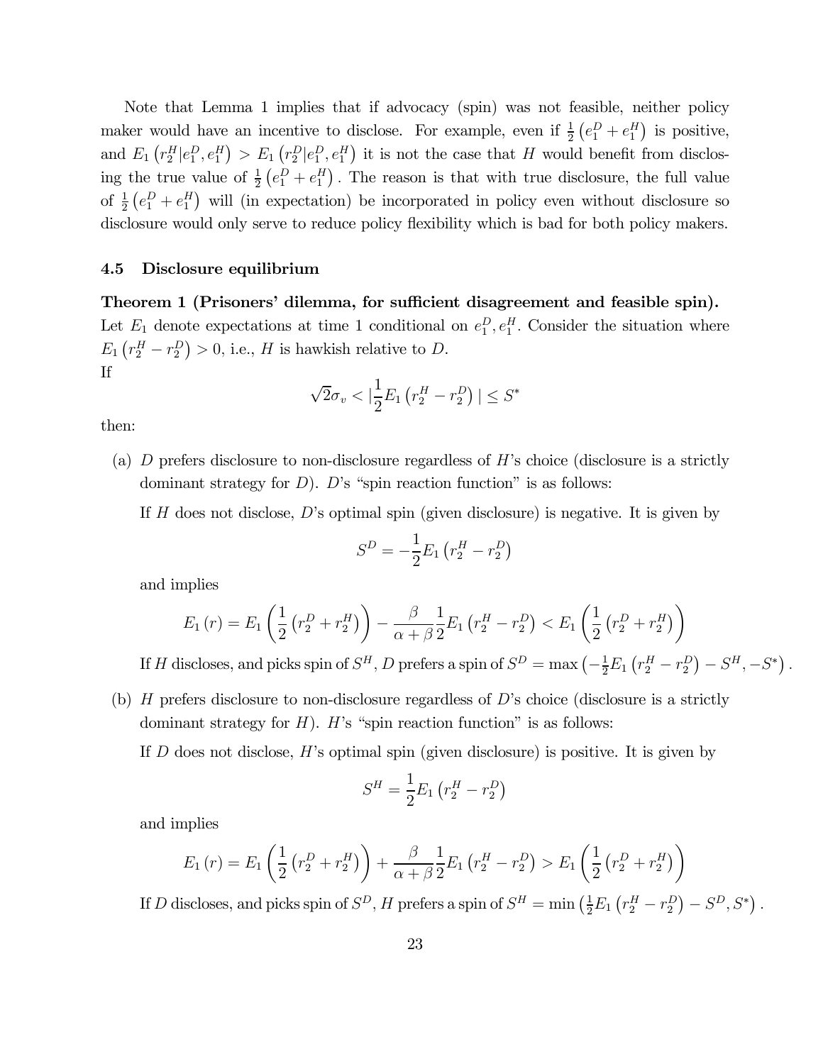Note that Lemma 1 implies that if advocacy (spin) was not feasible, neither policy maker would have an incentive to disclose. For example, even if $\frac{1}{2}\left(e_1^D + e_1^H\right)$ is positive, and $E_1\left(r_2^H | e_1^D, e_1^H\right) > E_1\left(r_2^D | e_1^D, e_1^H\right)$ it is not the case that $H$ would benefit from disclosing the true value of $\frac{1}{2}\left(e_1^D + e_1^H\right)$. The reason is that with true disclosure, the full value of $\frac{1}{2}\left(e_1^D + e_1^H\right)$ will (in expectation) be incorporated in policy even without disclosure so disclosure would only serve to reduce policy flexibility which is bad for both policy makers.

### 4.5 Disclosure equilibrium

**Theorem 1 (Prisoners' dilemma, for sufficient disagreement and feasible spin).** Let $E_1$ denote expectations at time 1 conditional on $e_1^D, e_1^H$. Consider the situation where $E_1\left(r_2^H - r_2^D\right) > 0$, i.e., $H$ is hawkish relative to $D$.

If

$$\sqrt{2}\sigma_v < \left|\frac{1}{2}E_1\left(r_2^H - r_2^D\right)\right| \leq S^*$$

then:

(a) $D$ prefers disclosure to non-disclosure regardless of $H$'s choice (disclosure is a strictly dominant strategy for $D$). $D$'s "spin reaction function" is as follows:

If $H$ does not disclose, $D$'s optimal spin (given disclosure) is negative. It is given by

$$S^D = -\frac{1}{2}E_1\left(r_2^H - r_2^D\right)$$

and implies

$$E_1(r) = E_1\left(\frac{1}{2}\left(r_2^D + r_2^H\right)\right) - \frac{\beta}{\alpha+\beta}\frac{1}{2}E_1\left(r_2^H - r_2^D\right) < E_1\left(\frac{1}{2}\left(r_2^D + r_2^H\right)\right)$$

If $H$ discloses, and picks spin of $S^H$, $D$ prefers a spin of $S^D = \max\left(-\frac{1}{2}E_1\left(r_2^H - r_2^D\right) - S^H, -S^*\right)$.

(b) $H$ prefers disclosure to non-disclosure regardless of $D$'s choice (disclosure is a strictly dominant strategy for $H$). $H$'s "spin reaction function" is as follows:

If $D$ does not disclose, $H$'s optimal spin (given disclosure) is positive. It is given by

$$S^H = \frac{1}{2}E_1\left(r_2^H - r_2^D\right)$$

and implies

$$E_1(r) = E_1\left(\frac{1}{2}\left(r_2^D + r_2^H\right)\right) + \frac{\beta}{\alpha+\beta}\frac{1}{2}E_1\left(r_2^H - r_2^D\right) > E_1\left(\frac{1}{2}\left(r_2^D + r_2^H\right)\right)$$

If $D$ discloses, and picks spin of $S^D$, $H$ prefers a spin of $S^H = \min\left(\frac{1}{2}E_1\left(r_2^H - r_2^D\right) - S^D, S^*\right)$.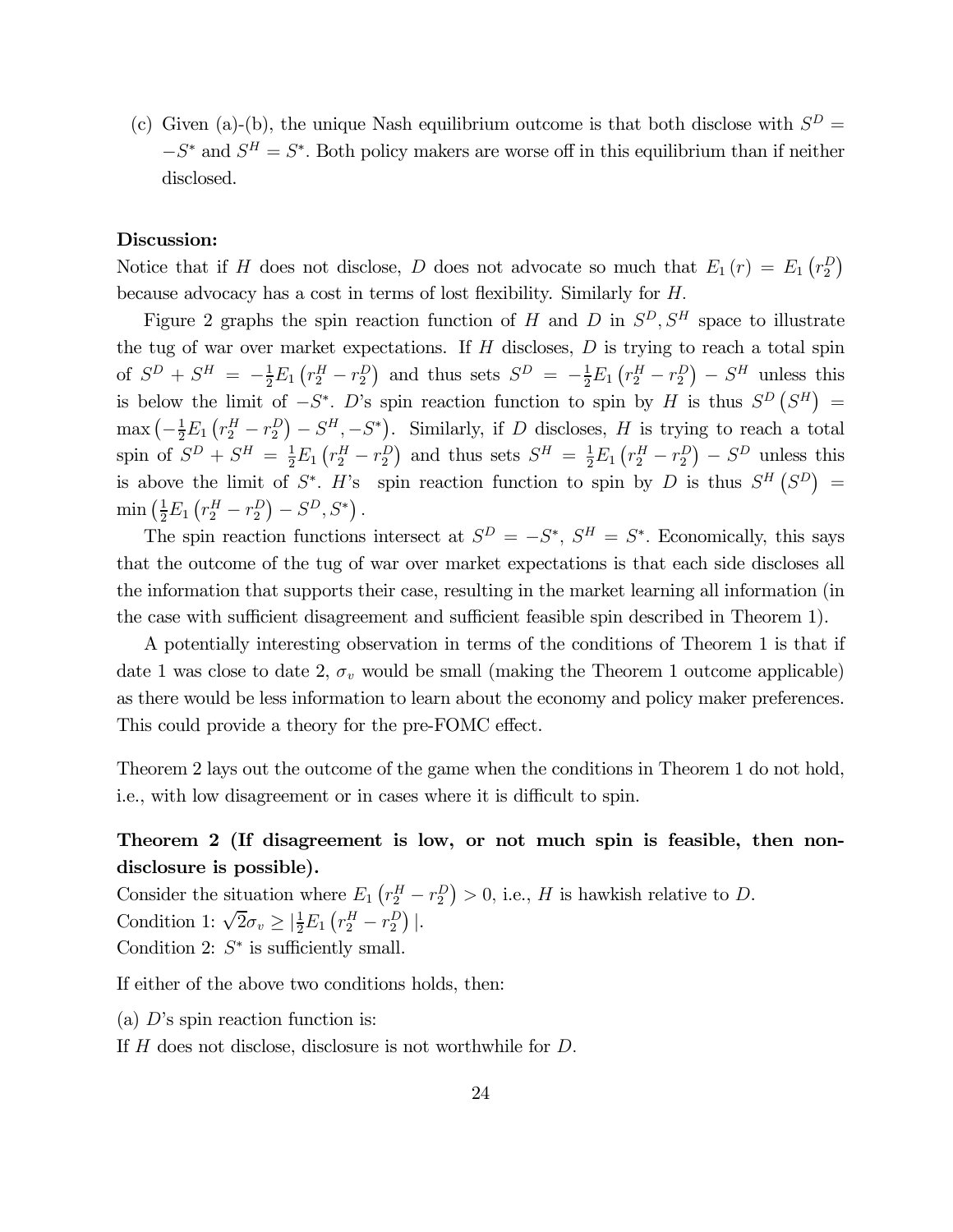(c) Given (a)-(b), the unique Nash equilibrium outcome is that both disclose with $S^D = -S^*$ and $S^H = S^*$. Both policy makers are worse off in this equilibrium than if neither disclosed.

**Discussion:**

Notice that if $H$ does not disclose, $D$ does not advocate so much that $E_1(r) = E_1(r_2^D)$ because advocacy has a cost in terms of lost flexibility. Similarly for $H$.

Figure 2 graphs the spin reaction function of $H$ and $D$ in $S^D, S^H$ space to illustrate the tug of war over market expectations. If $H$ discloses, $D$ is trying to reach a total spin of $S^D + S^H = -\frac{1}{2}E_1(r_2^H - r_2^D)$ and thus sets $S^D = -\frac{1}{2}E_1(r_2^H - r_2^D) - S^H$ unless this is below the limit of $-S^*$. $D$'s spin reaction function to spin by $H$ is thus $S^D(S^H) = \max\left(-\frac{1}{2}E_1(r_2^H - r_2^D) - S^H, -S^*\right)$. Similarly, if $D$ discloses, $H$ is trying to reach a total spin of $S^D + S^H = \frac{1}{2}E_1(r_2^H - r_2^D)$ and thus sets $S^H = \frac{1}{2}E_1(r_2^H - r_2^D) - S^D$ unless this is above the limit of $S^*$. $H$'s spin reaction function to spin by $D$ is thus $S^H(S^D) = \min\left(\frac{1}{2}E_1(r_2^H - r_2^D) - S^D, S^*\right)$.

The spin reaction functions intersect at $S^D = -S^*$, $S^H = S^*$. Economically, this says that the outcome of the tug of war over market expectations is that each side discloses all the information that supports their case, resulting in the market learning all information (in the case with sufficient disagreement and sufficient feasible spin described in Theorem 1).

A potentially interesting observation in terms of the conditions of Theorem 1 is that if date 1 was close to date 2, $\sigma_v$ would be small (making the Theorem 1 outcome applicable) as there would be less information to learn about the economy and policy maker preferences. This could provide a theory for the pre-FOMC effect.

Theorem 2 lays out the outcome of the game when the conditions in Theorem 1 do not hold, i.e., with low disagreement or in cases where it is difficult to spin.

**Theorem 2 (If disagreement is low, or not much spin is feasible, then non-disclosure is possible).**

Consider the situation where $E_1(r_2^H - r_2^D) > 0$, i.e., $H$ is hawkish relative to $D$.

Condition 1: $\sqrt{2}\sigma_v \geq |\frac{1}{2}E_1(r_2^H - r_2^D)|$.

Condition 2: $S^*$ is sufficiently small.

If either of the above two conditions holds, then:

(a) $D$'s spin reaction function is:

If $H$ does not disclose, disclosure is not worthwhile for $D$.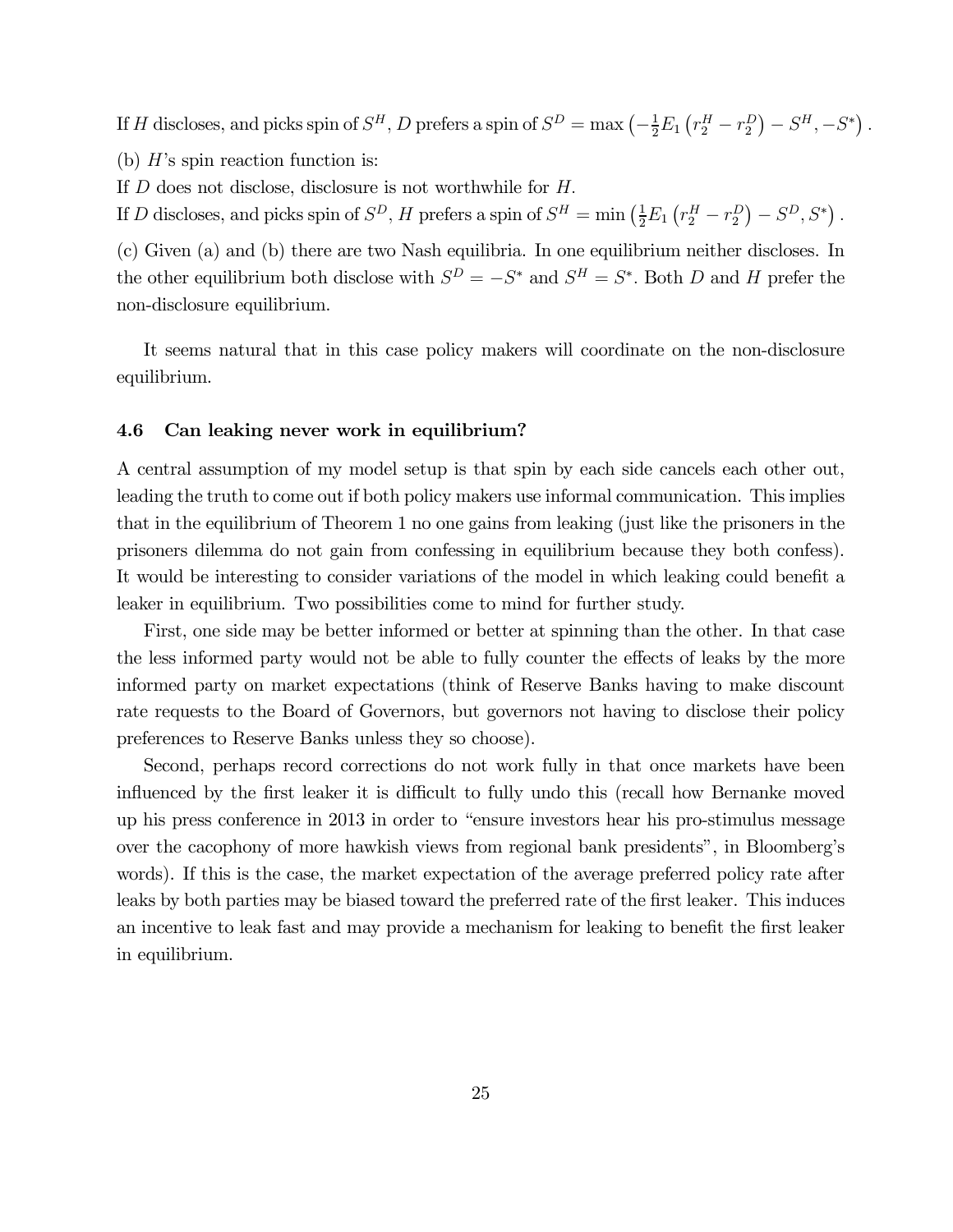If $H$ discloses, and picks spin of $S^H$, $D$ prefers a spin of $S^D = \max\left(-\frac{1}{2}E_1\left(r_2^H - r_2^D\right) - S^H, -S^*\right).$

(b) $H$'s spin reaction function is:

If $D$ does not disclose, disclosure is not worthwhile for $H$.

If $D$ discloses, and picks spin of $S^D$, $H$ prefers a spin of $S^H = \min\left(\frac{1}{2}E_1\left(r_2^H - r_2^D\right) - S^D, S^*\right).$

(c) Given (a) and (b) there are two Nash equilibria. In one equilibrium neither discloses. In the other equilibrium both disclose with $S^D = -S^*$ and $S^H = S^*$. Both $D$ and $H$ prefer the non-disclosure equilibrium.

It seems natural that in this case policy makers will coordinate on the non-disclosure equilibrium.

### 4.6 Can leaking never work in equilibrium?

A central assumption of my model setup is that spin by each side cancels each other out, leading the truth to come out if both policy makers use informal communication. This implies that in the equilibrium of Theorem 1 no one gains from leaking (just like the prisoners in the prisoners dilemma do not gain from confessing in equilibrium because they both confess). It would be interesting to consider variations of the model in which leaking could benefit a leaker in equilibrium. Two possibilities come to mind for further study.

First, one side may be better informed or better at spinning than the other. In that case the less informed party would not be able to fully counter the effects of leaks by the more informed party on market expectations (think of Reserve Banks having to make discount rate requests to the Board of Governors, but governors not having to disclose their policy preferences to Reserve Banks unless they so choose).

Second, perhaps record corrections do not work fully in that once markets have been influenced by the first leaker it is difficult to fully undo this (recall how Bernanke moved up his press conference in 2013 in order to "ensure investors hear his pro-stimulus message over the cacophony of more hawkish views from regional bank presidents", in Bloomberg's words). If this is the case, the market expectation of the average preferred policy rate after leaks by both parties may be biased toward the preferred rate of the first leaker. This induces an incentive to leak fast and may provide a mechanism for leaking to benefit the first leaker in equilibrium.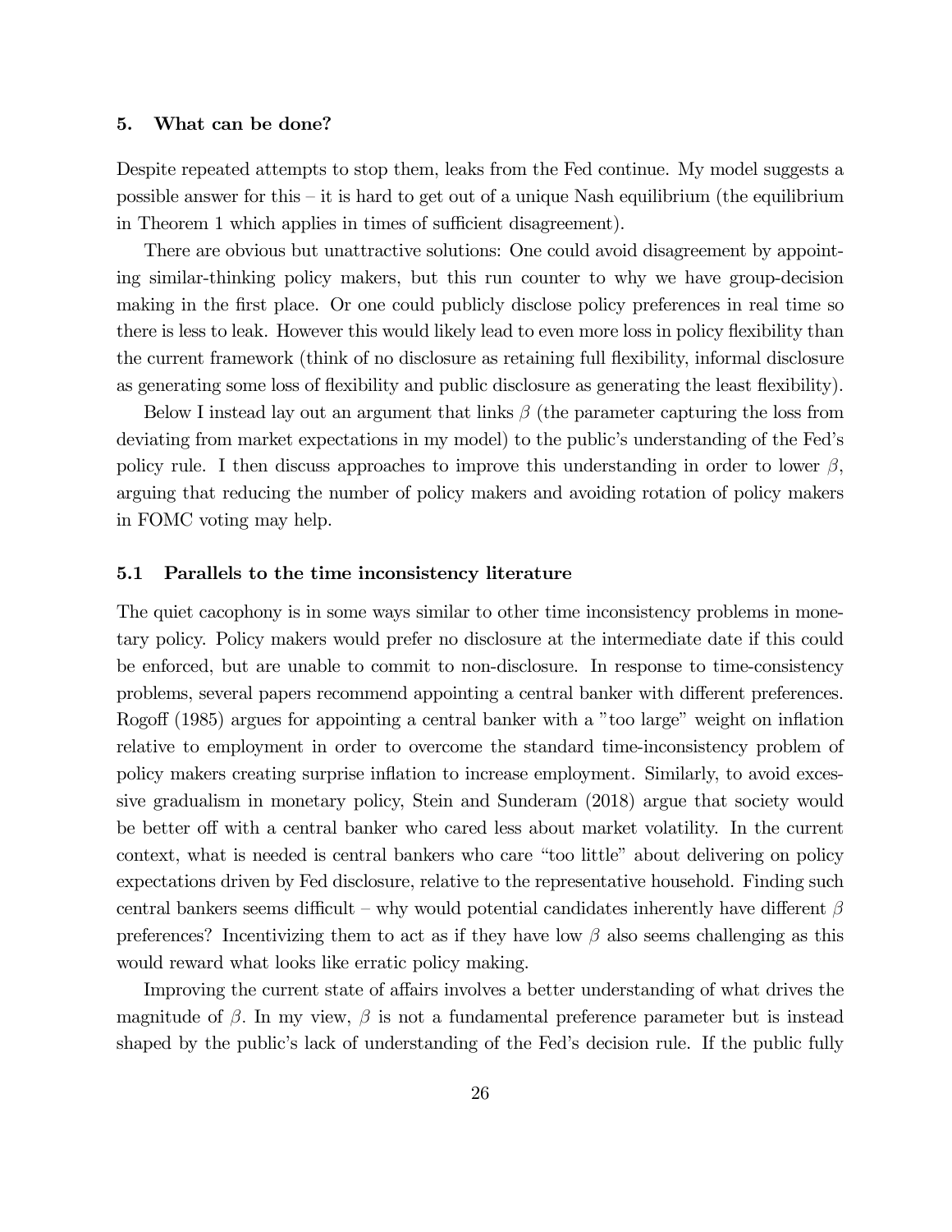## 5. What can be done?

Despite repeated attempts to stop them, leaks from the Fed continue. My model suggests a possible answer for this – it is hard to get out of a unique Nash equilibrium (the equilibrium in Theorem 1 which applies in times of sufficient disagreement).

There are obvious but unattractive solutions: One could avoid disagreement by appointing similar-thinking policy makers, but this run counter to why we have group-decision making in the first place. Or one could publicly disclose policy preferences in real time so there is less to leak. However this would likely lead to even more loss in policy flexibility than the current framework (think of no disclosure as retaining full flexibility, informal disclosure as generating some loss of flexibility and public disclosure as generating the least flexibility).

Below I instead lay out an argument that links $\beta$ (the parameter capturing the loss from deviating from market expectations in my model) to the public's understanding of the Fed's policy rule. I then discuss approaches to improve this understanding in order to lower $\beta$, arguing that reducing the number of policy makers and avoiding rotation of policy makers in FOMC voting may help.

### 5.1 Parallels to the time inconsistency literature

The quiet cacophony is in some ways similar to other time inconsistency problems in monetary policy. Policy makers would prefer no disclosure at the intermediate date if this could be enforced, but are unable to commit to non-disclosure. In response to time-consistency problems, several papers recommend appointing a central banker with different preferences. Rogoff (1985) argues for appointing a central banker with a "too large" weight on inflation relative to employment in order to overcome the standard time-inconsistency problem of policy makers creating surprise inflation to increase employment. Similarly, to avoid excessive gradualism in monetary policy, Stein and Sunderam (2018) argue that society would be better off with a central banker who cared less about market volatility. In the current context, what is needed is central bankers who care "too little" about delivering on policy expectations driven by Fed disclosure, relative to the representative household. Finding such central bankers seems difficult – why would potential candidates inherently have different $\beta$ preferences? Incentivizing them to act as if they have low $\beta$ also seems challenging as this would reward what looks like erratic policy making.

Improving the current state of affairs involves a better understanding of what drives the magnitude of $\beta$. In my view, $\beta$ is not a fundamental preference parameter but is instead shaped by the public's lack of understanding of the Fed's decision rule. If the public fully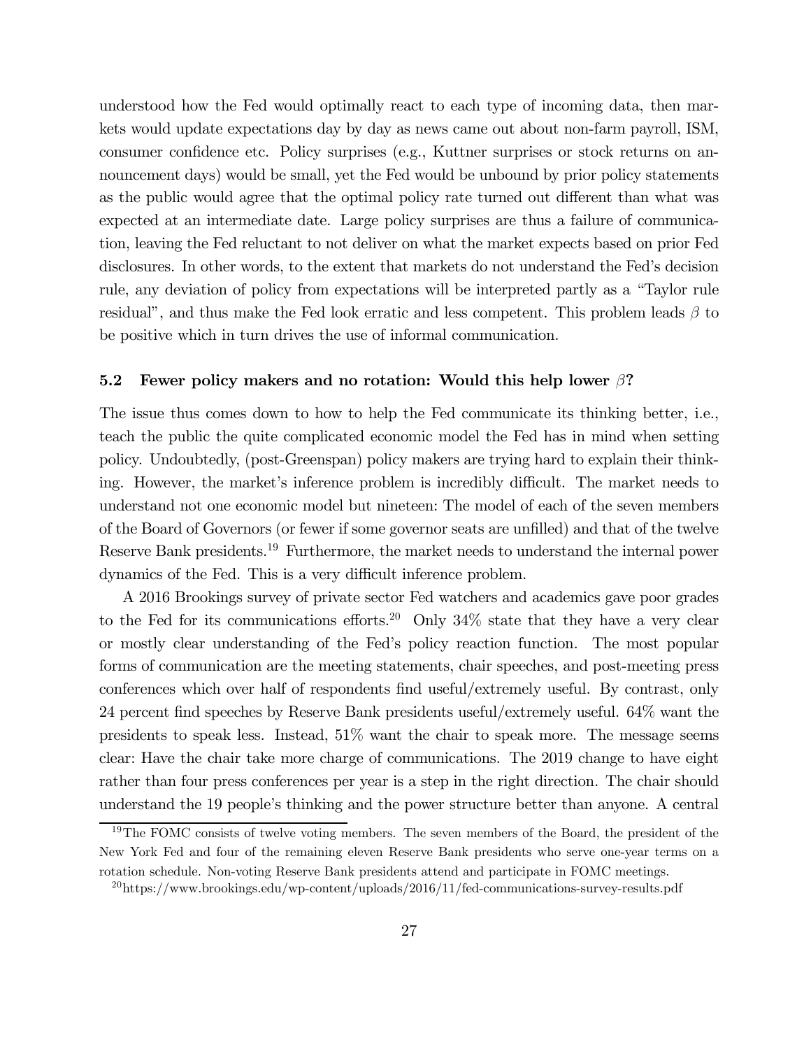understood how the Fed would optimally react to each type of incoming data, then markets would update expectations day by day as news came out about non-farm payroll, ISM, consumer confidence etc. Policy surprises (e.g., Kuttner surprises or stock returns on announcement days) would be small, yet the Fed would be unbound by prior policy statements as the public would agree that the optimal policy rate turned out different than what was expected at an intermediate date. Large policy surprises are thus a failure of communication, leaving the Fed reluctant to not deliver on what the market expects based on prior Fed disclosures. In other words, to the extent that markets do not understand the Fed's decision rule, any deviation of policy from expectations will be interpreted partly as a "Taylor rule residual", and thus make the Fed look erratic and less competent. This problem leads $\beta$ to be positive which in turn drives the use of informal communication.

### 5.2 Fewer policy makers and no rotation: Would this help lower $\beta$?

The issue thus comes down to how to help the Fed communicate its thinking better, i.e., teach the public the quite complicated economic model the Fed has in mind when setting policy. Undoubtedly, (post-Greenspan) policy makers are trying hard to explain their thinking. However, the market's inference problem is incredibly difficult. The market needs to understand not one economic model but nineteen: The model of each of the seven members of the Board of Governors (or fewer if some governor seats are unfilled) and that of the twelve Reserve Bank presidents.[19] Furthermore, the market needs to understand the internal power dynamics of the Fed. This is a very difficult inference problem.

A 2016 Brookings survey of private sector Fed watchers and academics gave poor grades to the Fed for its communications efforts.[20] Only 34% state that they have a very clear or mostly clear understanding of the Fed's policy reaction function. The most popular forms of communication are the meeting statements, chair speeches, and post-meeting press conferences which over half of respondents find useful/extremely useful. By contrast, only 24 percent find speeches by Reserve Bank presidents useful/extremely useful. 64% want the presidents to speak less. Instead, 51% want the chair to speak more. The message seems clear: Have the chair take more charge of communications. The 2019 change to have eight rather than four press conferences per year is a step in the right direction. The chair should understand the 19 people's thinking and the power structure better than anyone. A central

[19] The FOMC consists of twelve voting members. The seven members of the Board, the president of the New York Fed and four of the remaining eleven Reserve Bank presidents who serve one-year terms on a rotation schedule. Non-voting Reserve Bank presidents attend and participate in FOMC meetings.

[20] https://www.brookings.edu/wp-content/uploads/2016/11/fed-communications-survey-results.pdf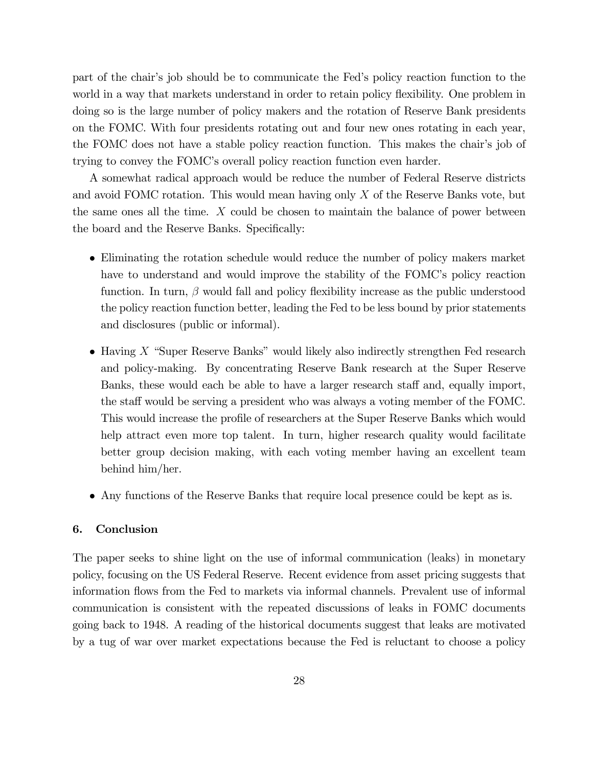part of the chair's job should be to communicate the Fed's policy reaction function to the world in a way that markets understand in order to retain policy flexibility. One problem in doing so is the large number of policy makers and the rotation of Reserve Bank presidents on the FOMC. With four presidents rotating out and four new ones rotating in each year, the FOMC does not have a stable policy reaction function. This makes the chair's job of trying to convey the FOMC's overall policy reaction function even harder.

A somewhat radical approach would be reduce the number of Federal Reserve districts and avoid FOMC rotation. This would mean having only $X$ of the Reserve Banks vote, but the same ones all the time. $X$ could be chosen to maintain the balance of power between the board and the Reserve Banks. Specifically:

- Eliminating the rotation schedule would reduce the number of policy makers market have to understand and would improve the stability of the FOMC's policy reaction function. In turn, $\beta$ would fall and policy flexibility increase as the public understood the policy reaction function better, leading the Fed to be less bound by prior statements and disclosures (public or informal).
- Having $X$ "Super Reserve Banks" would likely also indirectly strengthen Fed research and policy-making. By concentrating Reserve Bank research at the Super Reserve Banks, these would each be able to have a larger research staff and, equally import, the staff would be serving a president who was always a voting member of the FOMC. This would increase the profile of researchers at the Super Reserve Banks which would help attract even more top talent. In turn, higher research quality would facilitate better group decision making, with each voting member having an excellent team behind him/her.
- Any functions of the Reserve Banks that require local presence could be kept as is.

## 6. Conclusion

The paper seeks to shine light on the use of informal communication (leaks) in monetary policy, focusing on the US Federal Reserve. Recent evidence from asset pricing suggests that information flows from the Fed to markets via informal channels. Prevalent use of informal communication is consistent with the repeated discussions of leaks in FOMC documents going back to 1948. A reading of the historical documents suggest that leaks are motivated by a tug of war over market expectations because the Fed is reluctant to choose a policy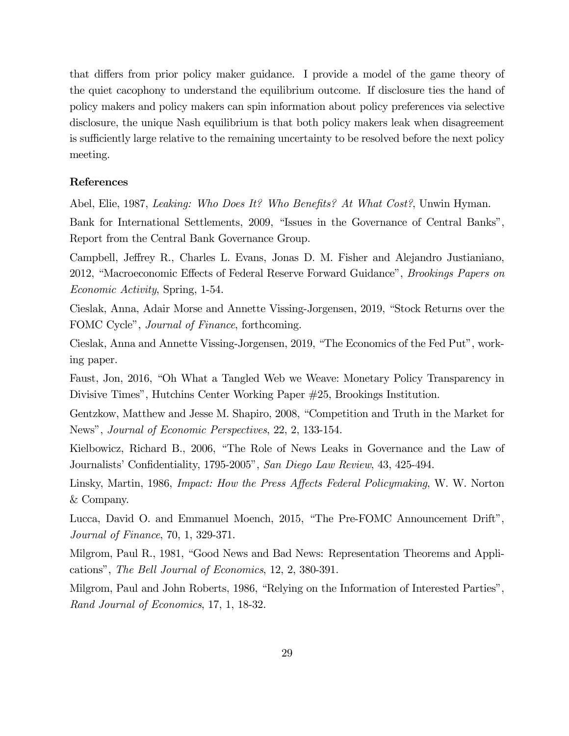that differs from prior policy maker guidance. I provide a model of the game theory of the quiet cacophony to understand the equilibrium outcome. If disclosure ties the hand of policy makers and policy makers can spin information about policy preferences via selective disclosure, the unique Nash equilibrium is that both policy makers leak when disagreement is sufficiently large relative to the remaining uncertainty to be resolved before the next policy meeting.

## References

Abel, Elie, 1987, *Leaking: Who Does It? Who Benefits? At What Cost?*, Unwin Hyman.

Bank for International Settlements, 2009, "Issues in the Governance of Central Banks", Report from the Central Bank Governance Group.

Campbell, Jeffrey R., Charles L. Evans, Jonas D. M. Fisher and Alejandro Justianiano, 2012, "Macroeconomic Effects of Federal Reserve Forward Guidance", *Brookings Papers on Economic Activity*, Spring, 1-54.

Cieslak, Anna, Adair Morse and Annette Vissing-Jorgensen, 2019, "Stock Returns over the FOMC Cycle", *Journal of Finance*, forthcoming.

Cieslak, Anna and Annette Vissing-Jorgensen, 2019, "The Economics of the Fed Put", working paper.

Faust, Jon, 2016, "Oh What a Tangled Web we Weave: Monetary Policy Transparency in Divisive Times", Hutchins Center Working Paper #25, Brookings Institution.

Gentzkow, Matthew and Jesse M. Shapiro, 2008, "Competition and Truth in the Market for News", *Journal of Economic Perspectives*, 22, 2, 133-154.

Kielbowicz, Richard B., 2006, "The Role of News Leaks in Governance and the Law of Journalists' Confidentiality, 1795-2005", *San Diego Law Review*, 43, 425-494.

Linsky, Martin, 1986, *Impact: How the Press Affects Federal Policymaking*, W. W. Norton & Company.

Lucca, David O. and Emmanuel Moench, 2015, "The Pre-FOMC Announcement Drift", *Journal of Finance*, 70, 1, 329-371.

Milgrom, Paul R., 1981, "Good News and Bad News: Representation Theorems and Applications", *The Bell Journal of Economics*, 12, 2, 380-391.

Milgrom, Paul and John Roberts, 1986, "Relying on the Information of Interested Parties", *Rand Journal of Economics*, 17, 1, 18-32.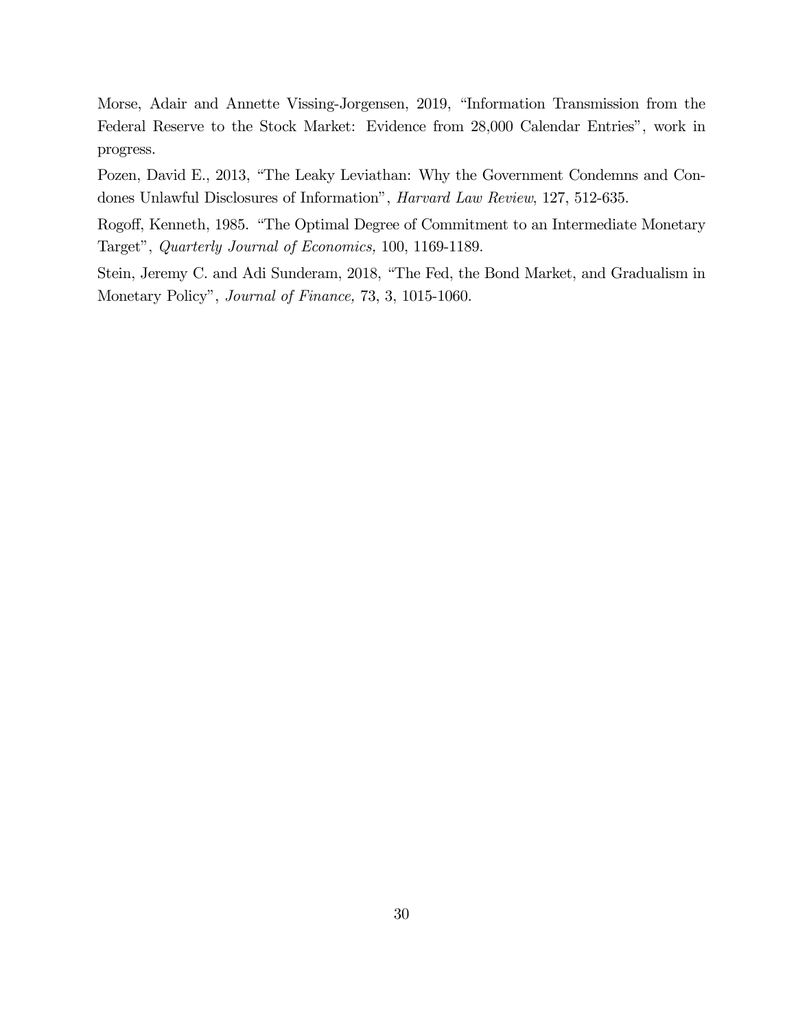Morse, Adair and Annette Vissing-Jorgensen, 2019, "Information Transmission from the Federal Reserve to the Stock Market: Evidence from 28,000 Calendar Entries", work in progress.

Pozen, David E., 2013, "The Leaky Leviathan: Why the Government Condemns and Condones Unlawful Disclosures of Information", *Harvard Law Review*, 127, 512-635.

Rogoff, Kenneth, 1985. "The Optimal Degree of Commitment to an Intermediate Monetary Target", *Quarterly Journal of Economics,* 100, 1169-1189.

Stein, Jeremy C. and Adi Sunderam, 2018, "The Fed, the Bond Market, and Gradualism in Monetary Policy", *Journal of Finance,* 73, 3, 1015-1060.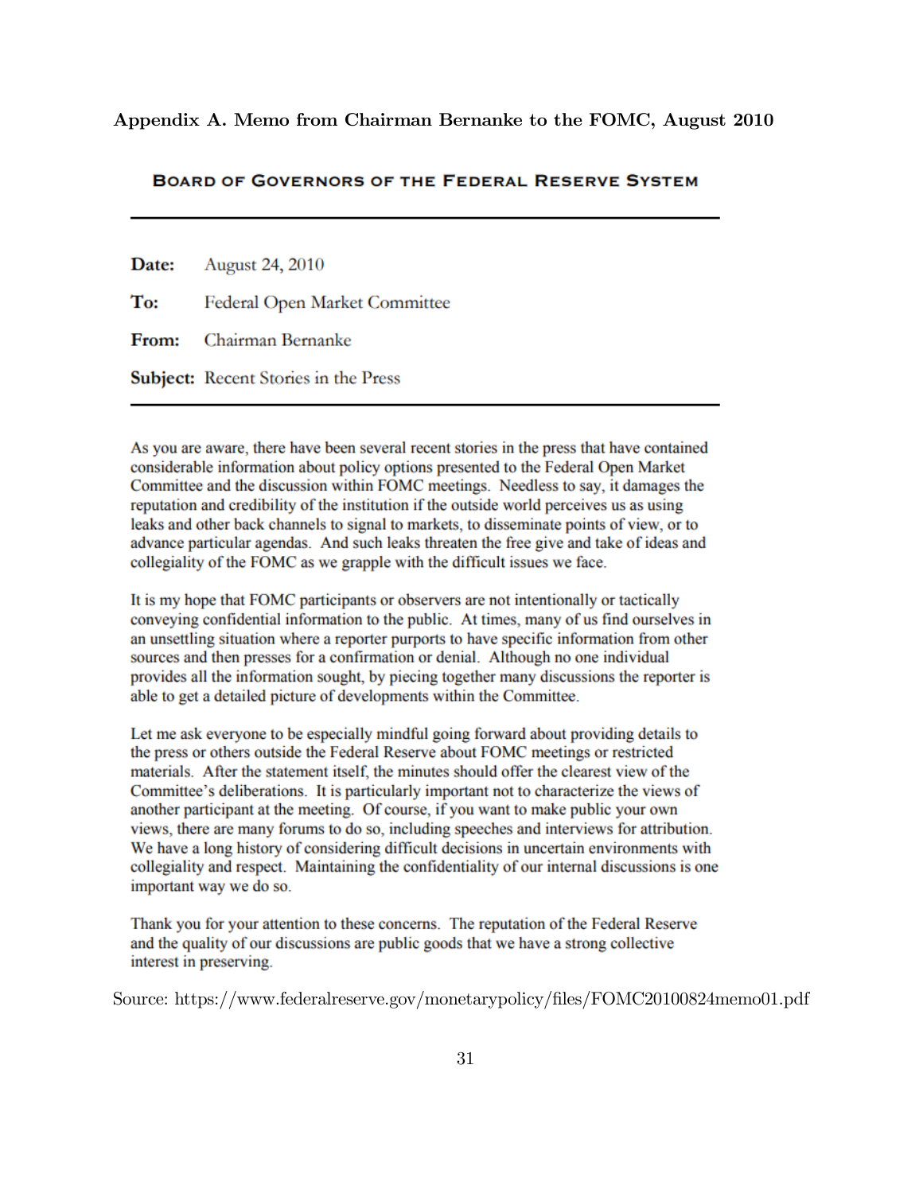## Appendix A. Memo from Chairman Bernanke to the FOMC, August 2010

**BOARD OF GOVERNORS OF THE FEDERAL RESERVE SYSTEM**

---

**Date:** August 24, 2010

**To:** Federal Open Market Committee

**From:** Chairman Bernanke

**Subject:** Recent Stories in the Press

---

As you are aware, there have been several recent stories in the press that have contained considerable information about policy options presented to the Federal Open Market Committee and the discussion within FOMC meetings. Needless to say, it damages the reputation and credibility of the institution if the outside world perceives us as using leaks and other back channels to signal to markets, to disseminate points of view, or to advance particular agendas. And such leaks threaten the free give and take of ideas and collegiality of the FOMC as we grapple with the difficult issues we face.

It is my hope that FOMC participants or observers are not intentionally or tactically conveying confidential information to the public. At times, many of us find ourselves in an unsettling situation where a reporter purports to have specific information from other sources and then presses for a confirmation or denial. Although no one individual provides all the information sought, by piecing together many discussions the reporter is able to get a detailed picture of developments within the Committee.

Let me ask everyone to be especially mindful going forward about providing details to the press or others outside the Federal Reserve about FOMC meetings or restricted materials. After the statement itself, the minutes should offer the clearest view of the Committee's deliberations. It is particularly important not to characterize the views of another participant at the meeting. Of course, if you want to make public your own views, there are many forums to do so, including speeches and interviews for attribution. We have a long history of considering difficult decisions in uncertain environments with collegiality and respect. Maintaining the confidentiality of our internal discussions is one important way we do so.

Thank you for your attention to these concerns. The reputation of the Federal Reserve and the quality of our discussions are public goods that we have a strong collective interest in preserving.

Source: https://www.federalreserve.gov/monetarypolicy/files/FOMC20100824memo01.pdf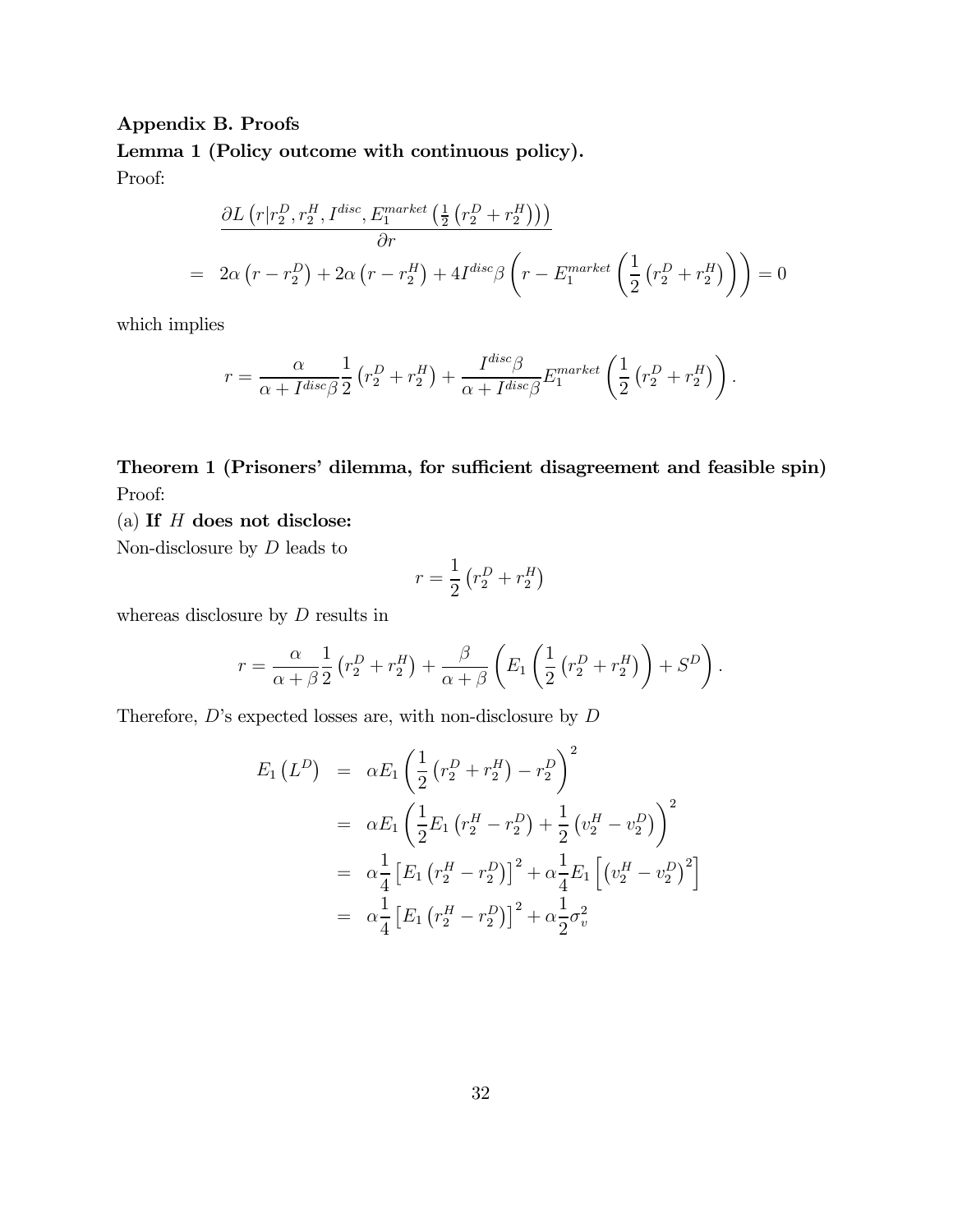## Appendix B. Proofs

**Lemma 1 (Policy outcome with continuous policy).**

Proof:

$$
\begin{aligned}
& \frac{\partial L\left(r|r_2^D, r_2^H, I^{disc}, E_1^{market}\left(\frac{1}{2}\left(r_2^D + r_2^H\right)\right)\right)}{\partial r} \\
= \;& 2\alpha\left(r - r_2^D\right) + 2\alpha\left(r - r_2^H\right) + 4I^{disc}\beta\left(r - E_1^{market}\left(\frac{1}{2}\left(r_2^D + r_2^H\right)\right)\right) = 0
\end{aligned}
$$

which implies

$$
r = \frac{\alpha}{\alpha + I^{disc}\beta}\frac{1}{2}\left(r_2^D + r_2^H\right) + \frac{I^{disc}\beta}{\alpha + I^{disc}\beta}E_1^{market}\left(\frac{1}{2}\left(r_2^D + r_2^H\right)\right).
$$

**Theorem 1 (Prisoners' dilemma, for sufficient disagreement and feasible spin)**

Proof:

(a) **If $H$ does not disclose:**

Non-disclosure by $D$ leads to

$$
r = \frac{1}{2}\left(r_2^D + r_2^H\right)
$$

whereas disclosure by $D$ results in

$$
r = \frac{\alpha}{\alpha + \beta}\frac{1}{2}\left(r_2^D + r_2^H\right) + \frac{\beta}{\alpha + \beta}\left(E_1\left(\frac{1}{2}\left(r_2^D + r_2^H\right)\right) + S^D\right).
$$

Therefore, $D$'s expected losses are, with non-disclosure by $D$

$$
\begin{aligned}
E_1\left(L^D\right) &= \alpha E_1\left(\frac{1}{2}\left(r_2^D + r_2^H\right) - r_2^D\right)^2 \\
&= \alpha E_1\left(\frac{1}{2}E_1\left(r_2^H - r_2^D\right) + \frac{1}{2}\left(v_2^H - v_2^D\right)\right)^2 \\
&= \alpha\frac{1}{4}\left[E_1\left(r_2^H - r_2^D\right)\right]^2 + \alpha\frac{1}{4}E_1\left[\left(v_2^H - v_2^D\right)^2\right] \\
&= \alpha\frac{1}{4}\left[E_1\left(r_2^H - r_2^D\right)\right]^2 + \alpha\frac{1}{2}\sigma_v^2
\end{aligned}
$$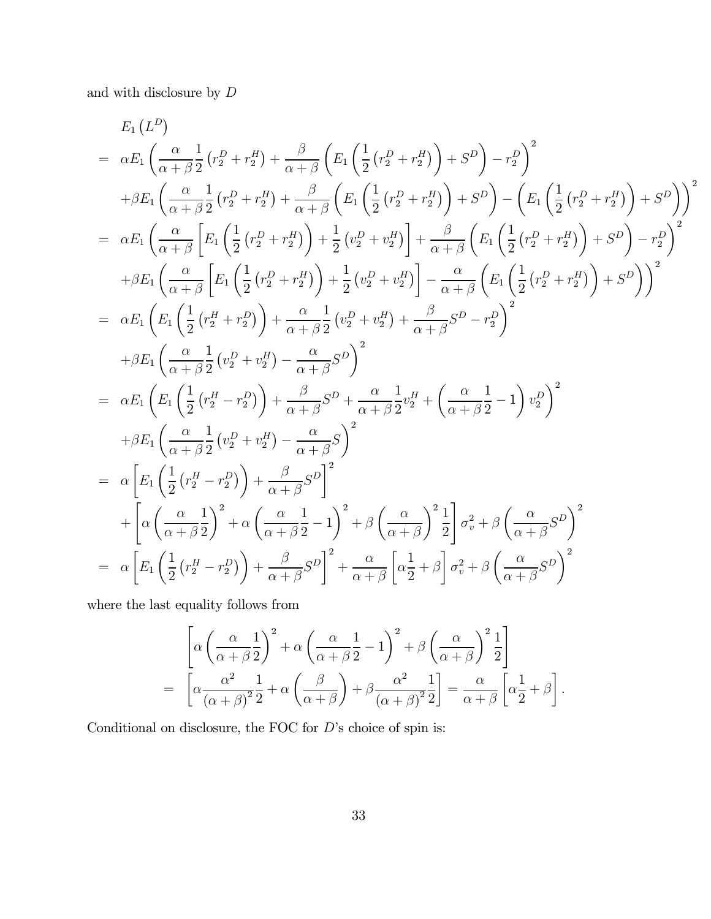and with disclosure by $D$

$$
\begin{aligned}
& E_1\left(L^D\right) \\
= \; & \alpha E_1\left(\frac{\alpha}{\alpha+\beta}\frac{1}{2}\left(r_2^D+r_2^H\right)+\frac{\beta}{\alpha+\beta}\left(E_1\left(\frac{1}{2}\left(r_2^D+r_2^H\right)\right)+S^D\right)-r_2^D\right)^2 \\
& +\beta E_1\left(\frac{\alpha}{\alpha+\beta}\frac{1}{2}\left(r_2^D+r_2^H\right)+\frac{\beta}{\alpha+\beta}\left(E_1\left(\frac{1}{2}\left(r_2^D+r_2^H\right)\right)+S^D\right)-\left(E_1\left(\frac{1}{2}\left(r_2^D+r_2^H\right)\right)+S^D\right)\right)^2 \\
= \; & \alpha E_1\left(\frac{\alpha}{\alpha+\beta}\left[E_1\left(\frac{1}{2}\left(r_2^D+r_2^H\right)\right)+\frac{1}{2}\left(v_2^D+v_2^H\right)\right]+\frac{\beta}{\alpha+\beta}\left(E_1\left(\frac{1}{2}\left(r_2^D+r_2^H\right)\right)+S^D\right)-r_2^D\right)^2 \\
& +\beta E_1\left(\frac{\alpha}{\alpha+\beta}\left[E_1\left(\frac{1}{2}\left(r_2^D+r_2^H\right)\right)+\frac{1}{2}\left(v_2^D+v_2^H\right)\right]-\frac{\alpha}{\alpha+\beta}\left(E_1\left(\frac{1}{2}\left(r_2^D+r_2^H\right)\right)+S^D\right)\right)^2 \\
= \; & \alpha E_1\left(E_1\left(\frac{1}{2}\left(r_2^H+r_2^D\right)\right)+\frac{\alpha}{\alpha+\beta}\frac{1}{2}\left(v_2^D+v_2^H\right)+\frac{\beta}{\alpha+\beta}S^D-r_2^D\right)^2 \\
& +\beta E_1\left(\frac{\alpha}{\alpha+\beta}\frac{1}{2}\left(v_2^D+v_2^H\right)-\frac{\alpha}{\alpha+\beta}S^D\right)^2 \\
= \; & \alpha E_1\left(E_1\left(\frac{1}{2}\left(r_2^H-r_2^D\right)\right)+\frac{\beta}{\alpha+\beta}S^D+\frac{\alpha}{\alpha+\beta}\frac{1}{2}v_2^H+\left(\frac{\alpha}{\alpha+\beta}\frac{1}{2}-1\right)v_2^D\right)^2 \\
& +\beta E_1\left(\frac{\alpha}{\alpha+\beta}\frac{1}{2}\left(v_2^D+v_2^H\right)-\frac{\alpha}{\alpha+\beta}S\right)^2 \\
= \; & \alpha\left[E_1\left(\frac{1}{2}\left(r_2^H-r_2^D\right)\right)+\frac{\beta}{\alpha+\beta}S^D\right]^2 \\
& +\left[\alpha\left(\frac{\alpha}{\alpha+\beta}\frac{1}{2}\right)^2+\alpha\left(\frac{\alpha}{\alpha+\beta}\frac{1}{2}-1\right)^2+\beta\left(\frac{\alpha}{\alpha+\beta}\right)^2\frac{1}{2}\right]\sigma_v^2+\beta\left(\frac{\alpha}{\alpha+\beta}S^D\right)^2 \\
= \; & \alpha\left[E_1\left(\frac{1}{2}\left(r_2^H-r_2^D\right)\right)+\frac{\beta}{\alpha+\beta}S^D\right]^2+\frac{\alpha}{\alpha+\beta}\left[\alpha\frac{1}{2}+\beta\right]\sigma_v^2+\beta\left(\frac{\alpha}{\alpha+\beta}S^D\right)^2
\end{aligned}
$$

where the last equality follows from

$$
\begin{aligned}
& \left[\alpha\left(\frac{\alpha}{\alpha+\beta}\frac{1}{2}\right)^2+\alpha\left(\frac{\alpha}{\alpha+\beta}\frac{1}{2}-1\right)^2+\beta\left(\frac{\alpha}{\alpha+\beta}\right)^2\frac{1}{2}\right] \\
= \; & \left[\alpha\frac{\alpha^2}{(\alpha+\beta)^2}\frac{1}{2}+\alpha\left(\frac{\beta}{\alpha+\beta}\right)+\beta\frac{\alpha^2}{(\alpha+\beta)^2}\frac{1}{2}\right]=\frac{\alpha}{\alpha+\beta}\left[\alpha\frac{1}{2}+\beta\right].
\end{aligned}
$$

Conditional on disclosure, the FOC for $D$'s choice of spin is: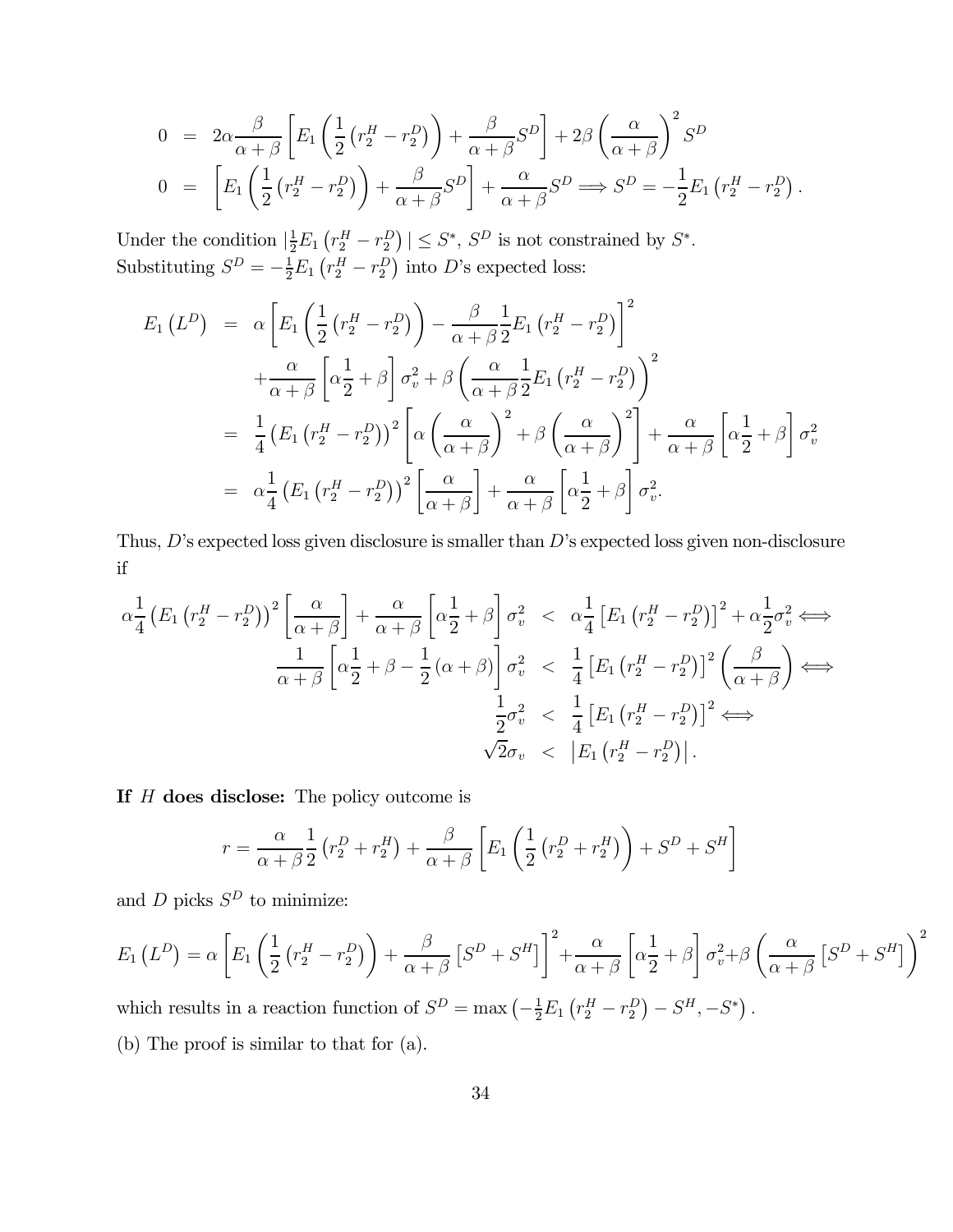$$
\begin{aligned}
0 &= 2\alpha\frac{\beta}{\alpha+\beta}\left[E_1\left(\frac{1}{2}\left(r_2^H - r_2^D\right)\right) + \frac{\beta}{\alpha+\beta}S^D\right] + 2\beta\left(\frac{\alpha}{\alpha+\beta}\right)^2 S^D \\
0 &= \left[E_1\left(\frac{1}{2}\left(r_2^H - r_2^D\right)\right) + \frac{\beta}{\alpha+\beta}S^D\right] + \frac{\alpha}{\alpha+\beta}S^D \Longrightarrow S^D = -\frac{1}{2}E_1\left(r_2^H - r_2^D\right).
\end{aligned}
$$

Under the condition $|\frac{1}{2}E_1\left(r_2^H - r_2^D\right)| \leq S^*$, $S^D$ is not constrained by $S^*$.
Substituting $S^D = -\frac{1}{2}E_1\left(r_2^H - r_2^D\right)$ into $D$'s expected loss:

$$
\begin{aligned}
E_1\left(L^D\right) &= \alpha\left[E_1\left(\frac{1}{2}\left(r_2^H - r_2^D\right)\right) - \frac{\beta}{\alpha+\beta}\frac{1}{2}E_1\left(r_2^H - r_2^D\right)\right]^2 \\
&\quad + \frac{\alpha}{\alpha+\beta}\left[\alpha\frac{1}{2} + \beta\right]\sigma_v^2 + \beta\left(\frac{\alpha}{\alpha+\beta}\frac{1}{2}E_1\left(r_2^H - r_2^D\right)\right)^2 \\
&= \frac{1}{4}\left(E_1\left(r_2^H - r_2^D\right)\right)^2\left[\alpha\left(\frac{\alpha}{\alpha+\beta}\right)^2 + \beta\left(\frac{\alpha}{\alpha+\beta}\right)^2\right] + \frac{\alpha}{\alpha+\beta}\left[\alpha\frac{1}{2} + \beta\right]\sigma_v^2 \\
&= \alpha\frac{1}{4}\left(E_1\left(r_2^H - r_2^D\right)\right)^2\left[\frac{\alpha}{\alpha+\beta}\right] + \frac{\alpha}{\alpha+\beta}\left[\alpha\frac{1}{2} + \beta\right]\sigma_v^2.
\end{aligned}
$$

Thus, $D$'s expected loss given disclosure is smaller than $D$'s expected loss given non-disclosure if

$$
\begin{aligned}
\alpha\frac{1}{4}\left(E_1\left(r_2^H - r_2^D\right)\right)^2\left[\frac{\alpha}{\alpha+\beta}\right] + \frac{\alpha}{\alpha+\beta}\left[\alpha\frac{1}{2} + \beta\right]\sigma_v^2 &< \alpha\frac{1}{4}\left[E_1\left(r_2^H - r_2^D\right)\right]^2 + \alpha\frac{1}{2}\sigma_v^2 \iff \\
\frac{1}{\alpha+\beta}\left[\alpha\frac{1}{2} + \beta - \frac{1}{2}(\alpha+\beta)\right]\sigma_v^2 &< \frac{1}{4}\left[E_1\left(r_2^H - r_2^D\right)\right]^2\left(\frac{\beta}{\alpha+\beta}\right) \iff \\
\frac{1}{2}\sigma_v^2 &< \frac{1}{4}\left[E_1\left(r_2^H - r_2^D\right)\right]^2 \iff \\
\sqrt{2}\sigma_v &< \left|E_1\left(r_2^H - r_2^D\right)\right|.
\end{aligned}
$$

**If $H$ does disclose:** The policy outcome is

$$
r = \frac{\alpha}{\alpha+\beta}\frac{1}{2}\left(r_2^D + r_2^H\right) + \frac{\beta}{\alpha+\beta}\left[E_1\left(\frac{1}{2}\left(r_2^D + r_2^H\right)\right) + S^D + S^H\right]
$$

and $D$ picks $S^D$ to minimize:

$$
E_1\left(L^D\right) = \alpha\left[E_1\left(\frac{1}{2}\left(r_2^H - r_2^D\right)\right) + \frac{\beta}{\alpha+\beta}\left[S^D + S^H\right]\right]^2 + \frac{\alpha}{\alpha+\beta}\left[\alpha\frac{1}{2} + \beta\right]\sigma_v^2 + \beta\left(\frac{\alpha}{\alpha+\beta}\left[S^D + S^H\right]\right)^2
$$

which results in a reaction function of $S^D = \max\left(-\frac{1}{2}E_1\left(r_2^H - r_2^D\right) - S^H, -S^*\right)$.

(b) The proof is similar to that for (a).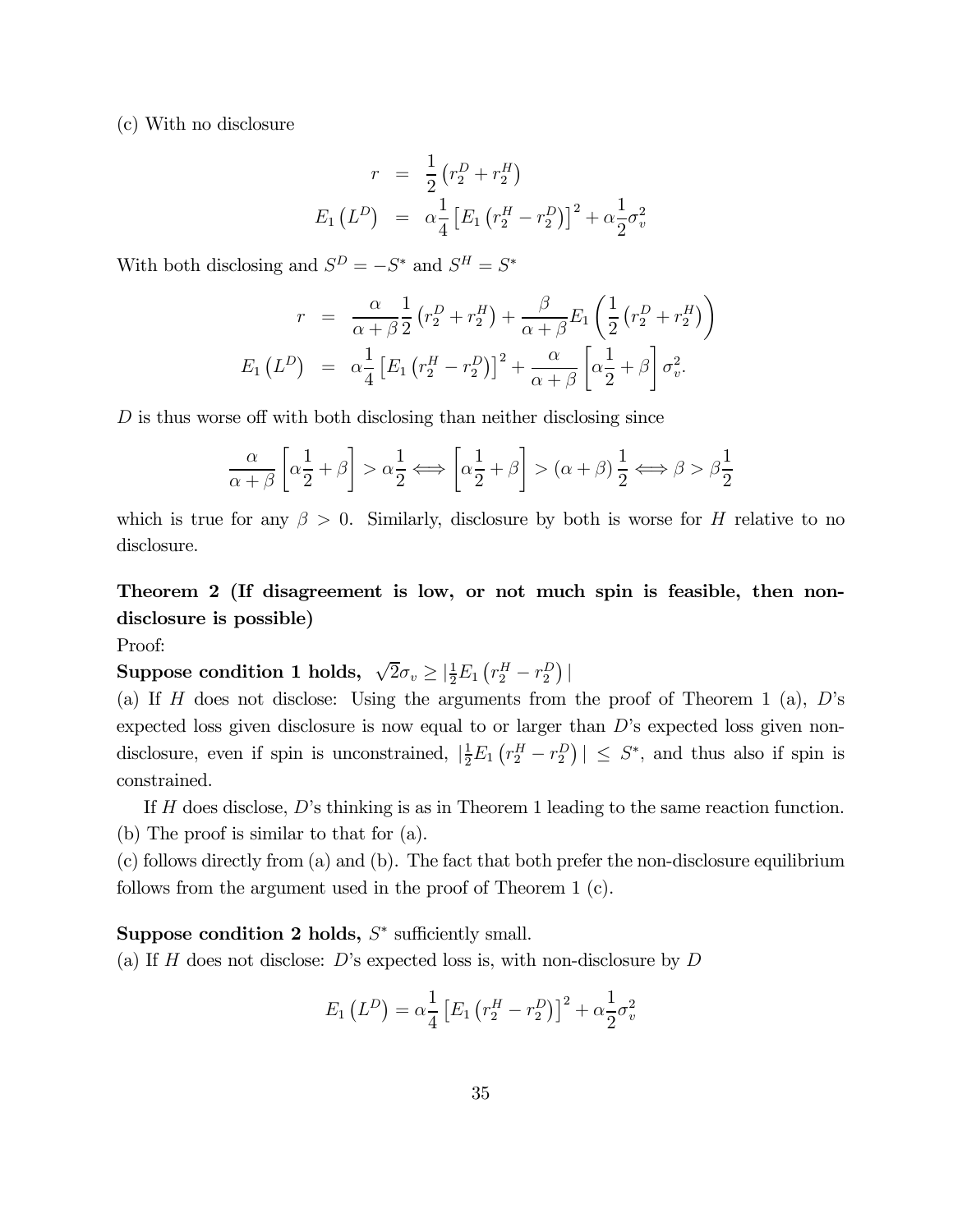(c) With no disclosure

$$
\begin{aligned}
r &= \frac{1}{2}\left(r_2^D + r_2^H\right) \\
E_1\left(L^D\right) &= \alpha\frac{1}{4}\left[E_1\left(r_2^H - r_2^D\right)\right]^2 + \alpha\frac{1}{2}\sigma_v^2
\end{aligned}
$$

With both disclosing and $S^D = -S^*$ and $S^H = S^*$

$$
\begin{aligned}
r &= \frac{\alpha}{\alpha+\beta}\frac{1}{2}\left(r_2^D + r_2^H\right) + \frac{\beta}{\alpha+\beta}E_1\left(\frac{1}{2}\left(r_2^D + r_2^H\right)\right) \\
E_1\left(L^D\right) &= \alpha\frac{1}{4}\left[E_1\left(r_2^H - r_2^D\right)\right]^2 + \frac{\alpha}{\alpha+\beta}\left[\alpha\frac{1}{2} + \beta\right]\sigma_v^2.
\end{aligned}
$$

$D$ is thus worse off with both disclosing than neither disclosing since

$$
\frac{\alpha}{\alpha+\beta}\left[\alpha\frac{1}{2} + \beta\right] > \alpha\frac{1}{2} \Longleftrightarrow \left[\alpha\frac{1}{2} + \beta\right] > (\alpha+\beta)\frac{1}{2} \Longleftrightarrow \beta > \beta\frac{1}{2}
$$

which is true for any $\beta > 0$. Similarly, disclosure by both is worse for $H$ relative to no disclosure.

**Theorem 2 (If disagreement is low, or not much spin is feasible, then non-disclosure is possible)**

Proof:

**Suppose condition 1 holds,** $\sqrt{2}\sigma_v \geq |\frac{1}{2}E_1\left(r_2^H - r_2^D\right)|$

(a) If $H$ does not disclose: Using the arguments from the proof of Theorem 1 (a), $D$'s expected loss given disclosure is now equal to or larger than $D$'s expected loss given non-disclosure, even if spin is unconstrained, $|\frac{1}{2}E_1\left(r_2^H - r_2^D\right)| \leq S^*$, and thus also if spin is constrained.

If $H$ does disclose, $D$'s thinking is as in Theorem 1 leading to the same reaction function.

(b) The proof is similar to that for (a).

(c) follows directly from (a) and (b). The fact that both prefer the non-disclosure equilibrium follows from the argument used in the proof of Theorem 1 (c).

**Suppose condition 2 holds,** $S^*$ sufficiently small.

(a) If $H$ does not disclose: $D$'s expected loss is, with non-disclosure by $D$

$$
E_1\left(L^D\right) = \alpha\frac{1}{4}\left[E_1\left(r_2^H - r_2^D\right)\right]^2 + \alpha\frac{1}{2}\sigma_v^2
$$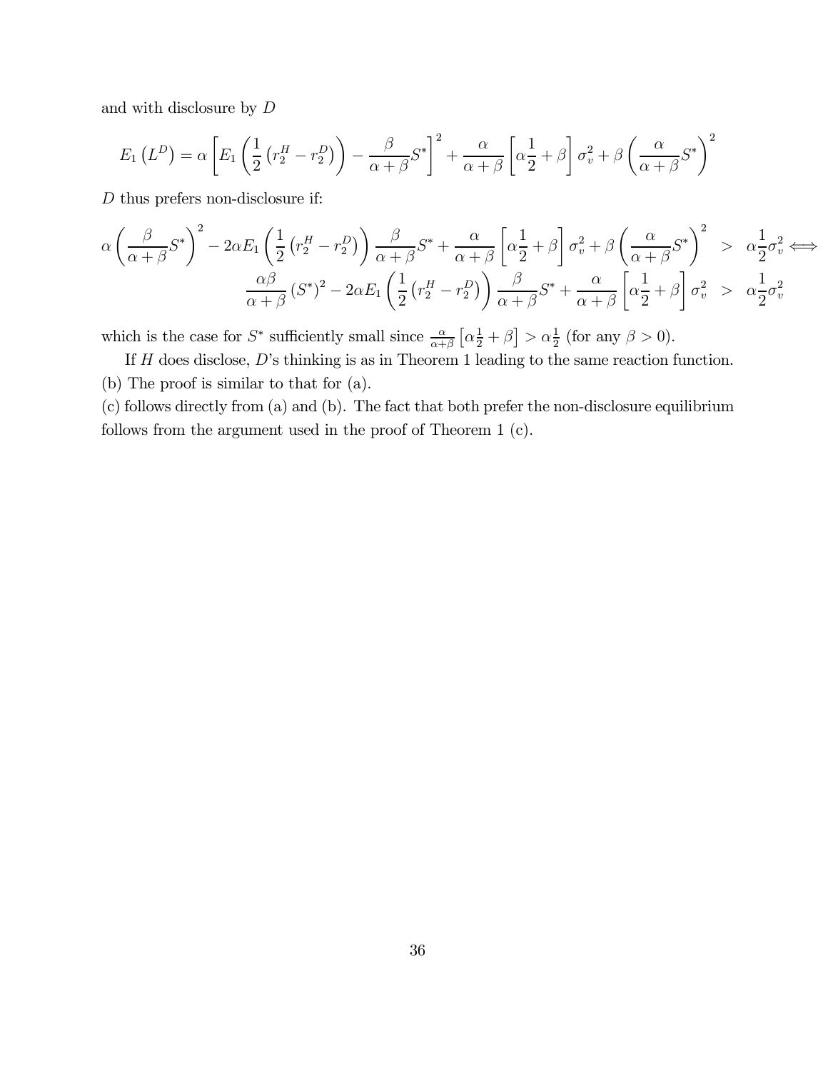and with disclosure by $D$

$$E_1\left(L^D\right) = \alpha\left[E_1\left(\frac{1}{2}\left(r_2^H - r_2^D\right)\right) - \frac{\beta}{\alpha+\beta}S^*\right]^2 + \frac{\alpha}{\alpha+\beta}\left[\alpha\frac{1}{2}+\beta\right]\sigma_v^2 + \beta\left(\frac{\alpha}{\alpha+\beta}S^*\right)^2$$

$D$ thus prefers non-disclosure if:

$$\begin{aligned}
\alpha\left(\frac{\beta}{\alpha+\beta}S^*\right)^2 - 2\alpha E_1\left(\frac{1}{2}\left(r_2^H - r_2^D\right)\right)\frac{\beta}{\alpha+\beta}S^* + \frac{\alpha}{\alpha+\beta}\left[\alpha\frac{1}{2}+\beta\right]\sigma_v^2 + \beta\left(\frac{\alpha}{\alpha+\beta}S^*\right)^2 &> \alpha\frac{1}{2}\sigma_v^2 \Longleftrightarrow \\
\frac{\alpha\beta}{\alpha+\beta}\left(S^*\right)^2 - 2\alpha E_1\left(\frac{1}{2}\left(r_2^H - r_2^D\right)\right)\frac{\beta}{\alpha+\beta}S^* + \frac{\alpha}{\alpha+\beta}\left[\alpha\frac{1}{2}+\beta\right]\sigma_v^2 &> \alpha\frac{1}{2}\sigma_v^2
\end{aligned}$$

which is the case for $S^*$ sufficiently small since $\frac{\alpha}{\alpha+\beta}\left[\alpha\frac{1}{2}+\beta\right] > \alpha\frac{1}{2}$ (for any $\beta > 0$).

If $H$ does disclose, $D$'s thinking is as in Theorem 1 leading to the same reaction function.

(b) The proof is similar to that for (a).

(c) follows directly from (a) and (b). The fact that both prefer the non-disclosure equilibrium follows from the argument used in the proof of Theorem 1 (c).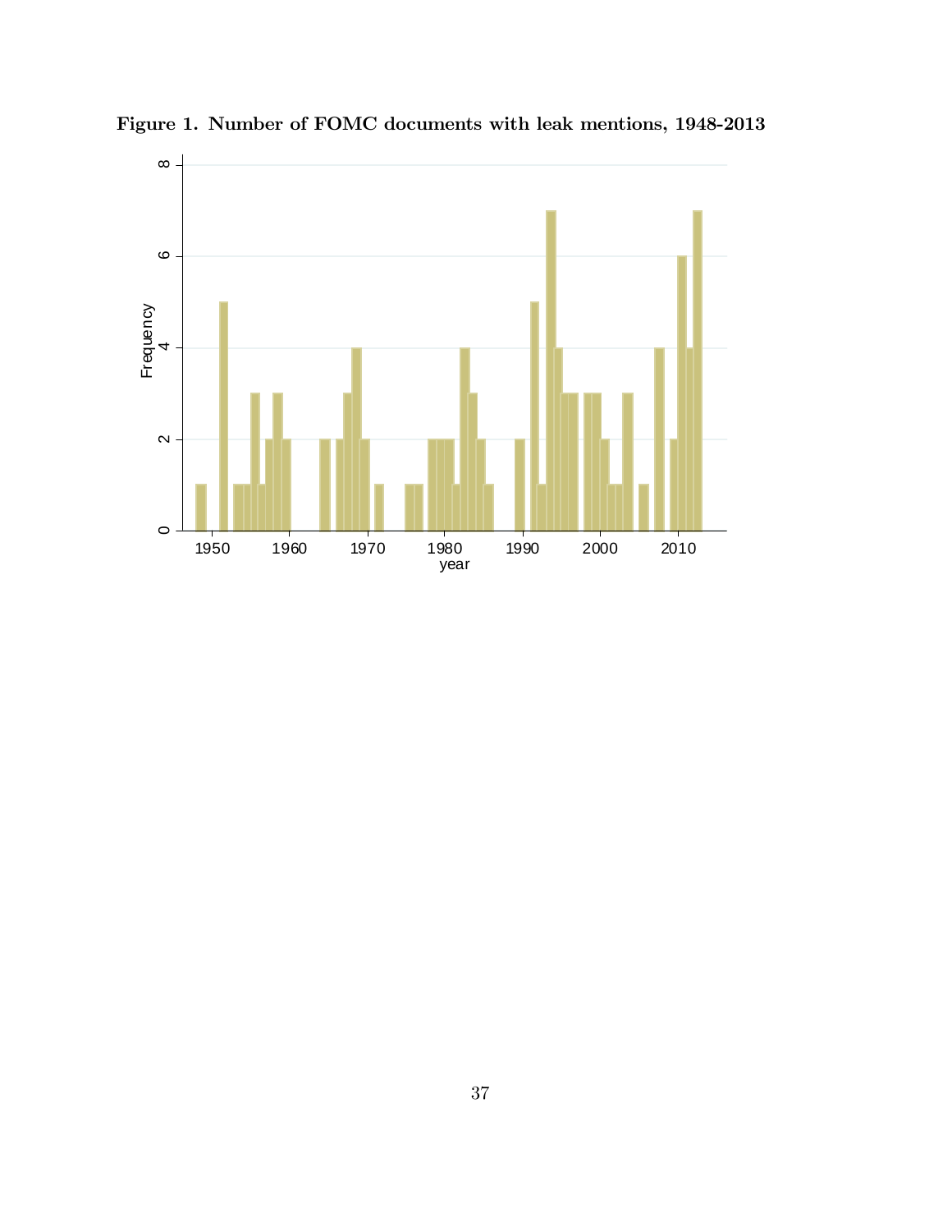**Figure 1. Number of FOMC documents with leak mentions, 1948-2013**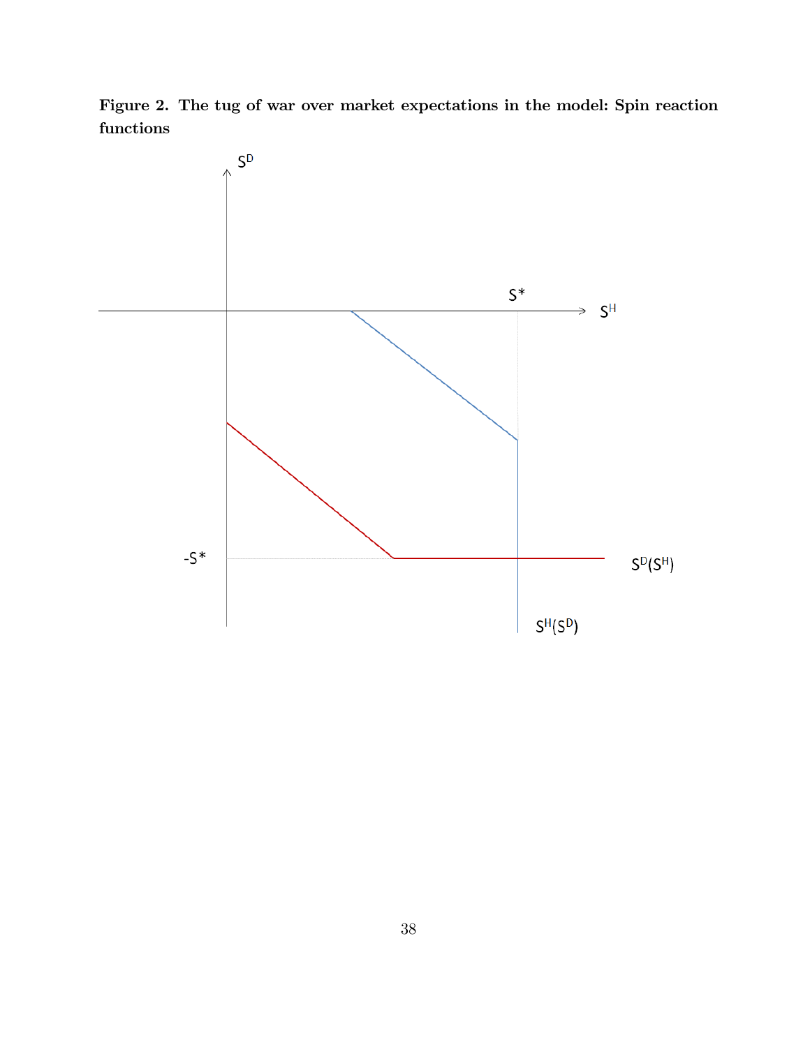**Figure 2. The tug of war over market expectations in the model: Spin reaction functions**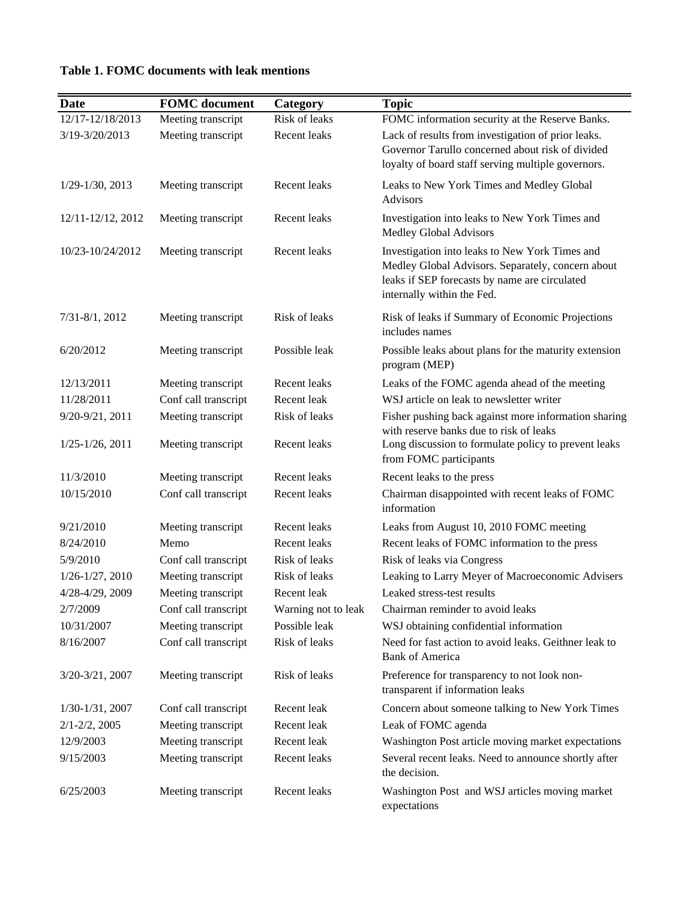**Table 1. FOMC documents with leak mentions**

| Date | FOMC document | Category | Topic |
|---|---|---|---|
| 12/17-12/18/2013 | Meeting transcript | Risk of leaks | FOMC information security at the Reserve Banks. |
| 3/19-3/20/2013 | Meeting transcript | Recent leaks | Lack of results from investigation of prior leaks. Governor Tarullo concerned about risk of divided loyalty of board staff serving multiple governors. |
| 1/29-1/30, 2013 | Meeting transcript | Recent leaks | Leaks to New York Times and Medley Global Advisors |
| 12/11-12/12, 2012 | Meeting transcript | Recent leaks | Investigation into leaks to New York Times and Medley Global Advisors |
| 10/23-10/24/2012 | Meeting transcript | Recent leaks | Investigation into leaks to New York Times and Medley Global Advisors. Separately, concern about leaks if SEP forecasts by name are circulated internally within the Fed. |
| 7/31-8/1, 2012 | Meeting transcript | Risk of leaks | Risk of leaks if Summary of Economic Projections includes names |
| 6/20/2012 | Meeting transcript | Possible leak | Possible leaks about plans for the maturity extension program (MEP) |
| 12/13/2011 | Meeting transcript | Recent leaks | Leaks of the FOMC agenda ahead of the meeting |
| 11/28/2011 | Conf call transcript | Recent leak | WSJ article on leak to newsletter writer |
| 9/20-9/21, 2011 | Meeting transcript | Risk of leaks | Fisher pushing back against more information sharing with reserve banks due to risk of leaks |
| 1/25-1/26, 2011 | Meeting transcript | Recent leaks | Long discussion to formulate policy to prevent leaks from FOMC participants |
| 11/3/2010 | Meeting transcript | Recent leaks | Recent leaks to the press |
| 10/15/2010 | Conf call transcript | Recent leaks | Chairman disappointed with recent leaks of FOMC information |
| 9/21/2010 | Meeting transcript | Recent leaks | Leaks from August 10, 2010 FOMC meeting |
| 8/24/2010 | Memo | Recent leaks | Recent leaks of FOMC information to the press |
| 5/9/2010 | Conf call transcript | Risk of leaks | Risk of leaks via Congress |
| 1/26-1/27, 2010 | Meeting transcript | Risk of leaks | Leaking to Larry Meyer of Macroeconomic Advisers |
| 4/28-4/29, 2009 | Meeting transcript | Recent leak | Leaked stress-test results |
| 2/7/2009 | Conf call transcript | Warning not to leak | Chairman reminder to avoid leaks |
| 10/31/2007 | Meeting transcript | Possible leak | WSJ obtaining confidential information |
| 8/16/2007 | Conf call transcript | Risk of leaks | Need for fast action to avoid leaks. Geithner leak to Bank of America |
| 3/20-3/21, 2007 | Meeting transcript | Risk of leaks | Preference for transparency to not look non-transparent if information leaks |
| 1/30-1/31, 2007 | Conf call transcript | Recent leak | Concern about someone talking to New York Times |
| 2/1-2/2, 2005 | Meeting transcript | Recent leak | Leak of FOMC agenda |
| 12/9/2003 | Meeting transcript | Recent leak | Washington Post article moving market expectations |
| 9/15/2003 | Meeting transcript | Recent leaks | Several recent leaks. Need to announce shortly after the decision. |
| 6/25/2003 | Meeting transcript | Recent leaks | Washington Post and WSJ articles moving market expectations |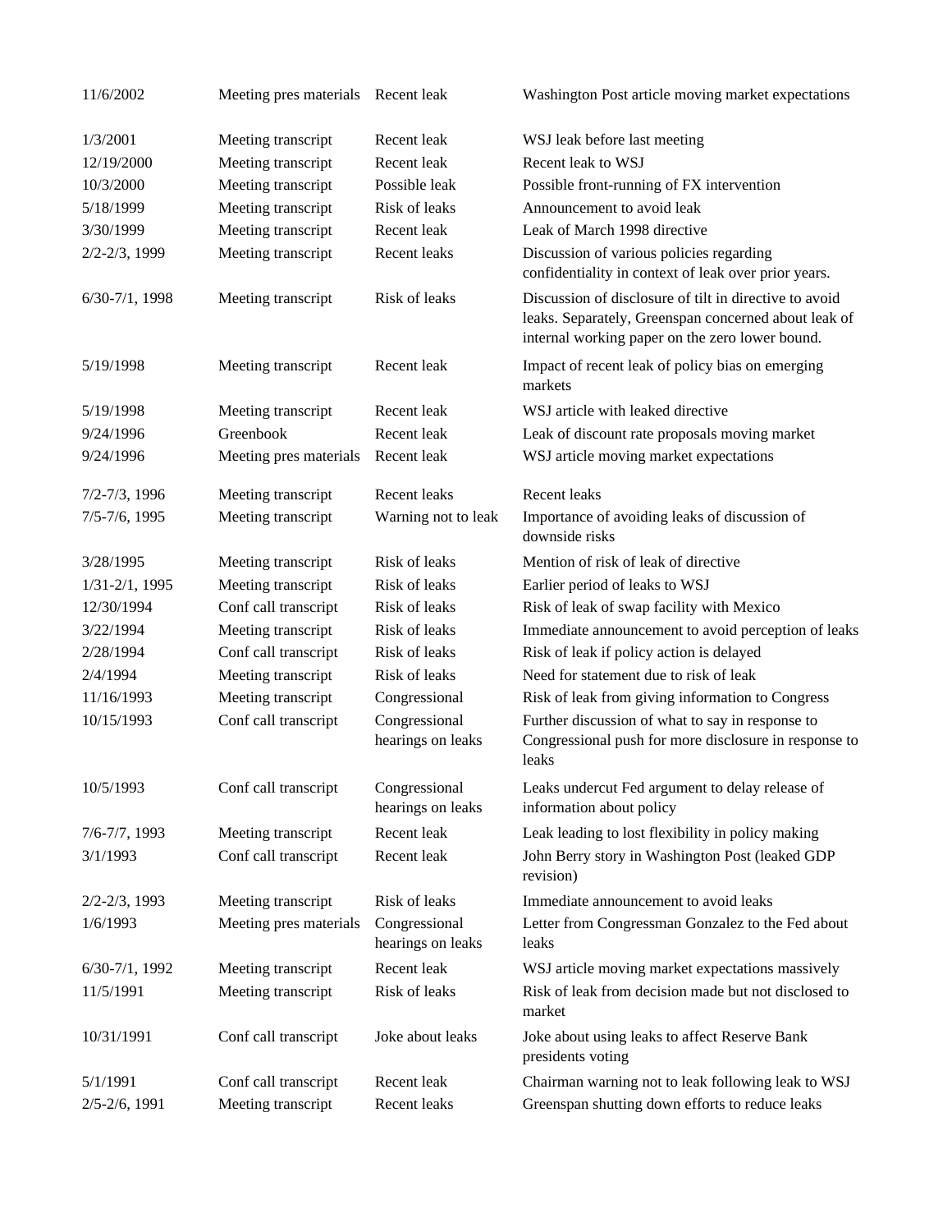| | | | |
|---|---|---|---|
| 11/6/2002 | Meeting pres materials | Recent leak | Washington Post article moving market expectations |
| 1/3/2001 | Meeting transcript | Recent leak | WSJ leak before last meeting |
| 12/19/2000 | Meeting transcript | Recent leak | Recent leak to WSJ |
| 10/3/2000 | Meeting transcript | Possible leak | Possible front-running of FX intervention |
| 5/18/1999 | Meeting transcript | Risk of leaks | Announcement to avoid leak |
| 3/30/1999 | Meeting transcript | Recent leak | Leak of March 1998 directive |
| 2/2-2/3, 1999 | Meeting transcript | Recent leaks | Discussion of various policies regarding confidentiality in context of leak over prior years. |
| 6/30-7/1, 1998 | Meeting transcript | Risk of leaks | Discussion of disclosure of tilt in directive to avoid leaks. Separately, Greenspan concerned about leak of internal working paper on the zero lower bound. |
| 5/19/1998 | Meeting transcript | Recent leak | Impact of recent leak of policy bias on emerging markets |
| 5/19/1998 | Meeting transcript | Recent leak | WSJ article with leaked directive |
| 9/24/1996 | Greenbook | Recent leak | Leak of discount rate proposals moving market |
| 9/24/1996 | Meeting pres materials | Recent leak | WSJ article moving market expectations |
| 7/2-7/3, 1996 | Meeting transcript | Recent leaks | Recent leaks |
| 7/5-7/6, 1995 | Meeting transcript | Warning not to leak | Importance of avoiding leaks of discussion of downside risks |
| 3/28/1995 | Meeting transcript | Risk of leaks | Mention of risk of leak of directive |
| 1/31-2/1, 1995 | Meeting transcript | Risk of leaks | Earlier period of leaks to WSJ |
| 12/30/1994 | Conf call transcript | Risk of leaks | Risk of leak of swap facility with Mexico |
| 3/22/1994 | Meeting transcript | Risk of leaks | Immediate announcement to avoid perception of leaks |
| 2/28/1994 | Conf call transcript | Risk of leaks | Risk of leak if policy action is delayed |
| 2/4/1994 | Meeting transcript | Risk of leaks | Need for statement due to risk of leak |
| 11/16/1993 | Meeting transcript | Congressional | Risk of leak from giving information to Congress |
| 10/15/1993 | Conf call transcript | Congressional hearings on leaks | Further discussion of what to say in response to Congressional push for more disclosure in response to leaks |
| 10/5/1993 | Conf call transcript | Congressional hearings on leaks | Leaks undercut Fed argument to delay release of information about policy |
| 7/6-7/7, 1993 | Meeting transcript | Recent leak | Leak leading to lost flexibility in policy making |
| 3/1/1993 | Conf call transcript | Recent leak | John Berry story in Washington Post (leaked GDP revision) |
| 2/2-2/3, 1993 | Meeting transcript | Risk of leaks | Immediate announcement to avoid leaks |
| 1/6/1993 | Meeting pres materials | Congressional hearings on leaks | Letter from Congressman Gonzalez to the Fed about leaks |
| 6/30-7/1, 1992 | Meeting transcript | Recent leak | WSJ article moving market expectations massively |
| 11/5/1991 | Meeting transcript | Risk of leaks | Risk of leak from decision made but not disclosed to market |
| 10/31/1991 | Conf call transcript | Joke about leaks | Joke about using leaks to affect Reserve Bank presidents voting |
| 5/1/1991 | Conf call transcript | Recent leak | Chairman warning not to leak following leak to WSJ |
| 2/5-2/6, 1991 | Meeting transcript | Recent leaks | Greenspan shutting down efforts to reduce leaks |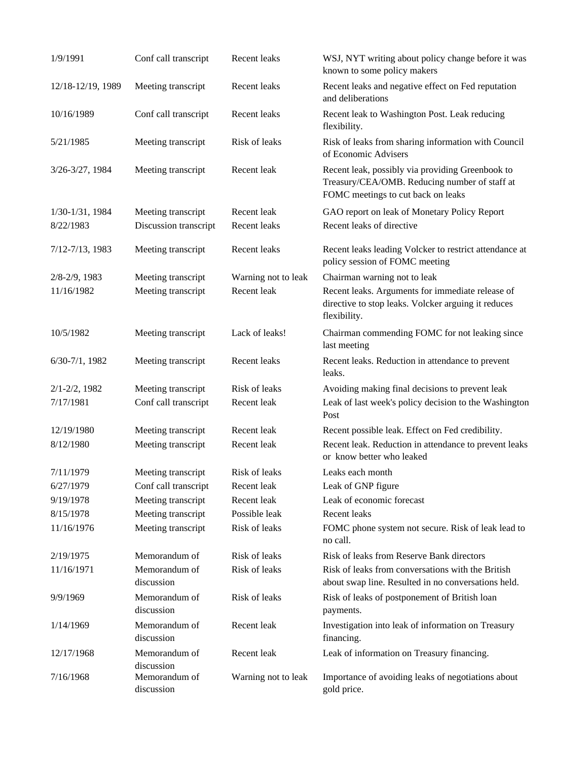| | | | |
|---|---|---|---|
| 1/9/1991 | Conf call transcript | Recent leaks | WSJ, NYT writing about policy change before it was known to some policy makers |
| 12/18-12/19, 1989 | Meeting transcript | Recent leaks | Recent leaks and negative effect on Fed reputation and deliberations |
| 10/16/1989 | Conf call transcript | Recent leaks | Recent leak to Washington Post. Leak reducing flexibility. |
| 5/21/1985 | Meeting transcript | Risk of leaks | Risk of leaks from sharing information with Council of Economic Advisers |
| 3/26-3/27, 1984 | Meeting transcript | Recent leak | Recent leak, possibly via providing Greenbook to Treasury/CEA/OMB. Reducing number of staff at FOMC meetings to cut back on leaks |
| 1/30-1/31, 1984 | Meeting transcript | Recent leak | GAO report on leak of Monetary Policy Report |
| 8/22/1983 | Discussion transcript | Recent leaks | Recent leaks of directive |
| 7/12-7/13, 1983 | Meeting transcript | Recent leaks | Recent leaks leading Volcker to restrict attendance at policy session of FOMC meeting |
| 2/8-2/9, 1983 | Meeting transcript | Warning not to leak | Chairman warning not to leak |
| 11/16/1982 | Meeting transcript | Recent leak | Recent leaks. Arguments for immediate release of directive to stop leaks. Volcker arguing it reduces flexibility. |
| 10/5/1982 | Meeting transcript | Lack of leaks! | Chairman commending FOMC for not leaking since last meeting |
| 6/30-7/1, 1982 | Meeting transcript | Recent leaks | Recent leaks. Reduction in attendance to prevent leaks. |
| 2/1-2/2, 1982 | Meeting transcript | Risk of leaks | Avoiding making final decisions to prevent leak |
| 7/17/1981 | Conf call transcript | Recent leak | Leak of last week's policy decision to the Washington Post |
| 12/19/1980 | Meeting transcript | Recent leak | Recent possible leak. Effect on Fed credibility. |
| 8/12/1980 | Meeting transcript | Recent leak | Recent leak. Reduction in attendance to prevent leaks or know better who leaked |
| 7/11/1979 | Meeting transcript | Risk of leaks | Leaks each month |
| 6/27/1979 | Conf call transcript | Recent leak | Leak of GNP figure |
| 9/19/1978 | Meeting transcript | Recent leak | Leak of economic forecast |
| 8/15/1978 | Meeting transcript | Possible leak | Recent leaks |
| 11/16/1976 | Meeting transcript | Risk of leaks | FOMC phone system not secure. Risk of leak lead to no call. |
| 2/19/1975 | Memorandum of | Risk of leaks | Risk of leaks from Reserve Bank directors |
| 11/16/1971 | Memorandum of discussion | Risk of leaks | Risk of leaks from conversations with the British about swap line. Resulted in no conversations held. |
| 9/9/1969 | Memorandum of discussion | Risk of leaks | Risk of leaks of postponement of British loan payments. |
| 1/14/1969 | Memorandum of discussion | Recent leak | Investigation into leak of information on Treasury financing. |
| 12/17/1968 | Memorandum of discussion | Recent leak | Leak of information on Treasury financing. |
| 7/16/1968 | Memorandum of discussion | Warning not to leak | Importance of avoiding leaks of negotiations about gold price. |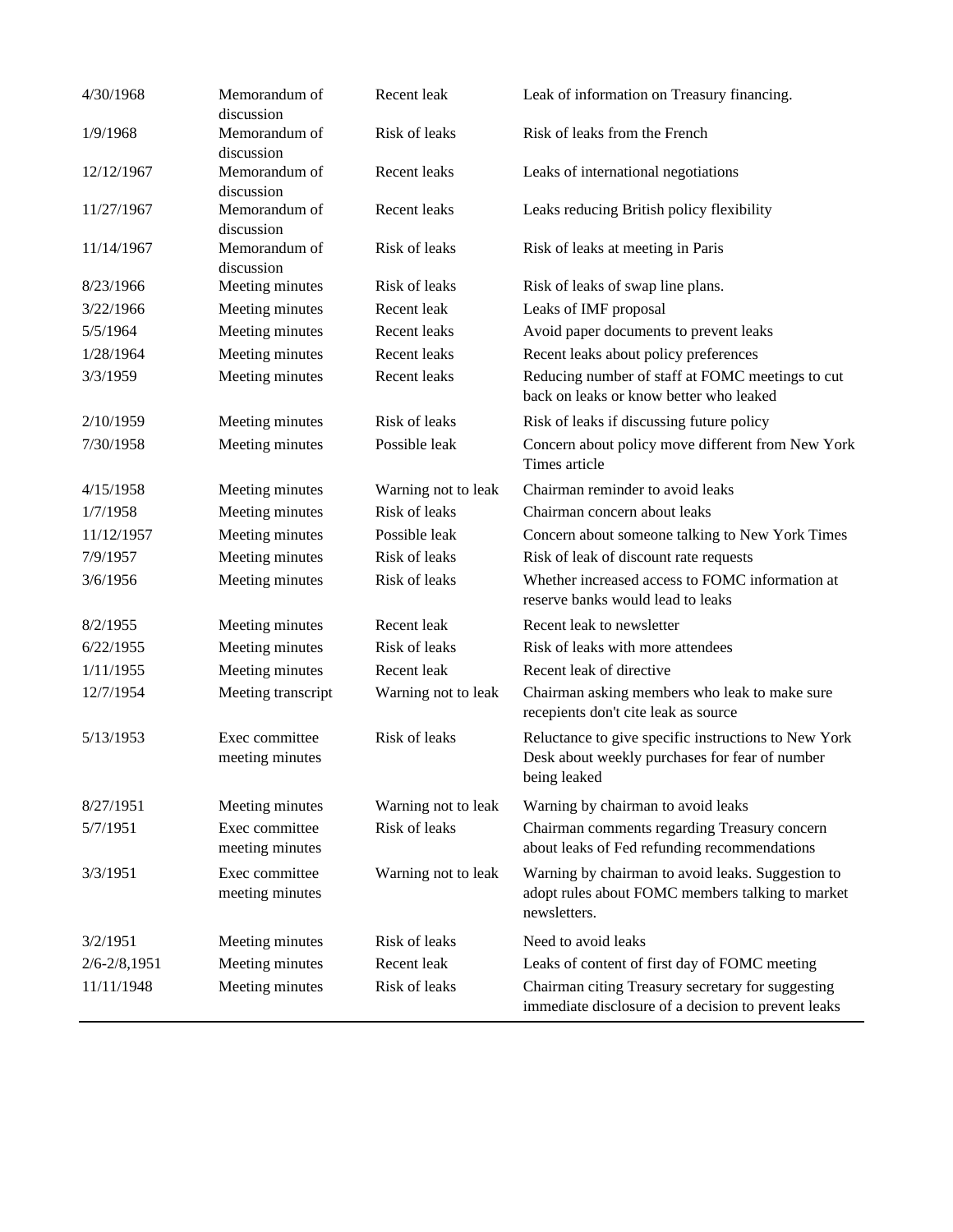| | | | |
|---|---|---|---|
| 4/30/1968 | Memorandum of discussion | Recent leak | Leak of information on Treasury financing. |
| 1/9/1968 | Memorandum of discussion | Risk of leaks | Risk of leaks from the French |
| 12/12/1967 | Memorandum of discussion | Recent leaks | Leaks of international negotiations |
| 11/27/1967 | Memorandum of discussion | Recent leaks | Leaks reducing British policy flexibility |
| 11/14/1967 | Memorandum of discussion | Risk of leaks | Risk of leaks at meeting in Paris |
| 8/23/1966 | Meeting minutes | Risk of leaks | Risk of leaks of swap line plans. |
| 3/22/1966 | Meeting minutes | Recent leak | Leaks of IMF proposal |
| 5/5/1964 | Meeting minutes | Recent leaks | Avoid paper documents to prevent leaks |
| 1/28/1964 | Meeting minutes | Recent leaks | Recent leaks about policy preferences |
| 3/3/1959 | Meeting minutes | Recent leaks | Reducing number of staff at FOMC meetings to cut back on leaks or know better who leaked |
| 2/10/1959 | Meeting minutes | Risk of leaks | Risk of leaks if discussing future policy |
| 7/30/1958 | Meeting minutes | Possible leak | Concern about policy move different from New York Times article |
| 4/15/1958 | Meeting minutes | Warning not to leak | Chairman reminder to avoid leaks |
| 1/7/1958 | Meeting minutes | Risk of leaks | Chairman concern about leaks |
| 11/12/1957 | Meeting minutes | Possible leak | Concern about someone talking to New York Times |
| 7/9/1957 | Meeting minutes | Risk of leaks | Risk of leak of discount rate requests |
| 3/6/1956 | Meeting minutes | Risk of leaks | Whether increased access to FOMC information at reserve banks would lead to leaks |
| 8/2/1955 | Meeting minutes | Recent leak | Recent leak to newsletter |
| 6/22/1955 | Meeting minutes | Risk of leaks | Risk of leaks with more attendees |
| 1/11/1955 | Meeting minutes | Recent leak | Recent leak of directive |
| 12/7/1954 | Meeting transcript | Warning not to leak | Chairman asking members who leak to make sure recepients don't cite leak as source |
| 5/13/1953 | Exec committee meeting minutes | Risk of leaks | Reluctance to give specific instructions to New York Desk about weekly purchases for fear of number being leaked |
| 8/27/1951 | Meeting minutes | Warning not to leak | Warning by chairman to avoid leaks |
| 5/7/1951 | Exec committee meeting minutes | Risk of leaks | Chairman comments regarding Treasury concern about leaks of Fed refunding recommendations |
| 3/3/1951 | Exec committee meeting minutes | Warning not to leak | Warning by chairman to avoid leaks. Suggestion to adopt rules about FOMC members talking to market newsletters. |
| 3/2/1951 | Meeting minutes | Risk of leaks | Need to avoid leaks |
| 2/6-2/8,1951 | Meeting minutes | Recent leak | Leaks of content of first day of FOMC meeting |
| 11/11/1948 | Meeting minutes | Risk of leaks | Chairman citing Treasury secretary for suggesting immediate disclosure of a decision to prevent leaks |